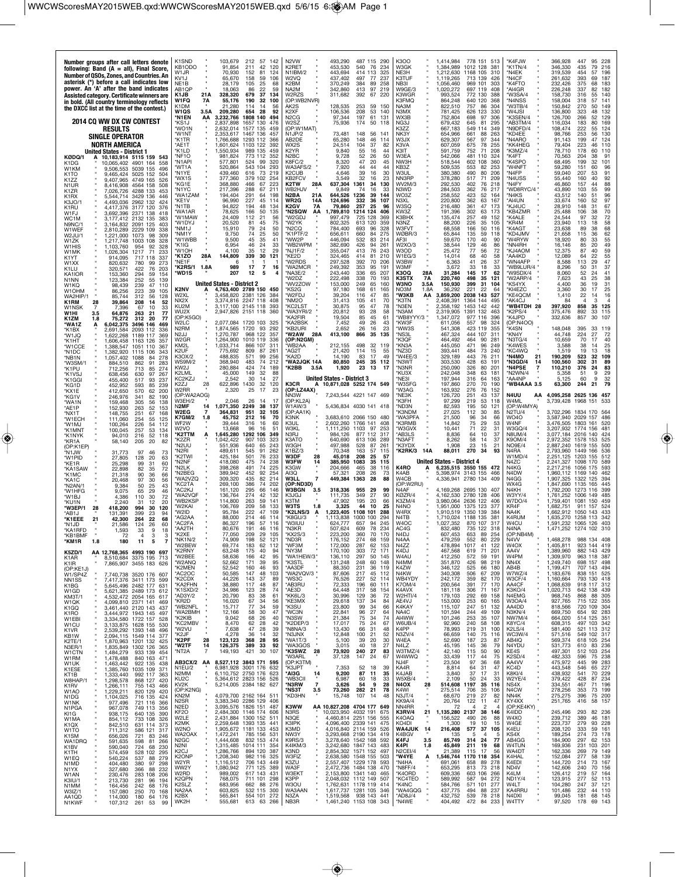Number groups after call letters denote following: Band (A = all), Final Score, Number of QSOs, Zones, and Countries. An asterisk (*) before a call indicates low power. An 'A' after the band indicates Assisted category. Certificate winners are in bold. (All country terminology reflects the DXCC list at the time of the contest.)

# 2014 CQ WW DX CW CONTEST RESULTS

## SINGLE OPERATOR

### NORTH AMERICA

#### United States - District 1

**KØDQ/1 A 10,183,914 5115 159 543**
K1DG " 10,065,402 4901 164 558
W1KM " 9,506,553 5039 155 496
K1TO " 9,465,424 5025 152 504
K1ZZ " 9,407,965 4749 165 526
N1UR " 8,416,908 4564 158 508
K1ZR " 7,026,726 4288 133 453
K1RX " 5,544,714 3429 136 445
K3JO/1 " 4,493,036 2962 132 424
K1RU " 4,417,376 3177 120 376
W1FJ " 3,692,396 2371 138 418
WC1M " 3,177,412 2132 135 383
N9NC/1 " 3,164,832 2091 125 403
W1WEF " 2,810,289 2229 109 338
W2JU/1 " 1,221,000 1073 98 309
W1ZK " 1,217,748 1003 108 328
W1HIS " 1,103,760 954 92 328
W1MK " 1,026,304 1217 71 233
K1YT " 914,095 717 118 337
W1XX " 820,632 780 99 273
K1LU " 320,571 422 76 203
KA1IOR " 153,360 294 59 154
N1NN " 123,384 252 55 139
W1KQ " 98,439 239 47 110
W1OHM " 86,256 223 39 105
WA2HIP/1 " 85,744 312 56 128
**K1RM 28 39,864 208 14 52**
W1NSK " 7,396 67 10 33
**W1HI 3.5 64,876 263 21 77**
**K1ZM 1.8 75,272 312 20 77**
***WA1Z A 6,042,375 3496 146 469**
*K1BX " 2,691,584 2093 112 336
*W1JQ " 1,622,268 1189 117 369
*K1HT " 1,606,458 1163 126 357
*W1CCE " 1,388,547 1051 110 367
*N1DC " 1,382,920 1115 106 343
*NB1N " 1,057,402 1088 84 278
*W3SM/1 " 884,510 862 91 283
*K1PU " 712,256 713 85 274
*K1VSJ " 638,456 630 97 267
*K1GGI " 455,400 517 93 237
*KG1D " 452,952 593 85 239
*KX1E " 412,650 570 62 200
*KG1V " 246,976 341 82 190
*WA1N " 159,468 305 56 138
*AE1P " 152,930 263 52 153
*NX1T " 148,755 251 67 168
*W1ECH " 111,060 254 55 125
*W1MJ " 100,264 226 54 112
*K1MNT " 100,045 257 53 134
*K1NYK " 94,010 216 52 118
*KR1A " 58,140 205 20 82
(OP:K1EP)
*N1JW " 31,773 97 46 73
*W1PID " 27,805 128 20 63
*KE1R " 25,298 99 31 60
*KA1SAW " 22,898 82 35 72
*K1MC " 21,318 90 36 66
*KA1C " 20,468 97 30 56
*N2AN/1 " 9,384 50 25 43
*W1HFG " 9,075 65 29 46
*W1BJ " 4,386 110 30 72
*KU1N " 2,240 31 12 20
***W3EP/1 28 418,200 994 30 120**
*AB1J " 131,391 399 23 94
***K1EEE 21 42,300 264 22 68**
*N1JD " 21,586 124 26 60
*KA1RFD " 1,593 33 9 18
*KB1BMF " 12 4 3 3
***KM1R 1.8 180 11 5 7**

**K5ZD/1 AA 12,768,365 4993 190 697**
K1AR " 8,510,684 3375 195 713
K1IR " 7,865,907 3455 183 626
(OP:KE1J)
W1/SP4Z " 7,740,738 3520 176 607
NN1SS " 7,417,376 3411 173 599
K1BG " 5,645,496 2482 177 631
W1GD " 5,621,385 2489 173 612
KM3T/1 " 4,532,472 2054 165 617
W1QK " 4,099,810 2371 141 469
K1GQ " 3,461,440 2120 143 437
K1RO " 3,444,972 1943 145 497
W1EBI " 3,334,580 1722 157 528
W1CU " 3,133,875 1628 155 530
K1VR " 2,539,292 1393 148 496
KB1W " 2,094,115 1549 114 377
K2TE/1 " 1,870,963 1201 132 425
N3ER/1 " 1,835,849 1302 126 365
W1CTN " 1,484,279 933 139 454
W1RM " 1,478,488 840 163 471
W1UK " 1,463,442 922 135 438
K1ESE " 1,385,760 1035 109 377
KT1B " 1,333,440 992 117 363
W8HAP/1 " 1,298,578 868 127 420
K1RV " 1,266,111 755 143 466
W1AO " 1,229,211 820 129 420
N1DG " 1,104,025 716 135 424
W1NK " 977,496 721 116 366
N1PGA " 967,078 749 113 356
K1IG " 938,175 640 135 390
W1MA " 854,112 733 108 326
K1QX " 842,510 631 114 373
W1TO " 711,312 586 121 317
K1SM " 656,026 721 83 246
WA1DRQ " 591,635 598 81 266
K1BV " 590,040 724 68 230
K1TH " 574,459 528 102 295
W1EQ " 540,224 537 88 279
N1MD " 404,480 380 97 298
N1YX " 327,680 366 88 232
W1AN " 230,476 283 108 206
K3IU/1 " 213,730 281 96 194
N1MM " 164,456 242 68 176
W3IZ/1 " 157,080 250 50 168
AA1QD " 114,000 180 64 126
N1KWF " 107,312 261 53 99
K1SND " 103,679 212 57 142
KB1ODO " 91,854 211 42 120
W1JR " 70,930 152 81 124
KV1J " 65,670 158 59 106
NE1B " 28,179 105 25 68
AB1QP " 18,063 86 22 59
**K1JB 21A 328,320 679 37 134**
**W1FQ 7A 55,176 190 32 100**
K1DM " 21,280 114 14 56
**W1QS 3.5A 209,280 654 28 92**
***N1EN AA 3,232,766 1808 140 494**
*KS1J " 2,837,898 1657 130 476
*WO1N " 2,632,014 1577 135 459
*W1NT " 2,353,617 1467 136 477
*K1TR " 1,766,688 1293 112 366
*AE1T " 1,601,624 1103 122 392
*K1LD " 1,550,934 989 135 459
*NF1O " 981,824 773 112 352
*N1API " 577,801 524 99 320
*WT1A " 520,864 543 104 293
*N1YE " 439,460 616 73 219
*WX1S " 377,360 379 102 254
*KG1E " 368,880 466 67 223
*N1YC " 217,396 288 67 211
*WA1ZAM " 194,404 291 64 198
*KE1V " 96,990 227 45 114
*N1TB " 94,822 194 48 134
*WA1AR " 78,625 166 50 135
*W1MAW " 24,409 112 21 56
*W1DYJ " 20,520 81 45 75
*NM1J " 15,910 79 24 50
*NM1Y " 9,750 74 25 50
*W1WBB " 9,500 45 35 41
*N1IG " 6,954 46 24 33
*W1OH " 4,100 35 12 29
***K1ZO 28A 144,809 339 30 121**
*NE1F " 6 1 1 1
***K2RS/1 1.8A 989 17 7 16**
*WD1S " 207 12 5 4

#### United States - District 2

**K2NV A 4,763,400 2789 150 450**
W2XL " 3,458,820 2381 126 384
NX2X " 3,374,816 2247 118 408
KU2M " 3,117,100 2145 118 393
WU2X " 2,947,826 2151 118 360
(OP:K5GO)
W2LC " 2,077,084 1720 103 325
N2RM " 1,874,565 1720 93 292
N2JJ " 1,270,787 968 122 357
W2GR " 1,264,900 1010 119 336
KM2L " 1,033,714 866 107 311
K2UF " 775,692 809 87 261
K3OX/2 " 488,835 571 99 256
WS9M/2 " 368,940 483 74 212
KW2J " 280,884 424 74 189
K2LML " 45,000 149 32 88
KC2KZJ " 2,542 30 14 27
K2ZJ 28 622,896 1430 32 120
W2RR " 2,320 25 17 23
(OP:WA2AOG)
W3EH/2 " 2,046 26 14 17
**N2MF 14 1,071,350 2249 38 137**
**W2EG 7 364,831 951 32 105**
**K7GM/2 1.8 45,752 212 16 70**
WF2W " 39,444 316 16 60
W2VO " 13,668 96 16 51
***K2TTM A 1,645,280 1292 106 349**
*K2ZR " 1,042,422 907 103 323
*N2UU " 551,936 640 65 243
*N2RI " 489,611 545 91 262
*K2TWI " 425,184 501 76 233
*N2NF " 418,080 475 74 238
*N2LK " 398,268 491 74 225
*N2BEG " 389,942 452 92 254
*WA2VZQ " 309,320 435 82 214
*KC2TA " 269,100 386 74 202
*KC2KJ " 161,120 295 66 146
*WA2VQF " 136,764 274 42 132
*WB2KSP " 114,800 263 59 141
*W2KW " 106,769 209 58 133
*W2ID " 95,784 222 47 109
*AG2AA " 88,000 214 46 114
*KC2FA " 86,327 196 57 116
*AA2TH " 80,676 191 46 116
*K2XE " 77,050 209 29 105
*NK1N/2 " 74,909 198 52 121
*W2BEW " 69,774 183 62 112
*K2RNY " 63,248 175 40 94
*W2BEE " 58,636 166 42 95
*W2ANQ " 52,662 171 39 95
*K2MEN " 52,542 160 46 93
*AC2OC " 50,585 147 48 103
*KC2DX " 44,226 143 37 89
*KA2FHN " 38,880 117 48 87
*K1SXD/2 " 34,986 123 28 74
*KD3Y/2 " 20,790 83 38 61
*KR2D " 16,020 67 34 56
*WB2NFL " 15,717 77 34 59
*WA2BMH " 12,166 58 30 47
*K2KIB " 9,042 68 26 40
*KC2MBV " 8,470 62 28 42
*W2VU " 7,638 67 28 39
*K2JF " 4,278 36 14 32
***K2PF 28 123,123 368 28 95**
***W2TF 14 126,375 389 33 92**
***NT2A 7 149,193 421 30 107**

**AB3CX/2 AA 8,527,112 3843 171 595**
N1EU/2 " 6,981,928 3001 176 632
N2MM " 6,110,752 2750 176 623
KU2C " 5,364,612 2823 156 526
KV2K " 5,214,005 2384 182 627
(OP:K2NG)
KN2M " 4,079,700 2162 164 511
N2SR " 3,383,340 2286 129 406
N2ED " 3,095,576 1826 151 487
KF2O " 2,484,300 1146 174 606
W2LE " 2,431,488 1300 152 511
K2MK " 2,259,648 1393 135 441
W2NO " 1,905,672 1181 133 453
KC2LST " 1,828,360 1318 115 330
N2GC " 1,444,608 832 153 474
N2NI " 1,315,485 1014 111 354
KC2J " 1,286,766 894 120 387
K2ONP " 1,208,340 982 116 325
W2YR " 1,116,512 706 143 449
WW2Y " 1,080,942 717 125 389
W2AF " 989,002 617 143 431
KS2G " 683,856 662 88 276
NA2AA " 603,825 532 115 290
K2BX " 565,841 554 101 272
WK2H " 555,681 613 63 266
N2VW " 493,290 487 115 290
K2RET " 453,530 540 76 234
N1IBM/2 " 443,694 414 113 325
W2VQ " 437,402 497 77 237
K2BM " 370,249 384 89 258
NA2M " 342,860 413 97 219
W2RZS " 311,682 392 67 220
(OP:WB2NVR)
AK2S " 128,535 253 59 150
K2XF " 106,536 208 53 140
N2CG " 97,344 197 61 131
W2SZ " 75,936 174 50 118
(OP:W1MAT)
N1JP/2 " 73,481 148 56 141
AB2DE " 65,280 148 46 114
WX2S " 24,514 104 37 82
K2YR " 9,840 55 16 44
N2BC " 9,728 52 26 50
K8FC/2 " 8,320 47 20 45
WA3AFS/2 " 7,920 44 44 44
K2CUB " 4,646 39 16 30
KB2FCV " 3,549 32 16 23
**K2TW 28A 637,304 1361 34 130**
WB2HJV " 9,849 74 16 33
**N2BA 21A 644,526 1236 39 144**
**WR2G 14A 124,696 332 36 107**
**K2GV 7A 79,660 257 25 96**
***N2SQW AA 1,789,810 1214 124 406**
*W2GDJ " 997,479 725 128 369
*W2YK " 802,325 613 120 359
*N2CQ " 784,400 693 96 328
*K1PTF/2 " 656,611 660 84 275
*WW2P " 446,094 532 83 214
*WB2WPM " 382,690 426 94 261
*NJ1F/2 " 355,047 413 76 243
*KE2D " 324,465 414 81 210
*W2RDS " 297,528 392 70 206
*WA2MCR " 249,392 353 95 191
*NA3E/2 " 243,440 336 65 207
*W2DZ " 222,498 338 70 193
*W2ZOW " 153,000 249 65 160
*KS2G " 97,180 168 61 165
*W2FDJ " 39,204 116 47 85
*NM2O " 31,413 105 41 70
*KC2LST " 30,875 95 47 78
*WA3YRI/2 " 20,812 93 28 58
*KA2FIR " 19,504 85 45 61
*KA2BSK " 7,452 49 26 43
*KB2URI " 2,652 26 16 23
***W2AW 28A 413,100 866 35 135**
(OP:N2GM)
*WB2AA " 212,155 498 32 119
*AG2T " 21,420 114 15 55
*KA2D " 14,190 83 17 49
***WA2JQK 14A 80,850 245 35 112**
***K2BB 3.5A 1,920 23 13 17**

#### United States - District 3

**K3CR A 10,871,028 5252 174 549**
(OP:LZ4AX)
NN3W " 7,243,544 4221 147 469
(OP:KL2A)
W1AW/3 " 5,436,834 4030 141 418
(OP:AA1K)
K3NK " 3,683,610 2066 150 480
K3UL " 2,602,260 1766 141 408
W3KL " 1,111,250 1103 97 253
N3RJ " 984,126 877 112 317
K3ATO " 640,690 613 106 289
W3GH " 497,988 528 87 261
K1BZ/3 " 70,348 163 57 115
**W3DF 28 45,018 208 25 57**
**W3FW 14 185,950 1083 35 115**
K3GW " 204,666 465 38 116
AI3Q " 57,321 208 26 73
**W3LL 7 449,384 1363 28 88**
(OP:ND3D)
**W3BGN 3.5 318,336 955 29 99**
K3JGJ " 111,735 349 27 90
K3TM " 47,902 195 20 66
**W3TS 1.8 3,325 44 10 25**
***K2LNS/3 A 1,223,405 1108 101 288**
*K8GU/3 " 1,113,838 1000 100 294
*W3IUU " 624,777 657 94 245
*K3KR " 507,624 609 78 234
*KX2S/3 " 223,200 360 70 170
*ND3R " 176,152 274 68 159
*WF3M " 172,000 287 62 153
*NY3M " 170,100 303 72 171
*WA1HEW/3 " 136,110 297 50 145
*K3STL " 131,248 248 60 148
*AA3DF " 88,350 231 36 119
*WA2VQV/3 " 87,606 217 45 112
*WS3C " 76,526 227 32 114
*AB3RU " 72,333 196 60 111
*AE3D " 64,448 317 58 154
*K3DCW " 30,996 129 36 78
*KE3MX " 29,618 137 34 84
*K3SU " 23,800 99 34 66
*WC3N " 22,841 96 27 64
*N3SW " 21,384 75 34 74
*K2DEP/3 " 17,071 75 24 67
*N8NA/3 " 13,430 66 31 48
*N3JNX " 12,848 100 21 52
*WA1T/3 " 5,015 40 20 39
*WA3GOS " 3,712 31 17 15
***K3SWZ 28 73,920 240 27 83**
*W3ARL " 37,128 147 24 67
(OP:K3TMJ)
*K3JPT " 7,353 52 18 39
***AI3G 14 9,200 51 20 30**
*WB3CII " 6,987 60 18 33
***N3RW 7 3,626 54 9 28**
***NS3T 3.5 73,260 282 21 78**
*KD3HN " 15,748 107 14 48

**K3WW AA 10,827,208 4704 177 649**
N3RS " 10,023,950 4032 191 675
K3ZO " 4,460,814 2251 156 522
K3IPK " 4,096,400 2239 141 459
K3MD " 4,016,840 2114 159 526
NW3Y " 3,293,668 2190 134 419
K9RS/3 " 3,278,640 1842 150 468
K4IKM/3 " 3,242,680 1847 143 483
K3ND " 2,854,302 1571 152 497
W3FIZ " 2,638,580 1357 160 532
K3ZU " 2,557,400 1229 178 593
WA3F " 2,472,736 1484 138 470
K3PP " 2,048,010 1201 143 487
W3UOO " 1,762,631 1278 119 414
WA3AAN " 1,617,040 1144 122 398
N3ZA " 1,519,568 938 143 441
NB3R " 1,461,240 1153 108 343
K3OO " 1,414,984 778 151 513
W3GK " 1,384,989 1012 128 381
NE3H " 1,212,630 1168 105 310
K3TUF " 1,119,265 713 139 426
NB3I " 1,056,460 969 101 303
W9GE/3 " 1,020,272 697 119 408
K3WGR " 993,524 772 130 388
K3FMQ " 864,248 640 120 368
NA3M " 822,510 757 86 304
N3MX " 781,425 626 123 330
WX3B " 752,804 698 97 306
N3JU " 679,432 645 81 295
K3ZZ " 667,183 549 114 349
NK3Y " 654,966 661 88 263
W3JX " 629,307 567 97 344
K3VA " 607,059 675 78 255
K3IT " 591,759 752 71 208
W3EA " 542,066 481 110 324
NW3H " 518,544 602 108 360
KB3Z " 509,535 553 82 253
W3UL " 380,380 490 80 206
NN3RP " 378,280 517 71 209
WV2M/3 " 292,530 402 76 218
N3WD " 284,503 362 76 217
WO3Z " 258,552 423 52 164
N3XL " 220,800 362 63 167
W3SO " 216,480 361 47 173
KW3Z " 191,396 302 63 173
K3BHX " 135,474 257 49 152
N3NZ " 88,200 226 35 105
W3PVT " 68,558 166 50 116
WØBR/3 " 65,844 135 59 118
KF3I " 59,670 170 40 90
W2XO/3 " 38,544 129 46 86
W3OD " 25,472 77 56 72
W1EG/3 " 14,014 68 40 58
W3BW " 6,363 41 26 37
W3MF " 3,672 33 18 33
**K3OQ 28A 31,284 145 17 62**
**K3STX 7A 220,740 498 35 121**
**W3NO 3.5A 150,930 399 31 104**
**NO3M 1.8A 36,292 221 22 64**
***W3KB AA 3,859,200 2038 143 527**
*K3TN " 2,408,391 1364 144 495
*N3EN " 2,358,192 1453 142 442
*N3AM " 2,319,905 1391 132 463
*WB3YYY/3 " 1,347,072 977 116 396
*KW3F " 611,056 557 98 324
*WW3S " 541,308 423 119 355
*NS3L " 467,324 444 107 311
*K3QF " 464,492 464 90 281
*KN3A " 445,050 471 96 249
*NZ3D " 393,441 484 73 240
*W4EE/3 " 329,189 443 76 211
*N3WT " 303,530 428 63 191
*N3NR " 250,090 326 80 201
*KU3X " 242,048 348 63 181
*NE3I " 197,944 316 64 163
*W3SFG " 197,860 270 70 190
*W3AG " 163,932 276 76 152
*NE3K " 126,720 251 43 137
*K3FH " 97,299 219 53 118
*ND3N " 82,593 195 50 121
*K3NDM " 27,025 112 30 85
*WA3PFA " 21,500 96 34 66
*K3RMB " 14,842 75 29 32
*W3GVX " 10,441 71 22 31
*AB3LS " 8,836 64 10 37
*N3AFT " 8,262 58 14 37
*K3YDX " 1,908 23 15 21
***K2RK/3 14A 88,011 270 34 93**

#### United States - District 4

**K4RO A 6,235,515 3550 155 472**
K4AB " 5,398,974 3143 155 466
W4CB " 4,336,941 2780 134 409
(OP:W2RU)
N4AF " 4,169,268 2695 130 407
KØZR/4 " 4,162,530 2780 128 406
K3ZM/4 " 3,980,064 2636 122 406
N4NO " 1,951,000 1375 123 377
W4RX " 1,910,519 1350 139 384
N4TB " 1,710,024 1188 135 381
W4QO " 1,027,352 870 107 317
AC4G " 832,480 735 122 318
N4DJ " 607,453 653 89 254
N4AA " 479,259 552 80 229
W4TMR " 478,894 1017 41 122
K4DJ " 467,568 619 71 201
W4AJ " 412,250 572 59 191
N4MM " 351,870 426 98 219
K4ZW " 346,122 525 66 180
N4KW " 340,308 506 67 209
WB4YDY " 242,172 359 82 170
K7OM/4 " 200,564 391 77 170
K4AVX " 181,118 306 71 167
W2HTI/4 " 179,103 292 69 158
AE4VJ " 153,000 253 60 165
K4KAY " 115,107 247 51 132
N4CD " 101,594 244 49 109
AI4WW " 101,246 253 35 107
WB4JTB " 92,960 240 58 108
K4PP " 78,993 219 31 100
N3ZV/4 " 66,659 140 75 116
KE4UW " 45,195 145 36 79
W2TMZ/4 " 42,140 115 50 90
WW4WW " 33,439 117 44 75
N4UF " 23,504 97 36 68
KA4R " 8,814 64 31 47
K4JAB " 3,840 37 17 31
WB4SH " 2,109 50 24 33
**N4OX 28 514,608 1197 35 116**
K4WI " 275,514 706 35 106
W4LT " 68,670 219 27 82
N3JT/4 " 20,764 122 11 47
KK9A/4 " 72 4 2 4
**K3RV/4 21 1,135,280 2137 38 146**
K4OAQ " 156,522 490 26 88
KO4DI " 1,300 19 10 15
**WA4JUK 14 216,408 577 37 105**
K4BGV " 135 5 4 5
**K4FJ 3.5 85,749 314 24 77**
**K4PI 1.8 45,849 211 19 68**
***W4YE A 1,546,744 1170 118 354**
*N4HA " 691,061 658 89 278
*N8FF/4 " 653,295 813 73 218
*K4ORD " 609,336 540 102 276
*KC4TEO " 589,992 587 94 274
*K4NC " 584,960 571 101 277
*WA4GQG " 437,775 494 86 239
*AD8J/4 " 432,752 539 78 218
*N4WE " 404,492 472 84 233
*K4FJW " 366,928 447 95 228
*K1TN/4 " 346,330 435 79 216
*N4EK " 319,539 454 57 196
*N4CF " 261,632 393 69 187
*K4FTO " 232,426 375 68 183
*AI4GR " 226,248 337 82 182
*W3SA/4 " 158,730 316 55 140
*N4NSS " 158,004 318 57 141
*W3TB/4 " 150,842 270 50 149
*W4JSI " 136,800 323 48 132
*K3SEN/4 " 126,700 266 52 129
*AB3TM/4 " 116,034 183 80 169
*N9DFD/4 " 108,474 222 55 124
*KD4EE " 98,766 253 56 130
*N4ARO " 91,143 199 47 124
*KK4HEG " 79,404 223 46 110
*K3MZ/4 " 78,710 178 60 110
*K4FT " 70,563 204 38 91
*K4SPO " 68,495 199 32 101
*W4NFT " 59,280 151 60 96
*N4FP " 59,040 207 53 91
*N4USS " 55,440 160 40 92
*N4FY " 46,860 157 44 88
*WD8RYC/4 " 43,890 103 55 99
*N4KS " 43,512 140 51 96
*AI4UN " 33,674 160 52 97
*KJ4UC " 28,910 148 31 67
*KB4ZMR " 25,488 106 38 70
*K4ALE " 24,544 97 30 72
*KR4M " 23,940 113 18 58
*K4AGT " 23,638 89 38 68
*KD4JMV " 21,658 115 36 62
*W4RYW " 18,920 80 33 55
*NN4RH " 16,146 85 20 49
*KJ4AOM " 12,375 87 40 59
*AA4KD " 12,089 64 22 55
*WN4AFP " 8,588 113 29 47
*WB9LUR/4 " 8,296 50 31 37
*W9SDX/4 " 8,060 52 24 41
*W2ARP/4 " 7,623 43 25 38
*KS4YX " 4,400 36 19 31
*KI4EZC " 3,360 30 17 25
*KE4QCM " 1,410 22 14 16
*AK4CJ " 84 4 3 4
***WB4TDH 28 397,920 858 35 125**
*K2PS/4 " 375,476 892 33 115
*K4JPD " 332,636 857 30 107
(OP:N4OO)
*K4SN " 148,048 395 33 119
*KN4Y " 44,748 224 27 72
*N3TG/4 " 10,659 70 17 40
*K4WES " 3,588 38 14 25
*KC4WQ " 1,519 19 13 18
***N4MO 21 190,209 523 32 109**
***N3GD/4 14 100,560 302 31 89**
***N4PSE 7 110,210 376 24 83**
*N2WN/4 " 5,358 51 9 29
*AA4NP " 5,125 60 9 32
***WB4AAA 3.5 63,300 244 21 79**

**N4UU AA 4,095,258 2625 136 457**
W4ML " 3,739,428 1968 151 533
(OP:W4MYA)
N2TU/4 " 3,702,296 1834 170 564
WO4O " 3,587,940 2029 157 486
W4NF " 3,416,505 1803 161 520
W3GQ/4 " 3,207,932 1774 156 481
N8UM/4 " 3,077,184 2016 140 424
K9OM/4 " 2,972,352 1578 153 525
NO9E/4 " 2,887,240 1619 155 500
N4RA " 2,793,960 1449 166 536
W1MD/4 " 2,261,125 1203 155 512
N4ZC " 2,241,327 1098 170 589
N4KG " 2,217,216 1056 175 593
N4DW " 1,960,112 1169 146 462
NN4X " 1,907,325 1322 125 394
WX4G " 1,847,000 1135 165 445
N4KH " 1,792,200 1273 116 399
W3YY/4 " 1,761,252 1006 149 485
W7DO/4 " 1,759,401 1081 150 459
KR4F " 1,682,751 911 157 524
NA4K " 1,662,912 1050 143 433
K4RUM " 1,635,270 1258 113 342
W4CU " 1,591,332 1065 126 403
N4NX " 1,471,252 1274 102 310
(OP:NB4M)
N4VV " 1,468,278 988 134 408
W4OX " 1,405,811 923 144 419
AA4V " 1,389,960 882 143 429
W4PM " 1,309,970 963 118 387
N4XX " 1,249,740 698 157 498
AB4B " 1,199,471 707 143 494
W7WZ/4 " 1,183,676 838 151 525
W3CF/4 " 1,160,664 793 130 418
AA4CF " 1,068,639 918 117 312
K3KO/4 " 1,020,713 642 138 439
N4EMG " 968,745 868 88 305
W3OA/4 " 927,765 715 122 355
AA4DD " 818,566 720 109 304
N3KN/4 " 669,750 654 92 283
NW7M/4 " 664,020 514 125 351
K8YC/4 " 608,315 497 103 342
K2LS/4 " 581,400 521 113 312
WC3W/4 " 571,516 549 102 317
AB4IQ " 569,374 618 105 254
N4YDU " 531,773 610 85 236
KE4S " 497,301 512 103 254
K2SD/4 " 482,333 596 75 238
AA4VV " 475,372 445 95 283
KC4D " 443,548 546 65 227
K8KI/4 " 438,932 541 70 228
W2YE/4 " 379,422 427 89 234
NS4X " 334,551 467 71 196
N4CW " 278,256 353 75 200
NR4K " 275,275 396 75 160
KY4XX " 251,165 416 56 157
(OP:KE4KY)
K4IDD " 245,496 293 82 236
K4KO " 239,712 389 46 181
W4XO " 225,498 276 79 203
W4GE " 223,737 279 93 228
K4EU " 208,120 333 59 161
K3SX " 189,254 274 73 178
W4ADT " 162,336 269 79 149
W4LT " 104,280 247 37 121
KE4DI " 144,720 214 73 152
ND4V " 142,606 240 70 156
ND1Y/4 " 113,971 207 68 128
K4ZGB " 103,275 225 50 115
N4DXI " 99,045 181 68 145
W4TTY " 97,520 178 69 143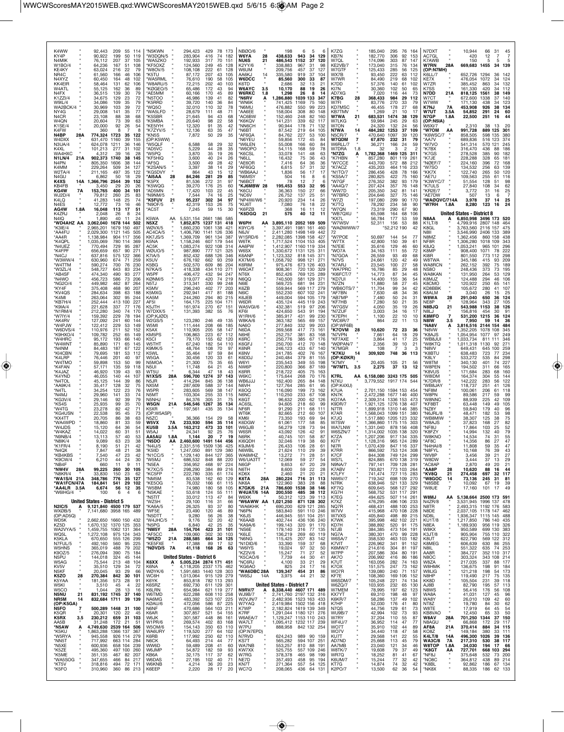K4WW " 92,443 209 55 114
KY4P " 90,922 199 50 119
N4MIK " 76,112 207 37 105
W1BO/4 " 64,236 167 51 108
KE4KY " 63,024 216 22 79
NR4C " 61,560 166 46 106
N4XYZ " 60,450 164 48 102
KK4EIR " 58,464 131 62 106
W4ATL " 55,125 162 36 89
N4FX " 36,515 139 30 79
K1ZZI/4 " 34,675 129 23 72
W9IL/4 " 34,086 109 35 79
WA2BCK/4 " 30,969 103 39 72
NY4G " 29,008 141 35 77
N4CR " 23,108 88 38 68
W4QN " 20,604 73 39 63
K1SE/4 " 20,000 92 26 54
K4FW " 360 8 7 8
**N4BP 28A 774,324 1723 35 122**
W4DXX " 631,470 1160 39 155
N3UA/4 " 624,078 1211 36 146
K4XL " 101,213 277 31 102
WA4HXC " 4,312 39 16 28
**N1LN/4 21A 902,373 1740 38 145**
N4PN " 805,350 1606 38 144
K4MM " 229,264 509 34 127
W2TA/4 " 211,165 497 35 122
N4GU " 6,862 50 18 29
**K4XS 14A 1,366,796 2544 39 152**
KB4FB " 3,450 29 20 26
**KG4W 7A 153,765 400 34 101**
WJ2D/4 " 79,812 260 25 83
K4LQ " 41,283 148 25 74
N4ES " 12,772 73 16 46
**AG4W 1.8A 16,048 113 17 51**
K4ZRJ " 2,048 26 8 24
N4IQ " 1,890 40 11 24
**\*WD4AHZ AA 3,062,040 1678 144 502**
*K3IE/4 " 2,965,201 1679 150 497
*AA4FU " 2,029,300 1121 145 505
*AA4R " 1,138,984 904 117 356
*K4QPL " 1,035,069 780 114 369
*N4UEZ " 770,494 729 95 287
*K4FPF " 656,659 657 90 271
*N4CJ " 637,816 575 122 366
*W3WW/4 " 630,960 674 71 259
*W4TTM " 590,274 700 76 230
*W3ZL/4 " 548,727 643 83 234
*AB4SF " 474,340 490 93 277
*N4WO " 456,723 586 73 206
*NG2O/4 " 449,982 462 87 264
*KY4F " 375,408 468 90 207
*KV4QS " 284,634 398 63 188
*K4MI " 263,064 302 95 244
*KB7H/4 " 252,444 413 100 227
*K9IA/4 " 221,628 337 77 176
*N1RM/4 " 212,280 340 74 170
*W7IY/4 " 159,392 229 78 194
*AK4RV " 127,092 241 60 144
*W4PJW " 122,412 229 53 149
*W6DVS/4 " 110,976 211 52 152
*K9HXO/4 " 109,782 252 65 149
*W4HRC " 95,172 193 66 140
*W4WNT " 85,890 171 65 145
*N4NM " 84,483 187 67 122
*KI4CBN " 79,695 181 53 112
*K4LRP " 76,446 201 40 97
*W4TMO " 59,898 153 50 99
*K4FAN " 57,171 135 59 118
*K4JAZ " 46,920 139 43 93
*K4YND " 46,055 140 44 107
*N4TOL " 45,125 144 39 86
*AA9K/4 " 35,417 128 32 75
*N4TL " 34,254 122 23 76
*N4MJ " 29,960 141 33 74
*KG3V/4 " 29,146 92 39 79
*KS4S " 25,935 99 35 70
*W4TG " 23,278 82 42 71
*KG4USN " 22,538 95 45 73
*KX4TT " 20,705 86 38 63
*WA4WPD " 18,860 81 33 59
*W4JDS " 15,120 64 36 54
*W4KAZ " 14,022 60 31 51
*N9NB/4 " 13,113 57 40 53
*N8IK/4 " 9,089 63 23 38
*K1FR/4 " 8,190 51 21 42
*N4QX " 7,847 48 21 38
*KB4KBS " 7,540 47 23 42
*K9CW/4 " 6,210 44 24 30
*NB4F " 660 11 9 11
**\*NW4V 28A 99,225 260 30 105**
*N8KR/4 " 33,830 150 23 62
**\*WA1S/4 21A 348,786 776 35 127**
**\*WA1FCN/47A 184,841 541 29 102**
**\*AA4LR 3.5A 6,654 56 12 35**
*W6IHG/4 " 100 6 4 6

**United States - District 5**

**N2IC/5 A 9,121,840 4500 179 537**
WX0B/5 " 7,141,680 3958 165 489
(OP:AD5Q)
WD5K " 2,662,650 1660 150 432
KZ5D " 1,670,132 1370 125 353
WA2VYA/5 " 1,459,755 1062 131 364
WQ5L " 1,272,108 975 124 343
K5KLA " 670,650 555 126 299
N7FUL/5 " 492,160 560 95 225
W5HNS " 365,019 488 79 200
K9OZ/5 " 276,094 390 75 184
N5PU " 144,018 324 45 144
W5AG " 75,544 213 48 104
KV5V " 35,510 129 34 72
N5KF " 20,045 93 29 66
**K5ZO 28 270,384 842 30 101**
K5YAA " 181,356 573 28 91
W5KI " 3,510 45 4 22
W5CO " 1,044 28 13 16
**N5NU 21 831,192 1745 37 140**
**NR5M 14 832,684 1771 39 139**
(OP:K5GA)
**N5FO 7 500,289 1448 31 100**
K5QR " 20,301 120 22 45
**K5RX 3.5 230,212 659 31 111**
AA5B " 31,248 172 21 51
**\*N5AW A 4,749,630 2539 164 506**
*K5KU " 1,863,288 1366 137 367
*W5RYA " 945,558 926 114 279
*NN5T " 717,992 663 114 284
*N5XE " 600,936 658 104 229
*K5ZE " 495,360 497 100 260
*K5ME " 351,135 467 82 207
*WA5SOG " 347,655 466 84 171
*KT5V " 318,816 494 72 171
*K5FO " 310,960 360 86 213
*N5KWN " 294,423 429 78 173
*W3DQN/5 " 283,904 416 74 182
*WA5ZKO " 192,933 317 70 151
*KF5OXZ " 124,560 249 45 128
*W8OV/5 " 108,108 222 61 128
*K5TU " 87,172 207 43 105
*WA5RML " 76,610 190 58 105
*W8ARU/5 " 72,215 202 40 103
*KG5ZO " 65,486 172 43 94
*AE5MM " 60,166 170 45 89
*N5TOO " 46,986 139 41 82
*K5RRD " 39,720 140 36 84
*WQ5O " 32,010 110 32 78
*WA5LFD " 28,679 111 48 71
*K5SBR " 21,645 94 43 68
*K5MBA " 20,640 98 22 58
*KE5IYH " 12,320 91 35 42
*K7ZYV/5 " 12,136 63 35 47
*KN5S " 7,872 50 29 35
(OP:K5WW)
*W5QLF " 6,588 58 29 32
*AD5VC " 5,229 44 28 35
*W5PQ " 3,870 35 19 26
*KF5HIQ " 3,600 40 24 26
*AF5Q " 3,500 49 28 42
*K2SAN/5 " 3,397 38 14 29
*KG5DVY " 864 43 15 12
**\*AI5AA 28 84,246 281 29 85**
*K5PX " 81,536 272 31 97
*K5WQG " 39,270 176 25 60
*AD5MN " 17,420 103 22 45
*N9NM/5 " 7,544 74 16 25
**\*K5FUV 21 95,237 302 34 97**
*N9OF/5 " 42,319 153 26 75
*AC5T " 7,245 59 15 30
**K5WA AA 5,531,154 2661 186 585**
N5XZ " 1,852,875 1237 131 418
W0VX/5 " 1,660,230 1061 138 421
AC4CA/5 " 1,406,790 1141 126 336
KK7JS/5 " 1,369,709 961 134 387
K5NA " 1,158,246 607 179 544
AC5K " 1,083,274 922 108 314
W0UO/5 " 987,890 777 121 325
K7IA/5 " 852,432 688 126 346
K5UV " 676,192 662 93 259
K5BG " 502,570 609 86 204
N7KA/5 " 418,338 434 110 271
W5PF " 406,472 432 94 247
KQ5M " 319,077 420 74 219
N5TJ " 313,341 330 99 248
K5MV " 296,240 402 77 203
N5MXG " 292,941 417 81 188
KA5M " 244,260 294 80 215
AF5I " 164,175 225 104 171
K5UTH " 161,974 270 67 151
W7DXX/5 " 131,393 382 55 76
(OP:KJ0D)
W2GS/5 " 123,280 246 49 135
W5MI " 111,444 208 66 185
K5AX " 110,905 205 58 147
KM5PS " 106,863 223 67 132
K5CI " 79,170 155 62 120
W5THT " 67,240 182 54 110
K9MK/5 " 48,764 108 70 97
K5WL " 35,464 97 59 84
W5GA " 30,456 120 33 61
N5MOA " 21,300 75 35 65
N5UI " 11,748 61 21 45
WT5U " 6,344 47 18 43
**N1XS/5 28A 596,700 1274 37 143**
N5JR " 414,294 845 36 138
NX5M " 287,609 588 37 144
W5PR " 283,605 569 38 147
N5MT " 103,304 255 33 115
N5NHJ " 84,376 305 31 75
**W5GN 21A 546,546 1267 35 134**
K5XR " 197,561 435 35 134
(OP:W5ASP)
N5ZC " 36,366 154 29 58
**W5VX 7A 233,930 594 35 114**
**KU5B 3.5A 163,212 473 33 101**
W5AJ " 24,341 92 25 76
**AA5AU 1.8A 1,144 20 7 19**
**\*N5DO AA 2,460,600 1491 144 456**
*N4IJ/5 " 2,331,516 1509 136 425
*K5IID " 1,247,050 891 129 380
*N1CC/5 " 1,129,140 844 127 365
*W5MJ " 686,532 848 88 220
*N5EA " 356,952 468 97 224
*K7XC/5 " 298,290 384 89 216
*KC5FP " 222,780 335 61 174
*NM5M " 83,538 162 60 129
*W5BM " 74,980 180 58 105
*N5KAE " 53,618 124 55 111
*N5TIT " 33,012 113 47 84
*WZ5H " 29,100 116 31 66
*KA6A/5 " 26,325 93 37 80
*WF5E " 23,490 120 46 89
*N5DTT " 9,280 56 26 38
*WA4HC/5 " 9,176 52 20 42
*N5PG " 6,840 42 25 35
**\*NM5Y 28A 154,704 423 31 100**
*AF5CC " 109,060 302 30 100
**\*WA5ZO 21A 288,585 664 34 125**
*KE5FXE " 17,388 89 17 52
**\*N0VD/5 7A 41,118 168 26 63**

**United States - District 6**

**K6XX A 5,005,234 2874 171 451**
K6AA " 4,118,205 2337 175 462
W0YK/6 " 1,591,683 1440 128 303
WC6H " 1,013,064 915 129 279
K6YK " 853,818 782 113 253
K6SRZ " 692,730 611 129 301
W6TMD " 654,981 621 119 270
W6TSR " 622,288 608 110 258
NA6MG " 483,392 523 107 225
K0AU/6 " 472,056 586 87 201
N6NF " 470,686 564 103 211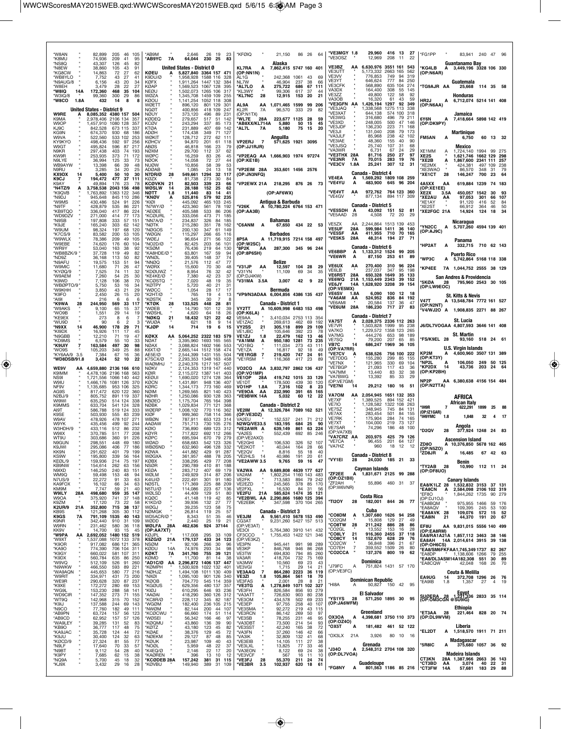*W8AN " 82,899 205 46 105
*K8MU " 74,936 209 41 95
*NS8Q " 43,307 126 45 82
*N8EW " 38,860 105 43 91
*KG8CW " 14,863 72 27 62
*WB8YLO " 7,752 43 27 41
*N9AUG/8 " 6,156 43 20 34
*W8EH " 3,479 28 22 27
*W8IQ 14A 172,360 468 35 104
*W3IQ/8 " 99,360 300 29 86
*W8CO 1.8A 432 14 8 8

## United States - District 9

W9RE A 8,085,352 4380 157 504
K9MA " 2,978,406 2106 134 357
W9OP " 1,457,910 1080 128 357
KJ9C " 842,528 673 115 337
KG9N " 674,370 930 68 186
W9VA " 522,560 533 102 253
KY9KYO " 498,436 592 97 256
W9GT " 495,824 596 87 217
N9KR " 297,438 403 74 193
KW9R " 253,935 373 71 172
N9LYE " 36,994 125 33 73
WB9AYW " 13,398 66 39 48
N9RU " 3,285 34 20 25
KX9DX 14 5,400 50 10 30
K9CJ 7 194,472 477 37 111
K9AY " 49,894 176 23 78
*N4TZ/9 A 3,758,538 2043 156 498
*K9QVB " 1,763,892 1363 122 346
*N9DJ " 945,648 845 110 286
*W9MS " 430,486 524 91 226
*N9TF " 428,879 535 86 221
*KB9TQO " 336,040 417 86 224
*WD9DZV " 271,000 414 77 173
*N9SB " 197,808 333 57 151
*K9JE " 165,240 303 62 142
*W9UM " 98,324 197 68 120
*K7CS/9 " 83,582 200 53 105
*W9WLX " 78,386 209 49 105
*W9EBE " 74,620 176 60 104
*WR9Y " 53,040 163 38 92
*WB8BZK/9 " 37,728 119 49 82
*ND9Z " 36,168 113 50 82
*N9AFU " 19,575 153 51 94
*W9MIC " 11,680 71 26 47
*KY0Q/9 " 7,525 74 11 32
*W9AEM " 7,254 54 25 30
*K9WD " 7,128 106 38 70
*WB0PTO/9 " 5,750 53 16 34
*W9KHH " 3,850 43 21 29
*K9FO " 2,450 26 15 20
*AI9I " 216 6 6 6
*K9WA 28 244,950 569 33 117
*W9AKS " 9,100 65 15 37
*WO9B " 1,551 29 14 19
*KE9EX " 273 8 6 7
*WU9D " 90 6 2 3
*N9XX 14 46,900 178 29 71
*KI9DX " 16,926 111 17 45
*N9GBB " 12,210 71 19 47
*KD9MS " 6,579 55 10 33
*K9UIY 7 163,584 497 30 98
*WO9S " 105,203 349 25 88
*KY6AA/9 3.5 7,384 67 16 36
*WD8DSB/9 1.8 3,424 52 10 22

WE9V AA 4,659,880 2136 166 610
K9IMM " 4,478,106 2196 168 563
NS9I " 1,721,556 1066 140 442
W9IU " 1,466,176 1081 126 370
NF9V " 1,135,685 953 106 325
AG9S " 817,472 620 122 360
N2BJ/9 " 805,752 891 119 337
WI9WI " 635,250 514 124 338
K9MMS " 633,704 541 124 328
AI9T " 586,788 519 124 333
K9SE " 503,930 555 83 239
W9AV " 478,926 478 107 271
W9YK " 435,456 499 92 244
W3HDH/9 " 433,116 512 86 232
W9IIX " 370,785 511 77 208
WT9U " 303,686 360 91 226
N9GUN " 298,551 448 69 180
K9JWI " 295,086 406 77 186
KK9N " 291,622 401 79 199
KS9W " 195,800 339 56 164
KE9L/9 " 159,936 214 75 197
KB9NW " 154,614 262 63 156
N9IXD " 146,250 240 83 151
WM9Q " 59,498 153 48 94
N7US/9 " 22,272 91 33 63
KA9FOX " 16,102 66 34 63
KM9M " 7,747 59 21 40
W9ILY 28A 498,680 959 35 147
W9OA " 375,920 741 37 148
K9ZM " 17,120 73 22 58
K2UR/9 21A 352,800 715 38 137
KB9S " 121,268 305 30 112
K9GS 7A 791,109 1535 40 143
K9NR " 342,440 910 31 109
W9RN " 231,462 580 36 118
KK9V " 14,700 93 15 45
*W9PA AA 2,692,052 1480 152 519
*W9XT " 1,537,088 1072 133 378
*K9OR " 917,082 686 121 365
*KA9O " 774,390 706 104 311
*K9GY " 660,022 581 107 311
*K9DX " 560,784 635 86 250
*W9VQ " 512,109 526 91 260
*N9WKW " 466,550 593 89 221
*WA9AQN " 445,653 580 77 216
*W9RIT " 334,971 431 73 200
*WE9R " 290,628 320 87 237
*K9XE " 172,272 280 69 153
*WG9L " 153,230 288 58 141
*WD9CIR " 147,352 273 71 155
*WT9Q " 142,968 315 70 152
*K9IJ " 137,588 244 69 143
*N9CO " 77,760 182 49 111
*AB9PN " 63,724 157 56 123
*AB9CD " 62,952 157 57 126
*WA9LEY " 39,285 131 52 83
*KB9O " 36,777 117 48 75
*KA9JAC " 35,728 124 44 72
*K9JU " 30,400 124 32 63
*K9CD/9 " 27,324 81 55 77
*N9LF " 17,640 70 33 57
*N9BT " 9,112 54 28 40
*K9PY " 7,685 62 15 38
*NO9A " 5,700 45 18 32
*KJ9X " 3,432 29 16 22

*AB9M " 2,646 26 19 23
*AB9YC 7A 64,044 230 25 83

## United States - District 0

KØEU A 5,827,840 3364 157 471
K9DU/Ø " 1,958,928 1588 116 328
KØFX " 1,911,264 1447 132 384
KØAP " 1,569,523 1067 128 395
NEØU " 1,502,073 1265 106 317
WØZA " 1,345,708 1459 109 255
KØOU " 1,141,254 1052 118 308
WØETT " 896,120 801 129 301
NGØT " 400,856 418 109 247
NØUY " 373,120 496 89 231
KØDEQ " 279,657 517 51 142
KCØV " 243,294 337 85 173
KTØA " 231,889 407 69 142
ADØH " 174,438 349 71 127
WØKIT " 128,712 272 62 111
KØHCV " 94,870 201 61 118
ABØS " 46,818 166 23 79
NØXM " 29,700 112 37 62
WØPC " 16,259 83 26 45
NØOK " 14,058 72 27 44
NUØW " 10,856 58 39 53
ADØAB " 1,085 24 13 18
N7DR/Ø 28 549,661 1294 32 117
KØZX " 81,738 273 30 84
KCØVKN 21 82,503 339 23 66
WØSLW 14 28,188 152 25 62
NØTT 1.8 11,440 83 14 41
*KNØV A 525,816 579 92 235
*KIØI " 445,092 465 103 245
*N7WY/Ø " 423,360 561 78 192
*AEØEE " 405,588 533 86 206
*KCØURL " 333,056 473 71 185
*NN7A/Ø " 234,837 326 84 185
*NØTK " 215,280 351 78 162
*NØGOS " 200,130 347 61 149
*WØGN " 115,297 266 65 116
*WØEJ " 96,654 271 56 122
*NO2D/Ø " 82,425 203 56 101
*KSØM " 76,436 219 64 130
*KA8HDE/Ø " 63,801 167 59 94
*WNØL " 39,405 148 37 74
*NNØQ " 21,576 112 47 77
*WØRX " 15,600 70 30 48
*KDØUWZ " 8,954 76 32 42
*KE4KE/Ø " 7,380 42 23 37
*KCØSTQ " 7,020 48 19 35
*KØTPY " 5,720 40 21 31
*WØCC " 1,054 28 17 17
*K2HT/Ø " 765 19 4 13
*KØSTK " 345 30 7 8
*KTØK 28 133,525 448 28 81
*WØEB " 14,790 101 12 39
*WØSHL " 4,620 64 18 26
*NØKQ 21 18,432 121 22 42
*WUØA " 621 18 9 14
*KJØP 14 714 19 6 15

KØKX AA 5,064,252 2322 183 579
NØAT " 3,395,960 1693 165 565
NØAX " 3,088,824 1602 166 553
K6XT/Ø " 2,665,144 1512 158 474
AE5E/Ø " 2,544,399 1431 155 504
K7SCX/Ø " 2,293,353 1348 163 458
WAØMHJ " 2,240,376 1217 167 507
NØKV " 2,124,353 1319 147 440
KØIR " 2,115,072 1387 141 403
KEØUI " 1,690,020 1274 128 364
KØCN " 1,431,891 948 136 407
KØRC " 1,344,173 773 160 469
NØIM " 1,269,565 821 140 423
NØHR " 1,250,086 930 128 363
KØDEO " 1,175,704 765 164 398
NØBK " 1,029,834 771 121 338
WØERP " 1,008,102 770 116 362
KIØF " 999,360 758 114 366
WBØN " 787,911 653 123 314
AAØAW " 751,713 730 105 276
KØIO " 736,890 689 123 312
KØYR " 717,822 692 112 266
KØPC " 695,594 670 79 279
WØAD " 658,683 542 123 326
WBØSND " 632,960 496 128 332
KØWA " 441,882 429 91 287
WØGXA " 361,957 488 78 205
KØBX " 338,295 429 77 208
NSØR " 290,789 410 81 188
KEØA " 283,712 407 69 179
WØLM " 249,929 314 87 206
K4IU/Ø " 222,491 301 91 180
NØSTL " 171,369 225 88 209
NØTJ " 114,086 223 67 136
WØLSD " 44,409 129 51 80
KQØC " 41,148 119 42 85
K1KD/Ø " 39,936 132 27 77
WØGJ " 39,235 123 58 75
NØMGK " 26,814 119 25 57
WDØACR/Ø " 8,343 51 35 46
WØDD " 2,440 25 19 21
WØLF 28A 462,636 924 37144
(OP:AA7XT)
KØJPL " 117,008 295 33 109
K5ZG/Ø 21A 179,137 433 34 123
NSØM " 92,106 266 30 96
KØDU 14A 74,976 293 34 98
KØKT 7A 341,760 755 39 121
KØMD " 11,700 81 14 38
*ADØC/Ø AA 2,296,872 1406 137 447
*KØMPH " 1,500,928 1022 132 401
*NØHJZ " 1,494,108 1011 130 409
*NXØI " 1,095,100 901 126 340
*KØOB " 704,770 545 114 359
*KGØUS " 629,356 480 137 357
*KØJU " 610,295 646 93 236
*AAØAI " 418,290 360 126 312
*KC8R/Ø " 228,112 345 82 187
*WGØM " 182,400 236 105 215
*NWØM " 82,144 200 44 107
*KCØCWU " 66,660 174 51 114
*WØSEI " 56,342 166 46 97
*KØQMU " 43,860 136 39 90
*KØTZ " 43,180 123 45 82
*KØAE " 38,376 129 45 72
*NØEKM " 29,127 87 48 85
*KØUK " 23,987 109 40 43
*NOØL " 5,959 48 22 37
*K4EQ/Ø " 2,146 22 17 20
*KAØREN " 396 13 10 12
*KCØDEB 28A 157,242 381 31 115
*KØVBU " 149,940 389 31 109

*KFØIQ " 21,150 86 26 64

## Alaska

KL7RA A 7,862,415 5747 160 401
(OP:NN1N)
AL1G " 242,368 1061 43 69
NL7W " 46,904 237 38 66
*AL7LO A 275,722 686 67 111
*KL3WY " 99,306 617 37 44
*KL7NC 28 12,915 153 20 21

AL9A AA 1,071,465 1599 99 206
KL2R 7A 96,570 333 29 82
(OP:N1TX)
*WL7E 28A 223,677 1125 28 59
*AB8XX/KL714A 5,880 50 15 45
*AL7L 7A 5,180 75 15 20

## Anguilla

VP2ERJ 7 571,625 1921 3095
(OP:JJ1RJR)

*VP2EAQ AA 1,666,903 1974 97274
(OP:KE1B)

*VP2EIM 28A 353,601 1456 2576
(OP:JN3NFQ)

*VP2EWX 21A 218,295 876 26 73
(OP:AF6WX)

## Antigua & Barbuda

*V26K A 10,780,224 6764 153 471
(OP:AA3B)

## Bahamas

*C6ANM A 67,650 434 22 53

## Barbados

8P5A A 11,719,915 7214 158 497
(OP:W2SC)
*8P2K AA 287,300 345 96 244
(OP:8P6SH)

## Belize

*V31JP AA 12,597 104 28 29
*V31YN " 11,109 69 34 35
(OP:DJ4KW)
*V31MA 3.5A 3,007 42 9 22

## Bermuda

*VP9/N3ADAA 6,004,856 4386 135 437

## Canada - District 1

VY2TT A 10,609,998 6483 153 498
(OP:K6LA)
VE9AA " 3,410,034 2753 113 354
VE1ZAC " 269,613 462 69 192
VY2SS 21 305,118 899 29 109
VE1JBC " 105,646 392 23 78
VE1ZJ 1.8 22,479 162 13 46
*VA1MM A 950,180 1281 73 235
*VO1BQ " 111,034 273 43 111
*VE1ZA " 16,817 92 18 49
*VE1RGB 7 219,420 747 24 91
*VE1RSM " 116,368 417 23 89

VO2CQ AA 3,832,797 2862 136 437
(OP:VO1MP)
VE1OP 28A 419,742 1015 33 129
VE1DT " 178,500 439 30 120
VO1HP 1.8A 7,316 102 8 23
*VE9OA AA 232,990 391 65 165
*VE9BWK 14A 5,032 60 12 22

## Canada - District 2

VE2IM A 12,326,784 7089 162 521
(OP:VE3DZ)
VA2EU " 152,537 241 71 212
N2WQ/VE33.5 183,195 684 25 90
*VE2AWR A 639,149 861 63 224
*VA2ES " 552,439 692 85 246
(OP:VE2AXO)
*VE2GHI " 106,530 326 52 107
*VE2KOT " 40,044 164 28 66
*VE2QV " 8,816 55 18 40
*VE2HLS 14 40,986 191 20 61
*VE2AWW 3.5 9,765 59 16 47

VA2WA AA 9,689,808 4639 177 627
VA2AM " 1,802,254 1160 143 483
VE2FK " 713,583 894 79 242
VE2EZD " 245,565 378 85 170
VE2FXL " 16,530 84 31 56
VE2FU 21A 585,624 1474 35 121
*VE2BWL AA 2,290,866 1680 125 394
*VE2EBK " 347,598 370 104 265

## Canada - District 3

VE3JM A 9,561,410 5678 153 490
CG3AT " 9,231,260 5427 157 513
(OP:VE3AT)
VE3OI " 5,764,380 3910 141 432
CF3CCO " 1,755,453 1422 121 346
(OP:VE3KZ)
VE3PN " 945,441 991 98 289
VE3FTM " 846,768 946 86 268
VE3TW " 694,830 794 85 260
VA3AR " 418,704 732 75 169
VA3MW " 10,560 69 23 43
VE3VGI " 1,715 29 14 21
VE3AAQ 7 864,280 2223 36 119
VE3ZI 1.8 105,864 561 18 70
VE3FAS " 2,001 28 8 21
*VE3TG A 1,278,849 1071 102 327
*VE3FH " 826,584 856 93 279
*VA3ATT " 726,630 903 80 238
*VE3OM " 434,578 502 69 233
*VE3EP " 97,755 258 40 107
*VE3SMA " 92,272 219 43 115
*VE3RCN " 86,142 269 50 97
*VE3SB " 78,255 231 46 95
*VA3DBT " 73,500 214 54 93
*VE3SST " 42,240 165 38 72
*VA3FN " 37,260 146 42 66
*VA3IK " 32,809 132 41 68
*VE3EIB " 14,105 111 27 38
*VE3LXL " 13,825 77 33 46
*VA3EON " 8,122 69 24 38
*VE3VCF " 567 16 11 10
*VE3FJ 28 55,370 211 24 74
*VE3BR 3.5 102,937 620 18 61

*VE3MGY 1.8 29,960 416 13 27
*VE3OSZ " 12,969 208 11 22

VE3BZ AA 6,630,976 3551 161 543
VE3UTT " 5,173,332 2663 165 562
VE3VV " 776,853 749 94 319
VE3YT " 646,624 777 84 250
VE3CFK " 568,890 635 104 274
VA3DX " 164,400 308 55 145
VE3ZZ " 49,800 122 58 92
VA3OB " 16,320 61 43 59
*VE3GFN AA 1,426,194 1297 92 349
*VE3JAQ " 1,338,568 1275 113 338
*VE3XAT " 644,138 574 100 318
*VE3WG " 316,680 496 79 211
*VE3XD " 248,005 500 47 146
*VE3JDF " 136,230 223 71 168
*VE3JI " 131,040 208 79 173
*VA3JLF " 85,968 238 42 102
*VE3IAE " 48,360 155 40 90
*VE3JSQ " 25,740 107 31 68
*VA3WR " 6,731 67 24 29
*VE3THX 28A 81,716 250 27 97
*VE3NR 7A 70,015 283 19 76
*VE3CV 1.8A 25,241 307 12 31

## Canada - District 4

VE4EA A 1,569,292 1809 108 259
*VE4YU A 483,900 645 96 204

*VE4VT AA 972,762 764 123 360
*VE4GV " 877,134 894 117 309

## Canada - District 5

*VE5SDH A 43,092 151 52 81
*VE5AAD 28 4,508 72 20 29

VE5ZX AA 2,244,864 1513 139 453
VE5UF 28A 599,984 1411 36 140
VE5SF AA 411,955 710 70 165
*VE5KS 28A 48,314 194 27 71

## Canada - District 6

VE6BBP A 1,133,312 1524 99 205
*VE6WR A 87,150 253 61 89

VE6UX AA 270,400 310 96 224
VE6LB " 237,037 347 95 198
VE6RST 28A 650,328 1649 35 133
VE6WQ 21A 1,153,449 2343 39 152
VE6JY 14A 1,628,920 3208 39 154
(OP:VE5MX)
VE6SV 1.8A 6,090 100 12 18
*VA6AM AA 524,952 836 84 192
*VE6AMI " 20,584 137 36 47
*VE6UM 28A 186,230 717 27 83

## Canada - District 7

VA7ST A 2,028,375 2336 112 263
VE7VR " 1,503,828 1999 95 238
VA7KO " 1,229,572 1358 123 265
VA7MG " 444,276 653 98 189
VE7SQ " 79,200 207 65 85
VB7C 14 686,247 1969 36 105
(OP:VA7RR)
*VE7CV A 638,526 756 100 222
*VE7DDG " 155,280 299 85 155
*VE7NX " 121,965 330 69 104
*VE7BGP " 21,093 117 43 36
*VA7MM " 13,440 83 32 38
*VA7BWG " 13,392 85 33 29
(OP:VE7GM)
*VE7NI 14 29,212 180 16 51

VA7OM AA 2,054,945 1651 132 353
VE7XF " 1,389,525 894 152 421
VE7IO " 1,128,582 1322 108 263
VE7SZ " 348,945 745 84 131
VE7AX " 283,454 501 84 155
VE7RK " 175,904 284 74 165
VE7XT " 104,000 219 73 127
VE7SAR " 74,296 186 48 100
(OP:VA7XB)
*VA7CRZ AA 203,975 425 79 126
*VE7CA " 96,455 201 64 127
*VA7HZ " 960 18 12 12

## Canada - District 8

*VY1EI 28 24,030 185 21 33

## Cayman Islands

*ZF2EE A 1,831,671 2125 99 288
(OP:OZ1BII)
*ZF2AH " 55,896 460 31 37
(OP:W6VNR)

## Costa Rica

*TI2OY 28 182,001 844 26 77

## Cuba

*CO8DM A 1,307,680 1626 94 258
*CO2QM " 15,808 129 27 49
*CO8TW 28 211,242 886 28 86
*CO2GL " 13,552 153 16 28
*CO8LY 21 916,360 2455 37 118
*CO6CV 14 152,670 628 29 76
*CO2CW " 56,848 396 21 67
*CO7EH 7 359,552 1509 26 80
*CO2CCA " 137,376 800 19 62

## Dominica

*J79FC A 751,824 1431 57 170
(OP:VE3FC)

## Dominican Republic

*HI8A A 50,827 150 42 95

## El Salvador

*YS1YS 28 571,250 1895 30 95
(OP:JA6WFM)

## Greenland

OX3OA A 4,398,681 3750 110 373
(OP:OZ4O)
*OX5T A 181,482 461 52 122

*OX3LX 21A 3,926 80 10 16

## Grenada

*J34O A 2,548,312 2704 108 320
(OP:DL7VOA)

## Guadeloupe

*FG8NY A 801,563 1186 85 216

*FG1PP " 83,941 240 47 96

## Guantanamo Bay

*KG4LB A 3,449,196 3328 106 330
(OP:N6AR)

## Guatemala

*TG9AJR AA 25,668 114 35 58

## Honduras

HR2J A 6,712,074 5214 141 408
(OP:N6AA)

## Jamaica

6Y6N A 7,418,664 5898 142 419
(OP:DK9PY)

## Martinique

FM5AN A 6,750 60 13 32

## Mexico

XE1MM A 1,724,140 1994 99 275
XE2S " 1,621,746 1662 129 298
*XE2B A 1,867,600 2341 111 257
*XE2MX " 424,381 497 109 238
*XE3WAO " 86,570 348 31 79
*XE1CT 28 146,247 700 23 64

4A5XX AA 619,884 1239 74 183
(OP:XE1EE)
XE2X 3.5A 450,057 1542 30 93
*XE2AU AA 97,053 301 66 107
*XE1AY " 91,120 416 52 84
*XE2ST " 66,912 364 46 50
*XE2FGC 21A 14,924 124 18 34

## Nicaragua

*YN2CC A 5,707,260 4594 139 401
(OP:AJ9C)

## Panama

*HP2AT A 332,715 710 62 143

## Puerto Rico

*WP3C A 5,742,864 5168 118 338

*KP4EE 7A 1,044,752 2555 38 129

## San Andres & Providencia

*5K0A 28 795,960 2543 30 105
(OP:LW9EOC)

## St. Kitts & Nevis

V47T A 13,548,784 7772 161 527
(OP:N2NT)
*V4/WJ2O A 1,908,835 2271 88 267

## St. Lucia

J6/DL7VOGAA 4,807,593 3646 141 408

## St. Martin

*FS/K9EL 28 93,160 518 24 61

## U.S. Virgin Islands

KP2M A 4,600,960 3507 131 389
(OP:KT3Y)
*NP2L A 106,050 249 50 125
*KP2DX 14 43,736 203 24 64
(OP:KP2BH)

NP2P AA 6,380,638 4156 154 484
(OP:N2TTA)

# AFRICA

## African Italy

*IH9R 7 622,291 1899 25 88
(OP:IZ1GAR)
*IH9YMC 1.8 1,848 32 4 17

## Angola

*D2QV 28 377,924 1248 24 83

## Ascension Island

ZD8O A 10,376,850 5678 162 465
(OP:N5ZO)
*ZD8JR A 16,485 67 42 63

## Benin

*TY2AB 28 10,990 112 11 24
(OP:DF8UO)

## Canary Islands

EA8/K1LZ 28 1,532,832 3153 37 131
*EA8CN A 2,584,098 2106 102 319
*EF8O " 1,844,262 1735 90 279
(OP:DJ1OJ)
*EA8BQM " 975,955 1466 59 176
*EA8AQV " 109,395 245 53 100
*EA8AVK 28 109,076 572 15 52
*EA8IN 21 44,370 191 20 67

EF8U AA 9,831,015 5556 140 499
(OP:EA8RM)
EA8/RA1A21A 1,857,112 3463 38 146
EA8AH 14A 2,014,614 3915 39 138
(OP:OH6CS)
*EA8/SM6FKFAA1,745,349 1737 82 267
*EA8DP " 1,138,606 1266 79 255
*EA8/DL3ASM14A182,308 551 30 89
*EA8CQW " 42,048 168 26 70

## Ceuta & Melilla

EA9UG 14 372,708 1296 26 76
*EA9IB 1.8 1,357 27 4 19

## Egypt

SU9ERA 28 1,231,366 2833 35 114
(OP:OM3CGN @SU9IG)

## Ethiopia

*ET3AA 28 221,464 828 20 74
(OP:DL9WVM)

## Liberia

*EL2DT A 1,518,570 1911 71 211

## Madagascar

*5R8IC A 375,680 1057 36 92

## Madeira Islands

CT3KN 28A 1,387,966 2663 36 143
*CT3BD AA 3,074 40 22 31
*CT3FW 14A 57,681 183 29 88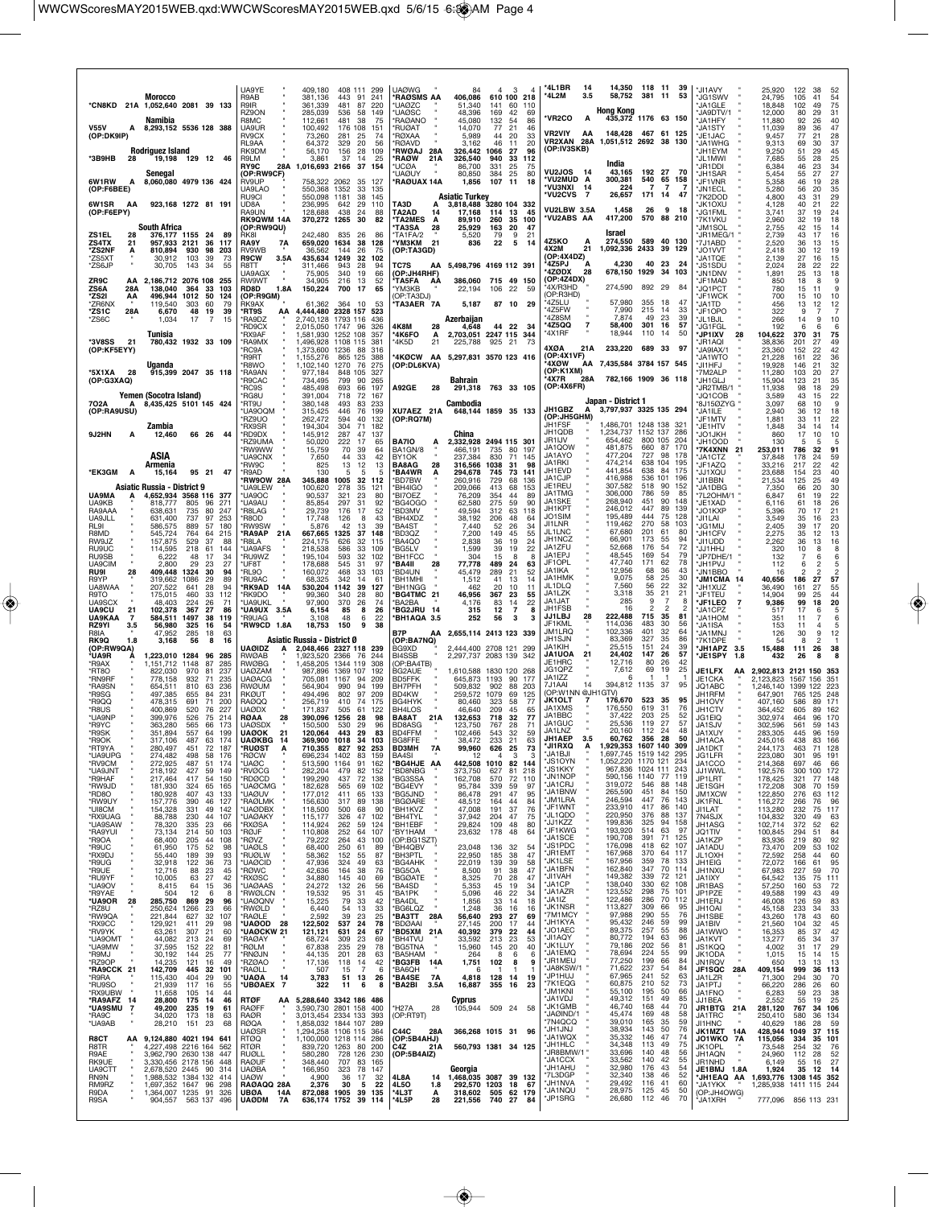### Morocco
*CN8KD 21A 1,052,640 2081 39 133

### Namibia
V55V A 8,293,152 5536 128 388
(OP:DK9IP)

### Rodriguez Island
*3B9HB 28 19,198 129 12 46

### Senegal
6W1RW A 8,060,080 4979 136 424
(OP:F6BEE)
6W1SR AA 923,168 1272 81 191
(OP:F6EPY)

### South Africa
ZS1EL 28 376,177 1155 24 89
ZS4TX 21 957,933 2121 36 117
*ZS2NF A 810,894 930 98 203
*ZS5XT " 30,912 103 39 73
*ZS6JP " 30,705 143 34 55
ZR6C AA 2,186,712 2076 108 255
ZS6A 28A 138,040 364 33 103
*ZS2I AA 496,944 1012 50 124
*ZR6NX " 119,540 303 60 79
*ZS1C 28A 6,670 48 19 39
*ZS6C " 1,034 17 7 15

### Tunisia
*3V8SS 21 780,432 1932 33 109
(OP:KF5EYY)

### Uganda
*5X1XA 28 915,399 2047 35 118
(OP:G3XAQ)

### Yemen (Socotra Island)
7O2A A 8,435,425 5101 145 424
(OP:RA9USU)

### Zambia
9J2HN A 12,460 66 26 44

## ASIA

### Armenia
*EK3GM A 15,164 95 21 47

### Asiatic Russia - District 9
UA9MA A 4,652,934 3568 116 377
UA9KB " 818,777 805 96 271
RA9AAA " 638,631 735 80 247
UA9JLL " 631,400 737 97 253
RL9I " 586,575 889 57 180
R8MD " 545,724 764 64 215
RW9JZ " 157,875 529 37 88
RU9UC " 114,595 218 61 144
RU9SB " 6,222 48 17 34
UA9CIM " 2,800 29 23 27
RU9I 28 409,448 1324 30 94
R9YP " 319,662 1086 29 89
UA8WAA " 207,522 641 28 94
R9TO " 175,015 460 33 112
UA9SCX " 48,403 224 26 71
UA9CU 21 102,378 367 27 86
UA9KAA 7 584,511 1497 38 119
RZ9YI 3.5 56,980 325 16 54
R8IA " 47,952 285 18 63
RK9Q 1.8 3,168 56 8 16
(OP:RW9QA)
*UA9R A 1,223,010 1284 96 285
*R9AX " 1,151,712 1148 87 285
*RT8O " 822,030 970 81 237
*RN9RF " 778,158 932 71 235
*RA9SN " 654,511 810 63 236
*R9SG " 497,385 655 84 231
*R9QQ " 478,315 691 71 200
*R8US " 400,869 520 76 227
*UA9NP " 399,976 526 75 214
*R9YC " 363,280 565 66 173
*R9SK " 351,894 557 64 199
*R9OK " 317,106 487 63 174
*RT9YA " 280,497 451 72 187
*UA9UPG " 274,482 498 58 176
*RV9CM " 272,925 487 51 174
*UA9JNT " 218,192 427 59 149
*R9HAF " 217,464 417 54 150
*RW9JD " 181,930 324 65 165
*RD8O " 180,928 407 43 133
*RW9UY " 157,776 390 46 127
*UI8CM " 154,328 331 49 142
*RX9UAG " 88,788 230 44 107
*UA9SAW " 78,320 335 23 66
*RA9YUI " 73,134 214 50 103
*R9OA " 68,400 205 44 108
*R9UC " 61,950 175 52 98
*RX9DJ " 55,440 189 39 93
*R9UG " 32,918 122 36 73
*R9UE " 12,716 88 23 45
*RU9YF " 10,005 63 27 42
*UA9OV " 8,415 64 15 36
*R9YAE " 504 12 6 8
*UA9OR 28 285,750 869 29 96
*RZ8U " 250,624 1266 23 66
*RW9QA " 221,844 627 32 107
*RX9CC " 129,921 411 29 98
*RV9YK " 63,261 307 21 60
*UA9OMT " 44,082 213 24 69
*UA9MW " 37,595 152 22 83
*R9MJ " 30,192 144 25 77
*RZ9OP " 14,235 121 16 49
*RA9CCK 21 142,709 445 32 101
*R9RA " 115,430 404 29 90
*RU9SO " 21,939 117 16 55
*RX9UBW " 11,658 105 14 44
*RA9AFZ 14 28,800 175 14 46
*UA9SMU 7 49,200 235 19 61
*RA9C " 34,020 173 18 63
*UA9AB " 28,210 151 23 68
R8CT AA 9,124,880 4021 194 641
R8TR " 4,227,498 2216 164 562
R9AE " 3,962,790 2630 138 447
RK9UE " 3,330,456 2178 156 448
UA9CTT " 2,678,520 2445 90 314
RN9N " 1,988,532 1384 112 414
RM9RZ " 1,697,352 1647 96 298
R9DA " 1,364,007 1235 91 326
R9SA " 904,557 563 137 496
UA9YE " 409,180 408 111 299
R9AB " 381,136 443 91 241
R9IR " 361,339 481 87 220
RZ9ON " 285,039 536 58 149
R8MC " 112,661 481 38 75
UA9UR " 100,492 176 108 151
RV9CX " 73,260 281 25 74
RL9AA " 64,372 329 20 56
RK9DM " 56,170 156 28 109
R9LM " 3,861 37 14 25
RY9C 28A 1,016,693 2166 37 154
(OP:RW9CF)
RV9UP " 758,322 2062 35 127
UA9LAO " 550,368 1352 33 135
RU9CI " 550,098 1181 38 145
UD8A " 236,995 642 29 110
RA9UN " 128,688 438 24 88
RK9QWM 14A 370,272 1265 30 82
(OP:RW9QU)
RK8I " 242,480 835 26 86
RA9Y 7A 659,020 1634 38 128
RV9WB " 36,562 144 26 75
R9CW 3.5A 435,634 1249 32 102
R8TT " 311,466 943 28 94
UA9AGX " 75,905 340 19 66
RW9WT " 34,905 216 13 52
RD8D 1.8A 150,224 700 17 65
(OP:R9GM)
RK9AX " 61,362 364 10 53
*RT9S AA 4,444,480 2328 157 523
*RA9DZ " 2,740,128 1793 116 436
*RD9CX " 2,015,050 1747 96 326
*RX9AF " 1,581,930 1252 108 357
*RA9MX " 1,496,928 1108 115 381
*RC9A " 1,373,600 1236 88 316
*R9RT " 1,155,276 865 125 388
*R8WO " 1,102,140 1270 76 275
*RA9AN " 977,184 848 105 327
*R9CAC " 734,495 799 90 265
*RC9S " 485,498 693 66 197
*RG8U " 391,004 718 72 167
*RT9U " 380,148 493 83 233
*UA9OQM " 315,425 446 76 199
*RZ9UO " 262,472 594 40 132
*RX9SR " 194,304 304 71 182
*RD9DX " 145,912 287 47 137
*RZ9UMA " 50,020 222 17 65
*RW9WW " 15,759 70 39 64
*UA9CNX " 7,650 44 33 42
*RW9C " 825 13 12 13
*RA9O " 130 5 5 5
*RW9OW 28A 345,888 1005 32 112
*UA9LEW " 100,620 278 35 121
*UA9OC " 90,537 321 23 80
*UA9AU " 85,854 297 31 92
*R8LAG " 29,739 176 17 52
*R8OD " 17,748 126 8 43
*RW9SW " 5,876 42 13 39
*RA9AP 21A 667,665 1325 37 148
*R8LA " 224,175 626 32 115
*UA9AFS " 218,538 586 33 109
*RU9WZ " 195,104 593 32 102
*UF8T " 178,688 545 31 97
*RL9O " 160,072 468 33 103
*RA9RA " 68,325 342 14 61
*RK9AD 14A 530,204 1142 39 127
*RK9DO " 99,360 340 28 80
*UA9UKL " 97,900 370 26 74
*UA9UX 3.5A 6,154 85 8 26
*R9UAG " 3,108 48 6 22
*RW9CD 1.8A 18,753 150 9 38

### Asiatic Russia - District Ø
UAØIDZ A 2,048,466 2327 118 239
RWØAB " 1,923,520 2366 76 244
RWØBG " 1,458,205 1344 119 308
UAØZAM " 987,896 1369 107 192
UAØACG " 705,081 1167 94 209
RWØUM " 564,904 990 94 169
RKØUT " 494,496 802 97 209
RAØQQ " 256,719 410 74 175
UAØDX " 171,837 505 61 122
ROØA 28 390,096 1256 28 98
UAØSDX " 150,500 530 29 96
UAØOK 21 120,064 443 29 83
UAØKBG 14 369,900 1018 34 103
*RUØST A 710,355 827 92 253
*RØCW " 696,234 1402 83 159
*UAØC " 513,590 1164 91 162
*RVØCG " 282,072 479 82 152
*RØDCD " 199,290 437 72 138
*UAØCMG " 182,628 565 69 102
*UAØUV " 177,012 411 65 133
*RAØLMK " 156,630 317 89 138
*UAØDBX " 118,500 500 68 90
*UAØAKY " 115,177 326 47 102
*RXØSA " 114,924 262 59 124
*RØJF " 110,808 252 64 108
*RØVZ " 79,222 264 43 100
*UAØLS " 68,400 250 61 89
*RUØLW " 58,362 152 55 87
*UAØACD " 47,936 324 49 63
*RØWC " 42,636 164 38 76
*RXØSC " 34,880 145 40 69
*UAØAAS " 24,272 132 26 56
*RWØLCN " 19,532 95 31 45
*UAØQNV " 15,225 79 33 42
*RØWLD " 6,440 54 13 33
*RAØLE " 2,592 39 23 25
*UAØOD 28 122,502 537 24 78
*UAØCKW 21 121,121 631 24 67
*RAØAY " 68,724 309 23 69
*RØLM " 67,838 235 29 78
*RNØJN " 44,135 201 28 63
*RZØAO " 17,136 118 14 42
*RAØLT " 507 15 7 6
*UAØA 14 3,783 51 13 26
*UBØAEX 7 322 11 6 8
RTØF AA 5,288,640 3342 186 486
RAØFF " 3,590,730 2801 158 400
RAØR " 3,013,454 2334 133 393
RTØQ " 2,367,120 1796 131 433
UAØSR " 1,294,258 1106 115 364
RTØQ " 1,100,000 1218 114 286
RØQA " 1,858,032 1844 107 289
RUØLL " 580,280 728 126 230
RAØUF " 348,440 707 83 155
UAØBA " 166,950 323 78 147
UAØW " 4,900 36 17 32
RAØAGQ 28A 2,376 30 5 22
UBØA 14A 872,088 1905 39 135
UAØDM 7A 636,174 1752 39 114
UAØWG " 84 4 3 4
*RAØSMS AA 406,086 610 100 218
*UAØZC " 51,340 141 60 110
*UAØSC " 48,396 169 42 69
*RAØANO " 45,080 132 54 86
*RUØAT " 14,070 77 21 46
*RØXAA " 5,989 44 20 33
*RØAVD " 3,162 46 11 20
*RWØAJ 28A 326,442 1066 27 96
*RAØW 21A 326,540 940 33 112
*UCØA " 86,700 331 25 75
*UAØUY " 80,850 384 25 80
*RAØUAX 14A 1,856 107 11 18

### Asiatic Turkey
TA3D A 3,818,488 3280 104 332
TA2AD 14 17,168 114 13 45
*TA2MES A 89,910 260 35 100
*TA3SA 28 25,929 163 20 47
*TA1FA/2 " 5,520 79 9 21
*YM3KM 21 836 22 5 14
(OP:TA3GD)
TC7S AA 5,498,796 4169 112 391
(OP:JH4RHF)
*TA5FA AA 386,060 715 49 150
*YM3KB " 22,194 106 22 59
(OP:TA3DJ)
*TA3AER 7A 5,187 87 10 29

### Azerbaijan
4K8M 28 4,648 44 22 34
*4K6FO A 2,703,051 2247 115 344
*4K5D 21 225,788 925 21 73
*4KØCW AA 5,297,831 3570 123 416
(OP:DL6KVA)

### Bahrain
A92GE 28 291,318 763 33 105

### Cambodia
XU7AEZ 21A 648,144 1859 35 133
(OP:RQ7M)

### China
BA7IO A 2,332,928 2494 115 301
BA1GN/8 " 466,191 735 80 197
BY1OK " 237,384 830 71 145
BA8AG 28 316,566 1038 31 98
*BA4WR A 294,678 745 73 141
*BD7BW " 260,916 729 68 136
*BH4IGO " 209,066 413 68 153
*BI7OEU " 76,209 354 44 89
*BG4OGO " 62,580 275 59 90
*BD3MV " 49,594 312 63 118
*BH4XDZ " 38,192 206 48 64
*BA4ST " 7,440 52 26 34
*BD3QZ " 7,200 149 45 55
*BA4QO " 2,838 36 19 24
*BG5ILY " 1,599 39 19 22
*BH1FCC " 304 15 8 8
*BA4II 28 77,778 489 24 63
*BD4UN " 45,479 289 21 52
*BH1MHI " 1,512 41 13 14
*BH1NGG " 462 20 10 11
*BG4TMC 21 46,956 367 23 55
*BA2BA " 4,176 83 14 22
*BG2JRU 14 315 12 7 8
*BH1AQA 3.5 252 56 3 3
BY4AA AA 2,655,114 2413 123 339
(OP:BA7NQ)
BG9XD " 2,444,400 2708 121 299
BI4SSB " 2,297,737 2083 139 342
(OP:BA4TB)
BG2AUE " 1,610,588 1830 120 268
BD5FFK " 645,873 1193 90 177
BH7PFH " 509,832 902 88 203
BD4KW " 259,572 1079 69 125
BH4FYQ " 80,460 323 58 77
BH4UOS " 46,640 209 45 65
BA8AT 21A 132,653 718 27 74
BD8ASG " 123,750 767 28 71
BD4FFM " 102,466 543 32 66
BG8FFE " 38,472 233 21 63
BD3MH 7A 99,960 626 25 73
BA4SI " 12 4 3 3
*BG4HJE AA 442,508 1010 82 144
*BD8NBG " 373,750 627 81 218
*BG3SSA " 162,708 570 72 110
*BG4EVY " 95,784 339 59 97
*BG5JND " 86,478 291 47 95
*BGØARE " 48,512 164 44 84
*BH1KVZ " 47,008 191 37 76
*BH4TYL " 37,942 204 47 75
*BH1EBF " 29,824 109 48 80
*BY1HAM " 23,632 178 48 64
(OP:BG1SZT)
*BH4QBV " 23,048 136 32 54
*BH3PTL " 22,950 185 38 47
*BG4HK " 22,019 139 39 58
*BG5OA " 8,500 91 38 47
*BGØATE " 8,325 70 28 47
*BA4SD " 5,353 45 19 34
*BA1PK " 5,096 46 22 34
*BA4DL " 1,856 33 14 18
*BG6LQZ " 1,248 36 16 16
*BA3TT 28A 56,640 293 27 69
*BD5AAI " 27,145 200 17 44
*BD5XM 21A 40,392 379 22 44
*BH4TVU " 33,592 213 23 53
*BG5TNA " 15,960 145 20 40
*BA4HAM " 264 8 6 6
*BG3FB 14A 1,751 102 8 9
*BA6QH " 6 1 1 1
*BA4SE 7A 4,818 128 14 19
*BA2BI 3.5A 16,887 355 16 23

### Cyprus
*H27A 28 105,944 509 24 58
(OP:RT9T)
C4AC 28A 365,208 1056 31 101
(OP:5B4AHJ)
C4Z 21A 560,793 1381 34 125
(OP:5B4AIZ)

### Georgia
4L8A 14 1,468,035 3087 39 132
4L5O 1.8 292,570 1203 18 67
*4L3T A 318,602 505 62 179
*4L5P 28 221,556 740 27 84
*4L1BR 14 14,350 118 11 39
*4L2M 3.5 58,752 381 11 53

### Hong Kong
*VR2CO A 435,372 1176 63 150
VR2VIY AA 148,428 467 61 125
VR2XAN 28A 1,051,512 2692 38 130
(OP:IV3SKB)

### India
VU2JOS 14 43,165 192 27 70
*VU2MUD A 300,381 540 65 158
*VU3NXI 14 224 7 7 7
*VU2CVS 7 26,657 171 14 47
VU2LBW 3.5A 1,458 26 9 18
*VU2ABS AA 417,200 570 88 210

### Israel
4Z5KO A 274,550 589 40 130
4X2M 21 1,092,336 2433 39 129
(OP:4X4DZ)
*4Z5PJ A 4,230 40 23 24
*4ZØDX 28 678,150 1929 34 103
(OP:4Z4DX)
*4X/R3HD " 274,590 892 29 84
(OP:R3HD)
*4Z5LU " 57,980 355 18 47
*4Z5FW " 7,990 215 14 33
*4Z8SM " 7,874 49 23 39
*4Z5QQ 7 58,400 301 16 57
*4X1RF " 18,944 110 14 50
4XØA 21A 233,220 689 33 97
(OP:4X1VF)
*4XØW AA 7,435,584 3784 157 545
(OP:K1XM)
*4X7R 28A 782,166 1909 36 118
(OP:4X6FR)

### Japan - District 1
JH1GBZ A 3,797,937 3325 135 294
(OP:JH5GHM)
JH1FSF " 1,486,701 1248 138 321
JH1QDB " 1,234,737 1152 137 286
JR1IJV " 654,462 800 105 204
JA1QOW " 481,875 660 87 170
JA1AYO " 477,204 727 98 178
JA1RKI " 474,214 638 104 195
JH1EVD " 441,854 638 84 175
JA1CJP " 416,988 536 101 196
JE1REU " 307,582 518 90 152
JA1TMG " 306,000 786 59 85
JA1SKE " 268,940 451 90 148
JH1KPT " 246,012 447 89 139
JO1SIM " 195,489 444 75 128
JI1LNR " 119,462 270 58 103
JL1LNC " 67,680 201 61 80
JH1NCZ " 66,901 173 55 94
JA1ZFU " 52,668 176 54 72
JA1EPJ " 48,545 169 54 79
JF1OPL " 47,740 171 62 78
JA1IKA " 12,956 68 36 43
JA1HMK " 9,075 58 25 30
JL1DLQ " 7,560 56 22 32
JA1LZK " 3,318 35 21 21
JA1JAT " 285 9 7 8
JH1FSB " 16 2 2 2
JJ1LBJ 28 222,488 715 35 81
JF1KML " 114,036 483 30 56
JM1LRQ " 102,336 401 32 64
JH1SJN " 83,369 327 35 86
JA1KIH " 25,515 151 24 39
JA1UOA 21 24,402 147 26 57
JE1HRC " 12,716 80 26 42
JG1QPZ " 7,612 69 19 25
JA1IZZ " 6 1 1 1
7J1AAI 14 394,812 1135 37 95
(OP:W1NN @JH1GTV)
JK1OLT 7 176,670 523 35 95
JA1XMS " 176,550 619 31 76
JA1BBC " 37,422 203 25 52
JA1GUC " 25,536 119 27 57
JA1LNZ " 20,160 112 24 48
JH1AEP 3.5 60,762 356 28 50
*JI1RXQ A 1,929,353 1607 140 309
*JA1BJI " 1,697,745 1519 142 295
*JS1OYN " 1,052,220 1170 121 234
*JS1KKY " 967,836 1024 111 243
*JN1NOP " 590,156 1140 77 119
*JA1CRJ " 319,072 546 88 148
*JA1BNW " 265,590 451 84 150
*JM1LRA " 246,594 447 76 143
*JF1WNT " 233,910 417 86 140
*JL1QDO " 220,950 376 88 137
*JJ1KZZ " 199,836 325 94 158
*JF1KWG " 193,920 514 63 97
*JA1SCE " 190,708 391 71 125
*JS1PDC " 176,098 418 62 107
*JH1EMT " 167,968 370 64 117
*JK1LSE " 167,956 359 78 133
*JA1BFN " 162,840 347 70 114
*JJ1VAH " 149,382 339 72 121
*JA1CP " 138,040 330 62 108
*JA1AZR " 123,552 298 75 101
*JA1IZ " 122,486 286 70 112
*JG1NSR " 113,822 309 66 95
*7M1MCY " 97,988 290 55 76
*JA1KYA " 95,432 246 59 99
*JO1AEC " 89,375 257 55 88
*JI1AQY " 80,772 194 63 96
*JK1LUY " 79,186 202 56 81
*JE1EMQ " 78,694 224 55 99
*JR1MEU " 77,250 199 66 84
*JA8KSW/1 " 71,622 237 54 84
*JP1HUJ " 67,965 241 52 63
*7K1EQG " 60,875 210 52 73
*JM1KNI " 55,100 195 50 66
*JA1VDJ " 49,312 151 49 85
*JK1GMB " 46,740 168 44 70
*JAØIND/1 " 45,474 169 48 58
*7N4QCQ " 39,010 165 35 59
*JH1JNJ " 38,934 143 50 76
*JA1WQX " 35,332 146 47 74
*JA1HLC " 34,348 113 49 75
*JR8BMW/1 " 33,696 140 48 56
*JA1CCX " 33,662 140 48 58
*JA1AHU " 32,980 176 43 54
*7L3DGP " 32,340 138 46 52
*JH1NVA " 29,492 116 41 60
*JA1NQU " 28,975 125 45 50
*JP1SRG " 26,680 112 46 70
*JI1AVY " 25,920 122 38 52
*JG1SWV " 24,795 105 41 54
*JA1GLE " 18,848 102 49 75
*JA9DTV/1 " 12,000 80 29 31
*JA1HFY " 11,880 92 26 40
*JA1STY " 11,039 89 36 47
*JE1JAC " 9,457 77 21 28
*JA1WHG " 9,313 69 30 37
*JH1EYM " 9,250 51 29 45
*JL1MWI " 7,685 55 28 25
*JR1DDI " 6,384 46 23 34
*JH1SAR " 5,454 55 27 27
*JF1VNR " 5,358 46 19 28
*JN1ECL " 5,280 56 20 35
*7K2DOD " 4,800 43 31 29
*JK1OXU " 4,128 40 21 22
*JG1FML " 3,741 37 19 24
*7K1VKU " 2,960 32 19 18
*JM1SOL " 2,755 42 15 14
*JA1MEG/1 " 2,739 43 17 16
*7J1ABD " 2,520 36 13 15
*JO1VVT " 2,418 30 12 19
*JA1TQE " 2,139 27 16 15
*JS1SDU " 2,024 28 22 22
*JN1DNV " 1,891 25 13 18
*JF1MAD " 850 18 8 9
*JQ1PCT " 780 15 11 9
*JF1WCK " 700 15 10 10
*JA1TD " 456 13 12 12
*JF1OPO " 322 9 7 7
*JL1BJL " 266 14 9 10
*JG1FGL " 12 2 6 6
*JP1IXV 28 104,622 370 31 75
*JR1AQI " 38,836 201 27 49
*JA9IAX/1 " 23,360 152 22 42
*JA1WTO " 21,228 161 22 36
*JI1HFJ " 19,928 146 21 32
*7M2ALP " 11,280 103 20 27
*JH1GLJ " 15,904 123 21 35
*JR2TMB/1 " 11,938 98 18 29
*JQ1COB " 3,589 43 15 22
*8J150ZYG " 3,097 68 10 9
*JA1ILE " 2,940 36 12 18
*JF1MTV " 1,881 33 11 22
*JE1HTV " 1,848 34 14 14
*JO1JKH " 860 17 10 10
*JH1OOD " 130 5 5 5
*7K4XNN 21 253,011 786 32 91
*JA1CTZ " 37,848 178 24 59
*JF1AZQ " 33,216 217 22 42
*JJ1XQU " 23,688 154 23 40
*JI1BBN " 21,534 125 25 49
*JA1DBG " 7,350 66 20 30
*7L2OHM/1 " 6,847 61 19 22
*JE1XAD " 6,116 61 18 26
*JO1KXP " 5,396 70 17 21
*JI1LAI " 3,549 35 16 23
*JG1MIJ " 2,405 39 17 20
*JH1CFV " 2,275 35 12 13
*JI1UDD " 2,262 36 13 16
*JJ1HHJ " 320 10 8 8
*JP7DHE/1 " 132 7 6 6
*JH1PVJ " 112 6 2 5
*JN1BBO " 16 2 2 2
*JM1CMA 14 40,656 186 27 57
*JH1XUZ " 36,490 161 27 55
*JF1TEU " 14,904 99 25 44
*JF1LEO 7 9,386 99 18 20
*JA1CPZ " 517 17 6 5
*JA1HOM " 351 11 7 6
*JA1ISA " 153 11 4 5
*JA1MNJ " 126 30 9 12
*7K1DPE " 54 8 2 1
*JH1APZ 3.5 15,488 111 26 38
*JE1SPY 1.8 432 26 8 8
JE1LFX AA 2,902,813 2121 150 353
JE1CKA " 2,123,823 1567 156 351
JQ1ABC " 1,246,140 1399 122 223
JH1RFM " 647,901 765 125 248
JH1OVY " 407,160 586 89 171
JH1CTV " 364,452 605 89 162
JG1EIQ " 302,974 469 96 152
JA1SJV " 302,596 561 59 143
JA1XUY " 283,305 445 96 159
JH1ACA " 245,016 438 83 166
JA1DKT " 244,173 463 71 128
JG1LFR " 223,080 301 95 191
JA1CCO " 214,368 697 46 66
JJ1WWL " 192,576 300 100 172
JP1LRT " 178,425 321 77 148
JE1SGH " 172,208 308 70 159
JM1XCW " 122,850 276 63 112
JK1FNL " 116,272 266 76 96
JH1FTY " 113,280 232 70 117
7N4SJX " 104,832 320 49 63
JH1ASG " 102,714 372 52 62
JQ1TIV " 100,845 294 51 84
JA1KZP " 83,936 219 80 92
JA1ADU " 73,470 209 53 102
JL1OXH " 72,592 258 44 60
JH1EIG " 72,072 166 61 95
JH1NXU " 67,983 227 59 70
JA1IXY " 64,542 135 75 111
JR1BAS " 57,250 160 53 72
JP1PZE " 49,588 199 43 49
JH1ERJ " 46,098 126 59 83
JK1ODA " 45,158 233 34 33
JH1SBE " 43,260 178 43 60
JA1BIV " 21,560 104 32 45
JA1WWO " 16,353 85 37 42
JA1KVT " 13,277 65 34 37
JS1KQQ " 4,002 31 17 29
JK1ODA " 1,015 15 15 14
JN1RQV " 650 13 13 13
JF1SQC 28A 409,154 999 36 113
JA1LZR " 71,300 294 30 70
JA1PTJ " 66,220 286 26 60
JF1ENO " 6,283 59 23 38
JJ1BEA " 2,552 55 19 25
JR1BTG 21A 281,120 767 34 106
JA1TRC " 250,410 580 34 113
JI1HNC " 40,629 186 28 59
JK1MZT 14A 428,944 1049 37 115
JO1WKO 7A 115,056 334 35 101
JK1OPL " 73,548 254 32 76
JA1HQN " 24,960 112 28 52
JE1BMJ 1.8A 1,924 35 12 14
*JH1EAQ AA 1,693,776 1308 145 362
*JA1YKX " 1,285,938 1411 115 224
(OP:JH4OWG)
*JA1XRH " 777,096 856 113 231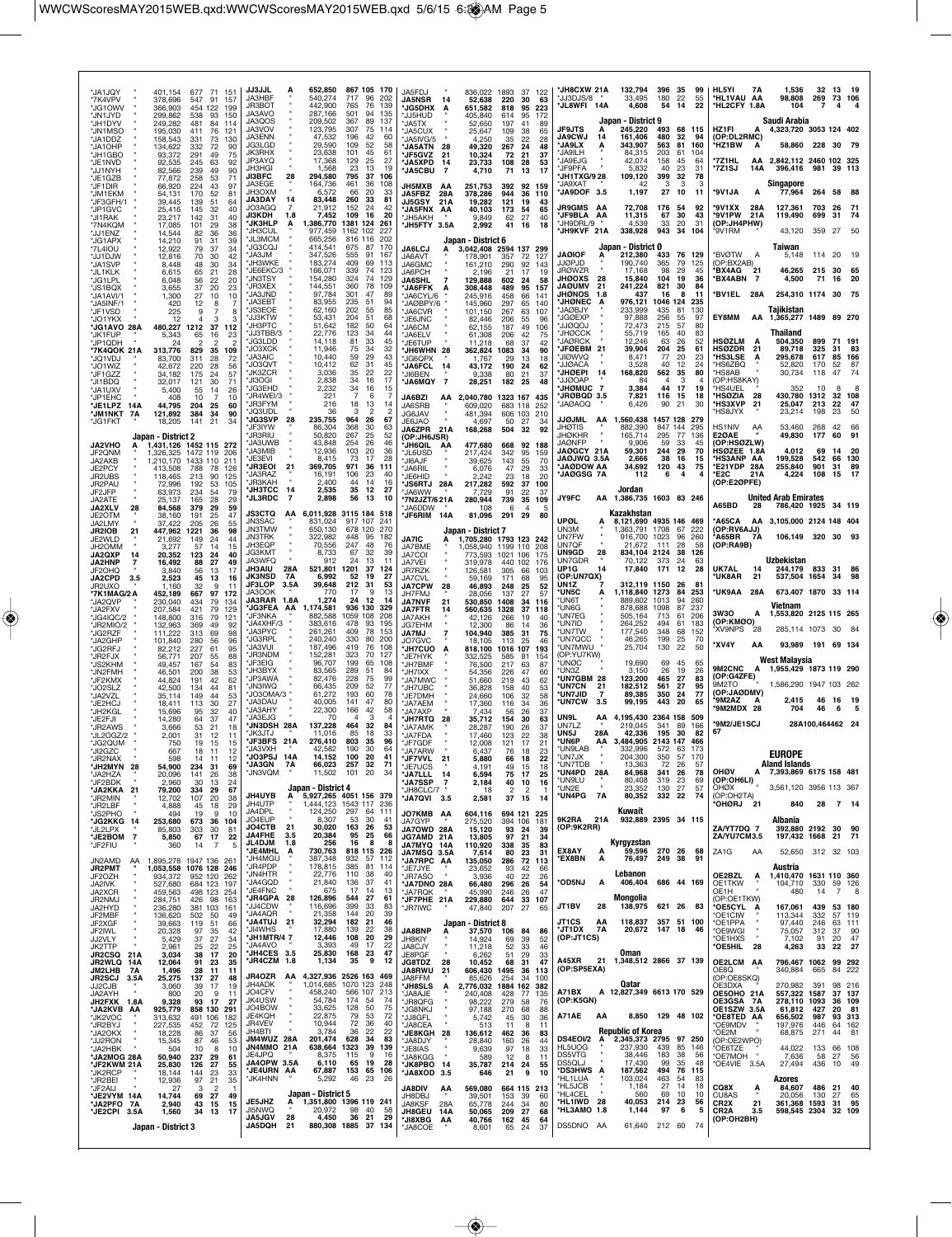*JA1QJY " 401,154 677 71 151
*7K4VPV " 378,696 547 91 157
*JG1OWV " 366,903 454 122 199
*JN1JYD " 299,862 538 93 150
*JH1DYV " 249,282 481 84 114
*JN1MSO " 195,030 411 76 121
*JA1DDZ " 158,543 331 73 130
*JA1OHP " 134,622 332 72 90
*JH1GBO " 93,372 291 49 75
*JE1NVD " 92,535 245 63 92
*JJ1NYH " 82,566 239 49 90
*JE1GZB " 77,872 258 53 71
*JF1DIR " 66,920 224 43 97
*JM1EKM " 54,131 170 52 81
*JF3GFH/1 " 39,445 139 51 64
*JP1GVC " 25,416 145 32 40
*JI1RAK " 23,217 142 31 40
*7N4KQM " 17,085 101 29 38
*JJ1ENZ " 14,544 82 36 36
*JG1APX " 14,210 91 31 39
*7L4IOU " 12,922 79 37 34
*JJ1DJW " 12,816 70 30 42
*JA1SVP " 8,448 48 30 34
*JL1KLK " 6,615 65 21 28
*JG1LPL " 6,048 56 22 20
*JS1BOX " 3,655 37 20 23
*JA1AVI/1 " 1,300 27 10 10
*JA5INF/1 " 420 12 8 7
*JF1VSD " 225 9 7 8
*JO1YKX " 12 4 3 3
*JG1AVO 28A 480,227 1212 37 112
*JK1FUP " 5,343 65 16 23
*JP1QDH " 24 2 2 2
*7K4QOK 21A 313,776 829 35 109
*JQ1VDJ " 83,700 311 28 72
*JO1WIZ " 42,672 220 28 56
*JF1GZZ " 34,182 175 24 57
*JI1BDQ " 32,017 121 30 71
*JA1UXV " 5,400 55 14 26
*JP1EHC " 408 10 7 10
*JE1LPZ 14A 44,795 204 25 60
*JM1NKT 7A 121,892 384 34 90
*JG1FKT " 18,205 141 21 34

## Japan - District 2

JA2VHO A 1,431,126 1452 115 272
JF2QNM " 1,326,325 1472 119 206
JA2AXB " 1,210,170 1433 110 211
JE2PCY " 413,508 788 78 126
JR2UBS " 118,465 213 90 125
JR2PAU " 72,996 192 53 105
JF2JFP " 63,973 234 54 79
JA2ATE " 25,137 165 28 29
JA2XLV 28 84,568 379 29 59
JE2OTM " 38,160 191 25 47
JA2LMY " 37,422 205 26 55
JR2IOB 21 447,962 1221 36 98
JA2EWL " 21,692 149 24 44
JH2OMM " 3,277 57 14 15
JA2QXP 14 20,352 123 24 40
JA2HNP 7 16,492 88 27 49
JF2OHQ " 3,840 56 13 17
JA2CPD 3.5 2,523 45 13 16
JR2UXO " 1,160 32 9 11
*7K1MAG/2 A 452,189 667 97 172
*JA2QVP " 230,040 434 79 134
*JA2FXV " 207,584 421 79 129
*JG4IQC/2 " 148,800 316 79 121
*JR2MIO/2 " 132,963 369 49 92
*JG2RZF " 111,222 313 69 98
*JA2GHP " 101,840 280 56 96
*JG2RFJ " 82,212 227 61 95
*JR2PJC " 56,771 207 55 88
*JS2KHM " 49,457 167 54 83
*JN2FMH " 46,501 200 38 53
*JF2KMX " 44,824 191 42 62
*JO2SLZ " 42,500 134 44 81
*JA2VZL " 35,114 149 44 53
*JE2HCJ " 18,411 113 30 27
*JH2KGL " 15,696 95 32 40
*JE2FJI " 14,280 64 37 47
*JR2AWS " 3,666 53 21 18
*JL2OGZ/2 " 2,001 31 12 11
*JG2QUM " 750 19 15 15
*JI2GZC " 667 18 11 12
*JR2NAX " 598 14 11 12
*JH2MYN 28 54,900 234 31 69
*JA2HZA " 20,096 141 26 38
*JF2BDK " 2,960 30 13 24
*JA2KKA 21 79,200 334 29 67
*JR2MIN " 12,702 107 20 38
*JR2LBF " 4,888 45 18 29
*JS2PHO " 494 19 9 10
*JG2KKG 14 253,680 673 36 104
*JL2LPX " 85,803 303 30 81
*JE2BOM 7 5,850 67 17 22
*JF2FIU " 360 14 7 5

JN2AMD AA 1,895,278 1947 136 261
JR2PMT " 1,053,558 1076 128 246
JF2OZH " 934,372 952 120 262
JA2IVK " 527,680 684 123 197
JA2XCR " 459,563 498 123 254
JR2NMJ " 284,751 426 98 163
JA2HYD " 236,280 381 103 161
JF2MBF " 136,620 502 50 49
JF2XGF " 39,663 119 51 66
JF2IWL " 20,328 97 35 42
JJ2VLY " 5,429 37 27 34
JK2TTP " 2,961 25 22 25
JR2CSQ 21A 3,034 38 17 20
JR2WLQ 14A 12,064 91 23 35
JM2LHB 7A 1,496 28 11 11
JR2SCJ 3.5A 25,275 137 27 48
JJ2CJB " 3,060 39 17 19
JA2HBK " 504 10 8 10
*JA2MOG 28A 50,940 237 29 61
*JF2KWM 21A 25,830 126 27 55
*JK2RCP " 18,144 144 23 33
*JR2BEI " 12,936 97 21 35
*JF2AIJ " 27 3 2 1
*JE2VYM 14A 14,744 69 27 49
*JA2PFO 7A 2,940 43 15 15
*JE2CPI 3.5A 1,560 34 13 17

## Japan - District 3

JJ3JJL A 652,850 867 105 170
JA3HBF " 540,274 717 96 202
JR3BOT " 442,900 765 76 139
JA3AVO " 287,166 501 94 135
JA3QOS " 209,502 367 89 137
JA3VOV " 123,795 307 75 114
JA3ENN " 47,532 196 42 60
JG3LGD " 29,590 109 52 58
JK3RHX " 23,638 101 45 61
JP3AYQ " 17,368 129 25 27
JH3HGI " 1,568 23 13 19
JI3BFC 28 294,580 795 37 106
JA3EGE " 164,736 461 36 108
JH3OXM " 6,572 66 20 33
JA3DAY 14 83,448 260 33 81
JO3AQQ 7 21,912 152 24 42
JI3KDH 1.8 7,452 109 16 20
*JK3HLP A 1,386,770 1381 124 261
*JH3CUL " 977,459 1162 102 227
*JL3MCM " 665,256 816 116 202
*JG3CQJ " 414,541 675 87 170
*JA3JM " 347,526 555 91 167
*JH3WKE " 183,274 409 69 113
*JE6EKC/3 " 166,071 339 74 123
*JN3TSY " 154,280 324 74 129
*JR3XEX " 144,551 360 78 109
*JA3JND " 97,784 301 47 89
*JA3EBT " 83,955 235 51 94
*JA3EOE " 62,160 202 55 85
*JJ3KTW " 53,431 204 51 68
*JH3PTC " 51,642 182 50 64
*JJ3TBB/3 " 22,776 123 34 44
*JG3LDD " 14,118 81 33 45
*JO3XCK " 11,946 75 34 32
*JA3AIC " 10,440 59 29 43
*JO3QVT " 10,412 62 31 45
*JK3ZCR " 3,036 35 22 22
*JJ3OGI " 2,838 34 16 17
*JG3EHD " 2,232 34 16 15
*JR4WEI/3 " 221 7 6 7
*JR3FYM " 216 18 13 14
*JG3UDL " 36 3 2 2
*JG3SVP 28 235,755 964 26 67
*JF3IYW " 86,304 368 30 63
*JR3RIU " 50,820 267 25 52
*JA3UWB " 43,848 254 26 46
*JA3MIB " 12,936 103 20 36
*JE3EVI " 8,415 73 17 28
*JR3EOI 21 369,705 971 36 111
*JA3RAZ " 16,191 106 23 40
*JR3KAH " 2,400 44 14 16
*JH3TCC 14 2,535 35 12 27
*JL3RDC 7 2,898 56 13 10

JS3CTQ AA 6,011,928 3115 184 518
JN3SAC " 831,024 917 107 241
JN3TMW " 650,130 678 120 270
JN3TRK " 322,982 448 95 182
JH3EQP " 70,556 247 48 76
JG3KMT " 8,733 67 32 39
JA3WFQ " 912 24 13 11
JH3AIU 28A 521,801 1201 37 124
JK3NSD 7A 6,992 52 19 27
JF3LOP 3.5A 39,648 212 31 53
JA3OOK " 770 17 9 13
JA3RAR 1.8A 1,274 24 12 14
*JG3FEA AA 1,174,581 936 130 329
*JF3NKA " 882,588 1059 108 208
*JA4XHF/3 " 383,616 478 93 195
*JA3PYC " 261,261 409 78 153
*JG3RPL " 240,240 330 80 200
*JA3VUI " 187,496 419 76 108
*JR3NDM " 152,281 323 70 127
*JF3EIG " 96,707 199 65 108
*JH3BYX " 83,565 289 51 84
*JO3AWA " 82,476 228 75 99
*JN3IWQ " 66,435 209 52 77
*JO3OMA/3 " 61,272 193 60 78
*JA3DAU " 40,005 141 47 80
*JA3AHY " 22,300 166 42 58
*JA3EJG " 70 4 3 4
*JN3DSH 28A 137,228 464 32 84
*JK3JTJ " 11,016 85 18 33
*JF3BFS 21A 276,410 803 35 96
*JA3VXH " 42,582 190 30 64
*JO3PSJ 14A 14,152 100 20 41
*JA3GN 7A 66,023 257 32 71
*JN3VQM " 11,502 101 20 34

## Japan - District 4

JH4UYB A 5,927,265 4051 156 379
JH4UTP " 1,444,123 1543 117 236
JA4DPL " 124,250 297 64 111
JO4EUP " 8,307 53 30 41
JO4CTB 21 30,020 163 26 53
JA4FHE 3.5 20,384 95 25 66
JL4DJM 1.8 256 16 8 8
*JE4MHL A 730,763 818 115 226
*JH4MGU " 387,348 932 57 112
*JR4PDP " 178,815 385 81 114
*JN4HTR " 22,776 110 38 40
*JA4GQD " 21,840 136 37 41
*JE4FNC " 675 17 14 13
*JR4GPA 28 126,896 644 27 61
*JJ4CDW " 116,696 399 33 83
*JA4AQR " 21,358 144 20 39
*JA4TUJ 21 32,294 182 21 46
*JI4WHS " 17,880 139 22 38
*JH1MTR/4 7 12,446 108 20 29
*JA4AVO " 3,393 49 17 22
*JH4CES 3.5 25,830 168 23 47
*JR4CZM 1.8 1,134 35 9 12

JR4OZR AA 4,327,936 2526 163 469
JH4ADK " 1,014,685 1070 123 248
JO4CFV " 458,240 566 107 213
JK4USW " 54,784 174 54 74
JO4BOW " 33,625 128 50 75
JE4KQH " 22,875 79 53 72
JR4VEV " 10,944 72 36 40
JH4BTI " 3,784 36 22 22
JM4WUZ 28A 201,474 628 34 83
JN4MMO 21A 638,664 1323 39 120
JE4JPQ " 8,375 115 9 16
JA4OPW 3.5A 6,110 65 19 28
*JE4URN AA 67,887 153 65 106
*JK4HNN " 5,292 46 23 26

## Japan - District 5

JE5JHZ A 1,351,800 1396 119 241
JI5NWQ " 20,972 98 40 58
JA5JGV 28 4,450 36 21 29
JA5DQH 21 880,308 1885 37 134
JA5FDJ " 836,022 1893 37 122
JA5NSR 14 52,638 220 30 63
*JG5DHX A 651,582 818 95 223
*JJ5HUD " 405,840 614 95 172
*JA5TX " 52,650 197 41 89
*JA5CUX " 25,647 109 38 65
*JA5IVG/5 " 4,250 35 22 28
*JA5ATN 28 49,320 267 24 48
*JA5EBU " 1,215 18 14 13
*JF5GVZ 21 10,324 72 21 37
*JA5XPD 14 23,733 108 28 53
*JA5CBU 7 4,710 71 13 17

JH5MXB AA 251,753 392 92 159
JA5FBZ 28A 378,286 944 36 110
JJ5GSY 21A 19,282 121 19 43
*JA5FNX AA 40,103 173 54 65
*JH5AKH " 9,849 62 27 40
*JH5FTY 3.5A 2,992 41 16 18

## Japan - District 6

JA6LCJ A 3,042,408 2594 137 299
JA6AVT " 178,901 357 72 127
JA6GMC " 161,210 290 92 143
JA6PCH " 2,196 21 17 19
JA6SHL 7 129,888 602 24 58
*JA6FFK A 308,448 489 95 157
*JA6CYL/6 " 245,916 458 66 141
*JA6BPY/6 " 145,960 297 65 140
*JA6CVR " 101,150 267 63 107
*JE6JNC " 82,446 206 55 96
*JA6CM " 62,155 187 49 106
*JA6ELV " 61,308 206 42 75
*JE6TUP " 11,218 68 37 42
*JH6WHN 28 362,824 1083 34 90
*JG6QPX " 1,767 29 13 18
*JA6FCL 14 43,172 190 24 62
*JI6BEN " 9,338 80 21 37
*JA6MQY 7 28,251 182 25 48

JA6BZI AA 2,040,780 1323 167 343
JA6SRB " 609,020 683 118 252
JG6JAV " 481,394 606 103 210
JE6JAO " 4,697 50 27 34
JA6ZPR 21A 168,268 504 32 92
(OP:JH6JSR)
*JH6QIL AA 477,680 668 92 188
*JL6USD " 217,424 342 95 159
*JI6AJF " 39,625 143 55 70
*JA6RIL " 6,076 47 29 33
*JE6HID " 2,242 23 18 20
*JS6RTJ 28A 217,282 592 37 100
*JA6WW " 7,729 91 22 37
*7N2JZT/6 21A 280,944 739 35 109
*JA6DDW " 108 6 4 5
*JF6RIM 14A 81,096 291 29 80

## Japan - District 7

JA7IC A 1,705,280 1793 123 242
JA7BME " 1,058,940 1199 110 208
JA7COI " 773,593 1021 106 175
JA7VEI " 319,978 440 102 176
JR7RZK " 126,581 305 66 103
JA7CVL " 59,169 171 68 95
JA7CPW 28 46,893 248 25 52
JH7FMJ " 28,056 137 27 57
JA7NVF 21 530,850 1408 34 116
JA7FTR 14 560,635 1328 37 118
JA7AKH " 42,126 266 19 40
JG7FHM " 12,300 86 14 36
JA7MJ 7 104,940 385 31 75
JO7GVC " 18,105 113 25 46
*JH7CUO A 818,100 1016 107 193
*JE7HYK " 332,525 585 81 154
*JH7BMF " 76,500 217 63 87
*JH7IXX " 54,356 226 47 60
*JA7MWC " 51,660 219 45 62
*JH7UBC " 36,828 158 40 53
*JE7DMH " 24,660 106 32 58
*JA7AEM " 17,360 116 34 36
*JA7AXP " 7,434 56 26 37
*JH7RTQ 28 35,712 154 30 63
*JA7AMK " 28,287 190 26 37
*JA7FDA " 17,460 123 22 38
*JF7GDF " 12,008 121 17 21
*JA7ARW " 6,437 76 18 23
*JF7VVL 21 5,880 66 18 22
*JE7UCS " 4,191 49 15 18
*JA7LLL 14 6,594 75 17 25
*JA7SSP 7 2,184 40 10 16
*JH8CLC/7 " 18 2 2 1
*JA7QVI 3.5 2,581 37 15 14

JO7KMB AA 604,116 694 121 225
JA7GYP " 275,520 394 106 181
JA7OWD 28A 15,120 93 24 39
JG7AMD 21A 13,805 97 21 34
JA7MYQ 14A 110,920 338 35 83
JA7MSQ 3.5A 7,614 80 23 31
*JA7RPC AA 135,050 286 72 113
*JE7JYE " 23,652 93 42 66
*JR7ASO " 3,936 40 22 26
*JA7DNO 28A 66,480 296 26 54
*JA7RQK " 45,990 246 26 47
*JF7PHE 21A 229,880 644 33 107
*JR7IWC " 47,840 207 27 65

## Japan - District 8

JA8BNP A 37,570 106 84 86
JH8KIY " 14,924 69 39 52
JA8CJY " 11,218 52 33 48
JE8PGF " 6,262 51 29 33
JA8CEA " 513 11 8 11
JG8TDZ 28 10,452 68 31 47
JA8RWU 21 606,430 1495 36 113
JA8FFM " 85,626 254 34 100
*JH8SLS A 2,776,032 1884 162 382
*JA8AJE " 240,408 428 77 135
*JR8QFG " 98,222 279 58 76
*JG8NKJ " 97,188 270 68 88
*JJ8GFL " 5,742 45 30 36
*JE8KGH 28 136,612 462 36 83
*JA8DJY " 28,840 160 26 44
*JE8IAS " 9,639 97 18 33
*JA8KGG " 589 12 8 11
*JE8PBO 14 35,787 214 24 55
*JA8XOD 3.5 646 21 9 10

JA8DIV AA 569,080 664 115 205
JH8DBJ " 39,501 153 39 60
JA8KSF 28A 65,778 244 34 80
JH8GEU 14A 50,065 229 27 58
*JI8XBG AA 40,766 162 45 64
*JA8COE " 8,601 65 24 37
*JH8CXW 21A 132,794 396 35 99
*JJ3DJS/8 " 33,495 180 22 55
*JL8WFI 14A 4,608 54 14 22

## Japan - District 9

JF9JTS A 245,220 493 68 115
JA9CWJ 14 161,406 480 32 94
*JA9LX A 343,907 563 81 160
*JA9ILH " 84,315 203 61 104
*JA9EJG " 42,074 158 45 64
*JF9PFA " 5,832 40 23 31
*JH1TXG/9 28 109,120 399 32 78
*JA9XAT " 42 3 3 3
*JA9DOF 3.5 1,197 27 10 11

JR9GMS AA 72,708 176 54 92
*JF9BLA AA 11,315 67 30 43
*JH9DRL/9 " 4,539 33 20 31
*JH9KVF 21A 338,928 943 34 104

## Japan - District Ø

JAØIOF A 212,380 433 76 129
JJØPJD " 190,740 365 79 125
JRØWZR " 17,168 98 29 45
JHØOXS 28 15,840 104 19 36
JAØUMV 21 241,224 821 30 84
JHØNOS 1.8 437 16 8 11
*JHØNEC A 976,121 1046 124 235
*JAØBJY " 233,999 435 81 130
*JGØEXP " 97,888 256 55 97
*JJØQOJ " 72,473 215 57 80
*JHØCCK " 55,719 165 40 83
*JAØRCK " 12,246 63 26 52
*JFØEBM 21 39,904 204 25 61
*JIØWVQ " 8,477 77 20 23
*JJØACA " 3,528 40 12 24
*JHØEPI 14 168,820 562 35 80
*JJØOAP " 84 4 3 4
*JHØMUC 7 3,384 44 17 19
*JRØBQD 3.5 7,821 116 15 18
*JAØAOQ " 6,426 90 21 30

JJØJML AA 1,560,438 1457 128 279
JHØTIS " 882,390 847 144 295
JHØKHR " 165,714 295 77 136
JAØNFP " 9,906 59 33 45
JAØGCY 21A 59,301 244 29 70
JAØJWQ 3.5A 2,666 38 16 15
*JAØDOW AA 34,692 120 43 75
*JAØGSG 7A 112 6 4 4

## Jordan

JY9FC AA 1,386,735 1603 83 246

## Kazakhstan

UPØL A 8,121,690 4935 146 469
UN3M " 1,363,791 1708 67 222
UN7FW " 916,700 1023 96 260
UN7QF " 21,672 111 28 58
UN9GD 28 834,104 2124 38 126
UN7GDR " 70,122 373 24 63
UP1G 14 17,840 171 12 28
(OP:UN7QX)
UN1Z 7 312,119 1150 26 81
*UN5C A 1,118,840 1273 84 253
*UN6T " 889,602 1013 94 260
*UN6G " 878,688 1098 87 237
*UN7EG " 505,164 713 61 206
*UN7ID " 264,252 494 61 183
*UN7TW " 177,540 348 68 152
*UN7QCC " 46,265 199 25 70
*UN7MWU " 25,704 130 22 50
(OP:YU7KW)
*UNØC " 19,690 69 45 65
*UN3Z " 3,150 26 19 26
*UN7GBM 28 123,200 465 27 83
*UN7CN 21 182,512 561 27 95
*UN7JID 7 89,385 350 24 77
*UN7CW 3.5 99,195 443 20 65

UN9L AA 4,195,430 2364 158 509
UN7LZ " 219,045 341 89 166
UN5J 28A 42,336 195 30 82
*UN6P AA 3,484,905 2143 147 466
*UN9LAB " 332,996 572 63 173
*UN7JX " 204,300 350 57 170
*UN7TDB " 13,363 72 26 57
*UN4PD 28A 84,968 341 26 78
*UN9LU " 80,408 319 23 69
*UN2E " 23,352 130 27 57
*UN4PG 7A 80,352 332 22 74

## Kuwait

9K2RA 21A 932,889 2395 34 115
(OP:9K2RR)

## Kyrgyzstan

EX8AY A 59,596 270 26 68
*EX8BN A 76,497 249 38 91

## Lebanon

*OD5NJ A 406,404 686 44 169

## Mongolia

JT1BV 28 138,975 621 26 83
JT1CS AA 118,837 357 51 100
*JT1DX 7A 20,672 147 18 46
(OP:JT1CS)

## Oman

A45XR 21 1,348,512 2866 37 139
(OP:SP5EXA)

## Qatar

A71BX A 12,827,349 6613 170 529
(OP:K5GN)
A71AE AA 8,850 129 48 102

## Republic of Korea

DS4EOI/2 A 2,345,373 2795 97 250
HL5UOG " 237,930 439 85 146
DS5VTG " 38,446 183 38 56
DS5QLJ " 17,430 99 35 48
*DS3HWS A 187,562 494 76 115
*HL1LUA " 103,024 463 54 83
*HL5JCB " 1,184 27 14 18
*HL4CEL " 560 69 10 10
*HL1IWD 28 40,053 214 23 56
*HL3AMO 1.8 1,144 97 6 5

DS5DNO AA 61,640 212 60 74
HL5IYI 7A 1,536 32 13 19
*HL1VAU AA 98,808 269 73 106
*HL2CFY 1.8A 104 7 4 4

## Saudi Arabia

HZ1FI A 4,323,720 3053 124 402
(OP:DL2RMC)
*HZ1BW A 58,860 228 30 79
*7Z1HL AA 2,842,112 2460 102 325
*7Z1SJ 14A 396,416 981 39 113

## Singapore

*9V1JA A 77,964 264 58 88
*9V1XX 28A 127,361 703 26 71
*9V1PW 21A 119,490 699 31 74
(OP:JH4PHW)
*9V1RM " 43,120 359 27 50

## Taiwan

*BVØTW A 5,148 114 20 19
(OP:BX2AB)
*BX4AG 21 46,265 215 30 65
*BX4ABN 7 4,500 71 16 20
*BV1EL 28A 254,310 1174 30 75

## Tajikistan

EY8MM AA 1,365,277 1489 89 270

## Thailand

HSØZLM A 504,350 899 71 191
HSØZDR 21 89,718 325 31 83
*HS3LSE A 295,678 617 85 166
*HS6ZBQ " 52,820 170 52 87
*HS8AB " 30,734 118 47 74
(OP:HS8KAY)
*HS4UEL " 352 10 8 8
*HSØZIA 28 430,780 1312 32 108
*HS3XVP 21 25,047 213 22 47
*HS8JYX " 23,214 198 23 50

HS1NIV AA 53,460 268 42 66
EZØAE " 49,830 177 60 91
(OP:HSØZLW)
HSØZEE 1.8A 4,012 69 14 20
*HS3ANP AA 199,528 542 66 130
*E21YDP 28A 255,840 901 31 89
*E2C 21A 4,224 108 15 17
(OP:E2ØPFE)

## United Arab Emirates

A65BD 28 786,420 1925 34 119
*A65CA AA 3,105,000 2124 148 404
(OP:RV6AJJ)
*A65BR 7A 106,149 320 30 93
(OP:RA9B)

## Uzbekistan

UK7AL 14 244,179 833 31 86
*UK8AR 21 537,504 1654 34 98
*UK9AA 28A 673,407 1870 33 114

## Vietnam

3W3O A 1,553,820 2125 115 265
(OP:KMØO)
XV9NPS 28 285,114 1073 30 84
*XV4Y AA 93,989 191 69 134

## West Malaysia

9M2CNC A 1,955,429 1873 119 290
(OP:G4ZFE)
9M2TO " 1,586,290 1947 103 262
(OP:JAØDMV)
*9M2AZ A 2,415 46 16 19
*9M2MDX 28 704 46 6 5
*9M2/JE1SCJ 28A100,464462 24 67

# EUROPE

## Aland Islands

OHØV A 7,393,869 6175 158 481
(OP:OH6LI)
OHØX " 3,561,120 3956 113 367
(OP:OH2TA)
*OHØRJ 21 840 28 7 14

## Albania

ZA/YT7DQ 7 392,880 2192 30 90
ZA/YU7CM3.5 197,432 1668 21 71

## Andorra

ZA1G AA 52,650 312 32 103

## Austria

OE2BZL A 1,410,470 1631 110 360
OE1TKW " 104,710 330 59 126
OE1H " 480 14 7 8
(OP:OE1TKW)
*OE5CYL A 167,061 439 53 180
*OE1CIW " 113,344 332 57 119
*OE1PPA " 97,440 246 61 171
*OE9WGI " 75,057 312 37 90
*OE1HXS " 7,102 91 20 47
*OE5HIL 28 4,263 33 22 27

OE2LCM AA 796,467 1062 99 292
OE8Q " 340,884 665 84 222
(OP:OE8SKQ)
OE3DXA " 270,982 391 98 216
OE5OHO 21A 557,322 1587 37 137
OE3GSA 7A 278,110 1093 36 109
OE1SZW 3.5A 61,812 427 20 81
*OE8TED AA 656,502 987 93 313
*OE9MDV " 197,976 446 64 162
*OE2M " 68,875 271 44 81
(OP:OE2WPO)
*OE6TZE " 44,022 133 66 120
*OE7MOH " 7,636 58 27 56
*OE4VIE 3.5A 27,494 436 10 49

## Azores

CQ8X A 84,607 486 21 40
CU8AS " 20,056 130 27 65
CR2X 21 361,368 1593 31 95
CR2A 3.5 598,545 2304 32 119
(OP:OH2BH)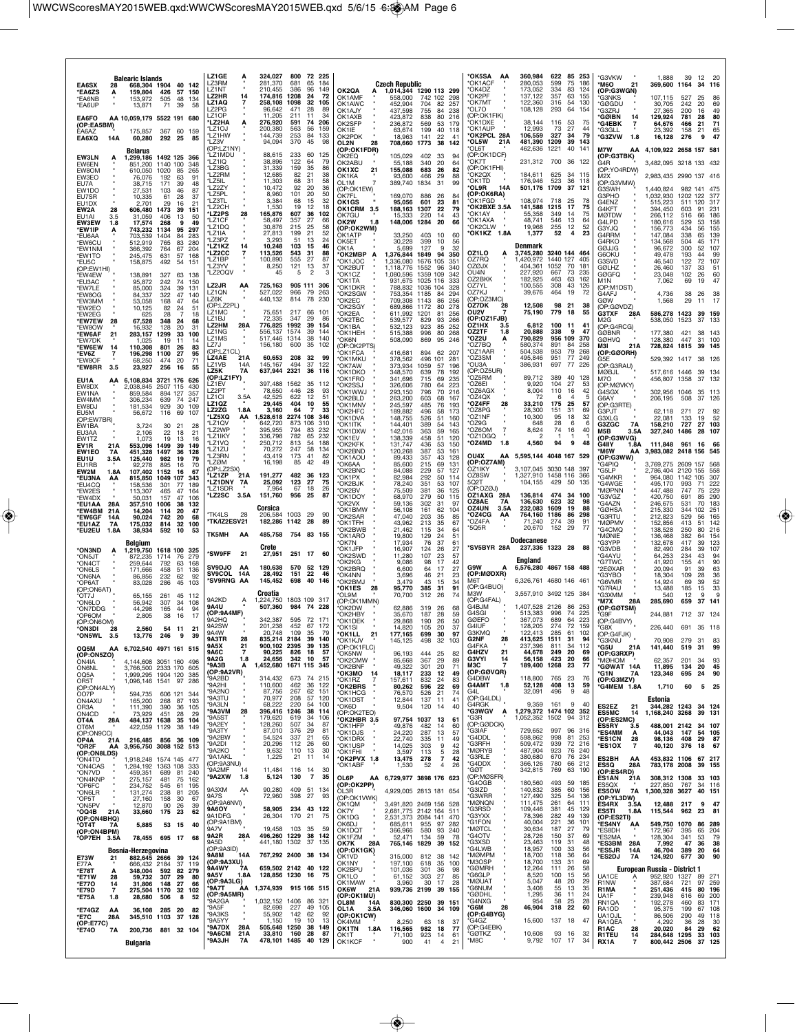## Balearic Islands

EA6SX 28 668,304 1904 40 142
*EA6ZS A 159,804 426 57 150
*EA6NB " 153,972 505 48 134
*EA6UP " 13,871 71 39 58

EA6FO AA 10,059,179 5522 191 680
(OP:EA5BM)
EA6AZ " 175,857 367 60 159
EA6XQ 14A 60,280 292 25 85

## Belarus

EW3LN A 1,299,186 1492 125 366
EW8EN " 851,200 1140 100 348
EW8OM " 610,050 1020 85 265
EW3EO " 76,076 192 63 91
EU7A " 38,715 171 39 48
EW1DO " 27,531 103 46 87
EU7SR " 10,335 61 28 37
EU1DX " 2,701 29 16 21
EW2A 28 606,480 1473 39 151
EU1AI 3.5 31,059 406 13 50
EW3EW 1.8 17,574 268 9 49
*EW1IP A 743,232 1134 95 297
*EU6AA " 703,539 1404 84 283
*EW6CU " 512,919 765 83 280
*EW1NM " 366,392 764 67 204
*EW1TO " 245,475 631 57 168
*EU5C " 158,875 492 54 151
(OP:EW1HI)
*EW4EW " 138,891 327 63 138
*EU3AC " 95,872 242 74 150
*EW7LE " 85,000 324 39 131
*EW8OG " 84,337 322 47 140
*EW3MM " 53,058 168 47 64
*EW2EO " 10,125 82 24 51
*EW2EG " 625 28 7 18
*EW7EW 28 67,528 348 24 68
*EW8OW " 16,932 128 20 31
*EW6AF 21 283,157 1299 33 100
*EW7DK " 1,025 19 11 14
*EW6EW 14 110,308 801 26 83
*EV6Z 7 196,298 1100 27 95
*EW8OF " 68,250 474 20 71
*EW8RR 3.5 23,927 256 16 55

EU1A AA 6,108,834 3721 176 626
EW8DX " 2,038,845 2507 115 430
EW1NA " 859,584 894 127 357
EW4MM " 306,234 639 74 247
EW8DJ " 181,534 929 30 109
EU5M " 56,672 116 69 107
(OP:EW7BR)
EW1BA " 3,724 30 21 28
EU3AA " 2,106 22 18 21
EW1TZ " 1,073 19 13 16
EV1R 21A 553,096 1499 39 149
EW1EO 7A 451,328 1497 36 128
EU1U 3.5A 125,440 982 19 79
EU1RB " 92,278 895 16 70
EW2M 1.8A 107,402 1152 16 67
*EU3NA AA 815,850 1049 107 343
*EU4CQ " 158,536 301 77 189
*EW2ES " 113,307 465 47 164
*EW4DX " 50,031 157 47 106
*EU1AA 28A 357,510 1006 38 132
*EW4BM 21A 14,204 114 20 47
*EW6GF 14A 90,024 742 20 68
*EU1AZ 7A 175,032 814 32 100
*EU2EU 1.8A 38,934 592 10 53

## Belgium

*ON3ND A 1,219,750 1618 100 325
*ON5JT " 872,235 1714 76 279
*ON4CT " 259,644 792 63 168
*ON6LS " 171,666 458 51 136
*ON6NA " 86,856 232 62 92
*OP6AT " 83,028 286 45 103
(OP:ON6AT)
*OT7J " 65,151 261 45 112
*ON6LO " 56,942 307 34 108
*ON7DDQ " 44,298 165 44 94
*OP6OM " 2,805 38 16 17
(OP:ON6OM)
*ON3DI 28 2,560 54 11 21
*ON5WL 3.5 13,776 246 9 39

OQ5M AA 6,702,540 4971 161 515
(OP:ON5ZO)
ON4IA " 4,144,608 3051 160 496
ON6NL " 3,766,500 2333 170 605
OQ5A " 1,999,295 1904 120 385
OR5T " 1,096,146 1541 97 286
(OP:ON4ALY)
OO7P " 594,735 606 121 344
ON4AXU " 165,200 268 87 193
OR3A " 111,390 390 36 105
ON4CD " 73,929 451 28 29
OT4A 28A 484,137 1638 35 104
OT6M " 422,059 1129 38 149
(OP:ON9CC)
OP4A 21A 216,485 856 36 109
*OR2F AA 3,956,750 3088 152 513
(OP:ON8LDS)
*ON4TO " 1,918,248 1574 145 477
*ON4CAS " 1,284,192 1363 108 333
*ON7VD " 459,351 689 81 240
*ON4KNP " 275,157 481 75 162
*OP6FC " 234,752 545 61 195
*ON6LR " 131,274 238 81 205
*OP5T " 27,160 158 30 67
*ON5PV " 12,870 90 26 39
*OQ4B 21A 33,660 175 23 62
(OP:ON4BHQ)
*OT4T 7A 5,885 53 15 40
(OP:ON4BPM)
*OP7EH 3.5A 78,455 695 17 68

## Bosnia-Herzegovina

E73W 21 882,645 2666 39 124
E77A " 666,432 2184 37 119
*E78T A 348,004 592 82 279
*E71W 28 59,732 307 29 80
*E77O 14 31,806 148 27 66
*E79D 7 275,504 1170 32 122
*E75A 1.8 28,680 506 8 52

*E74GZ AA 36,108 285 20 72
*E7C 28A 345,510 1103 37 128
(OP:E77C)
*E74O 7A 200,736 881 32 104

## Bulgaria

LZ1GE A 324,027 800 72 225
LZ3RM " 281,370 681 65 184
LZ1NT " 210,455 386 96 149
LZ2HR 14 174,816 1208 24 72
LZ1AQ 7 258,108 1098 32 105
LZ2PG " 96,642 471 28 89
LZ1OP " 11,205 211 11 34
*LZ2HA A 276,920 591 74 206
*LZ1OJ " 200,380 563 56 159
*LZ1HW " 144,739 253 84 133
*LZ3V " 94,094 370 45 98
(OP:LZ1NY)
*LZ1MDU " 88,615 233 60 125
*LZ1IQ " 38,896 122 64 79
*LZ3BG " 31,339 159 35 86
*LZ2RM " 12,685 82 21 38
*LZ5IL " 11,303 68 31 58
*LZ2ZY " 10,472 92 20 36
*LZ5PL " 8,960 101 20 50
*LZ3TL " 3,384 68 15 32
*LZ2CH " 1,530 19 12 18
*LZ2PS 28 165,876 607 36 102
*LZ1CF " 58,497 357 27 66
*LZ1DQ " 30,876 215 25 58
*LZ1IA " 27,813 199 21 52
*LZ3PZ " 3,293 51 13 24
*LZ1KZ 14 10,248 103 15 46
*LZ2CC 7 113,526 543 31 88
*LZ1BP " 100,890 555 27 87
*LZ3YV " 8,250 121 13 37
*LZ2OQV " 45 5 2 3

LZ2JR AA 725,163 905 111 306
LZ1QN " 527,022 966 79 263
LZ6K " 440,132 814 78 230
(OP:LZ2PL)
LZ1MC " 75,651 217 66 101
LZ1BJ " 72,335 347 29 86
LZ2HM 28A 776,825 1992 39 154
LZ1NG " 556,137 1574 39 144
LZ1MS " 517,446 1314 38 140
LZ1J " 156,180 600 35 102
(OP:LZ1CL)
LZ4AE 21A 60,653 208 32 99
LZ1VB 14A 145,167 494 37 122
LZ5K 7A 637,944 2321 36 116
(OP:LZ1FY)
LZ1EV " 397,488 1562 35 112
LZ2PT " 78,650 446 28 93
LZ1CI 3.5A 42,525 622 12 51
LZ1QZ " 29,445 404 10 55
LZ2ZG 1.8A 3,160 64 7 33
*LZ5XQ AA 1,528,618 2274 108 346
*LZ1VB " 642,720 873 106 310
*LZ2WP " 395,955 794 83 232
*LZ1IKY " 336,798 782 65 232
*LZ1VQ " 250,712 813 54 188
*LZ1ZU " 70,272 247 58 134
*LZ3RN " 43,419 173 41 82
*LZ0M " 16,198 85 42 49
(OP:LZ2SX)
*LZ1ZP 21A 191,277 482 36 123
*LZ1DNY 7A 25,092 123 27 75
*LZ1SDR " 7,964 67 18 26
*LZ2SC 3.5A 151,760 956 25 87

## Corsica

*TK4LS 28 206,584 1003 29 90
*TK/IZ2ESV 21 182,286 1142 28 89

TK5MH AA 485,758 754 83 155

## Crete

*SW9FF 21 27,951 251 17 60

SV9DJO AA 180,638 570 52 129
SV9COL 14A 28,492 151 22 46
*SV9RNG AA 145,452 698 40 146

## Croatia

9A2KD A 1,224,750 1803 109 317
9A4U " 507,360 984 74 228
(OP:9A4MF)
9A2HQ " 342,387 595 72 171
9A2SW " 201,238 452 67 172
9A4W " 20,748 109 35 79
9A3TR 28 835,214 2184 39 140
9A5X 21 900,102 2395 39 135
9A6C 7 90,225 826 18 57
9A2G 1.8 24,656 342 10 57
*9A3B A 1,452,680 1671 115 345
(OP:9A2VR)
*9A2BD " 314,432 673 74 215
*9A2HI " 110,600 462 36 122
*9A2NO " 87,756 267 62 151
*9A3TU " 70,977 208 57 120
*9A3LN " 68,222 220 54 100
*9A3VM 28 396,416 1246 38 114
*9A5ST " 179,620 619 34 106
*9A2EY " 128,260 507 34 87
*9A3TY " 87,010 376 29 81
*9A2BW " 54,524 337 21 65
*9A2DI " 20,296 112 26 60
*9A2DQ " 9,632 110 13 30
*9A1AKL " 1,225 21 11 14
(OP:9A3NU)
*9A2MF 14 11,484 116 14 30
*9A2WW 1.8 5,124 130 7 35

9A3XM AA 90,280 409 51 134
9A7S " 72,960 398 27 93
(OP:9A6NV)
9A6OY " 58,905 234 43 122
9A1DFG " 26,304 170 21 75
(OP:9A1BM)
9A7V " 19,458 103 35 59
9A2R 28A 496,660 1229 38 142
9A5D " 441,180 1302 37 135
(OP:9A3ID)
9A8M 14A 767,292 2400 38 134
(OP:9A3XU)
9A4WY 7A 659,502 2142 40 122
9A5Y 1.8A 128,856 1230 16 75
(OP:9A3LG)
*9A7T AA 1,374,939 915 166 515
(OP:9A5MR)
*9A2GA " 1,032,152 1406 86 321
*9A5F " 82,698 227 49 105
*9A3KS " 55,902 142 62 92
*9A5YY " 1,150 19 10 13
*9A7DX 28A 505,648 1250 38 149
*9A6CM 21A 33,810 160 28 87
*9A3JH 7A 478,101 1485 40 129

## Czech Republic

OK2QA A 1,014,344 1290 113 299
OK1AMF " 558,000 742 102 298
OK1AWC " 452,904 704 82 257
OK1AJY " 437,598 755 84 238
OK1AXB " 423,872 838 80 216
OK2SFP " 236,872 569 53 179
OK1IE " 63,674 199 40 118
OK2PDK " 18,963 141 22 41
OL2N 28 708,660 1773 38 142
(OP:OK1FDR)
OK2EQ " 105,029 402 33 94
OK2ABU " 55,188 340 20 64
OK1XC 21 155,088 683 26 82
OK1KA " 93,600 466 29 88
OL1M 7 389,740 1834 31 99
(OP:OK1EW)
OK7FL " 169,070 886 26 84
OK1GS " 95,056 601 23 81
OK1CRM 3.5 188,163 1307 22 79
OK7GU " 15,333 220 14 43
OK2W 1.8 148,006 1284 20 66
(OP:OK2WM)
OK1ATP " 33,250 403 10 60
OK5ET " 30,228 399 10 56
OK1A " 5,699 127 9 32
*OK2MBP A 1,376,844 1849 94 326
*OK1JOC " 1,336,080 1676 105 351
*OK2BUT " 1,118,776 1552 96 340
*OK1CZ " 1,080,596 1359 109 342
*OK1TA " 931,675 1025 116 333
*OK1DKR " 788,832 1036 104 328
*OK2SGW " 753,354 1185 84 294
*OK2EC " 709,306 1143 86 276
*OK2SGY " 689,866 1172 80 278
*OK2EA " 611,992 1201 81 256
*OK2TBC " 539,577 829 93 266
*OK1EA " 532,123 923 85 252
*OK1HEH " 515,388 996 80 268
*OK6N " 508,090 869 95 246
(OK:OK2PTS)
*OK1FCA " 416,681 894 62 207
*OK1MKU " 378,562 496 101 281
*OK7AW " 373,934 1059 57 196
*OK1DKO " 348,570 639 78 192
*OK1FRO " 341,696 715 69 235
*OK2SSJ " 326,606 780 64 223
*OK1WWJ " 293,150 796 70 216
*OK2BLD " 263,200 603 68 167
*OK1MNV " 245,597 485 76 193
*OK2HFC " 189,882 496 58 173
*OK1DVA " 148,755 526 51 160
*OK1ITK " 144,401 389 54 143
*OK1DXW " 142,016 363 59 165
*OK1EV " 138,339 458 51 120
*OK2KFK " 131,747 436 53 150
*OK2BND " 120,268 387 53 161
*OK1AOU " 89,433 357 43 128
*OK6AA " 85,600 215 69 131
*OK2BNC " 84,088 229 57 127
*OK1PX " 82,984 292 50 114
*OK2BJK " 78,240 351 53 107
*OK2BIV " 75,509 381 36 125
*OK1DOY " 68,970 279 50 115
*OK2VX " 59,136 302 31 97
*OK1BMW " 56,108 161 62 104
*OK2SAR " 47,040 203 35 85
*OK1TFH " 43,962 213 35 67
*OK2BWB " 21,462 115 34 64
*OK1ARO " 19,800 129 24 51
*OK7N " 17,934 76 37 61
*OK1JFP " 16,907 124 26 27
*OK2SWD " 11,280 107 23 57
*OK2KG " 9,086 98 17 42
*OK2BRQ " 6,600 64 17 27
*OK1NN " 3,696 46 21 23
*OK2BMJ " 3,479 43 15 34
*OK1ES 28 95,770 385 31 91
*OL9M " 70,700 312 26 74
(OP:OK1MMN)
*OK2DW " 62,886 319 26 68
*OK2HBY " 35,670 187 28 59
*OK1DEK " 29,868 190 26 50
*OK1SI " 14,820 105 20 37
*OK1LL 21 177,165 699 30 97
*OK1KJV " 145,125 498 32 103
(OP:OK1FLC)
*OK5NW " 96,193 444 25 82
*OK2CMW " 85,668 367 29 89
*OK2BNF " 49,322 301 20 71
*OK3MO 14 18,117 233 12 49
*OK1RZ 7 157,611 832 24 83
*OK2BRS " 80,262 596 22 69
*OK1HCG " 76,570 526 21 74
*OK1DST " 12,844 137 11 41
*OK6D " 9,504 120 14 40
(OP:OK2TEO)
*OK2HBR 3.5 97,754 1037 13 61
*OK1HFP " 49,876 482 14 60
*OK1DJS " 24,220 287 13 57
*OK1DRX " 22,740 335 11 49
*OK1USP " 14,025 303 9 42
*OK1FHI " 3,597 113 5 28
*OK2PVX 1.8 13,475 278 7 42
*OK1ABF " 1,530 52 4 26

OL6P AA 6,729,977 3898 176 623
(OP:OK2PP)
OL3R " 4,929,005 2813 181 654
(OP:OK1VWK)
OK1QM " 3,491,820 2469 156 528
OK7Y " 2,681,775 2142 164 511
OK1DG " 2,531,373 2084 141 470
OK6DJ " 685,611 955 97 282
OK1DQT " 366,966 580 93 240
OK1FZM " 52,471 134 59 78
OK7K 28A 765,146 1829 39 152
(OP:OK1GK)
OK1VD " 315,000 812 38 142
OK1NY " 197,100 618 35 100
OK2BPU " 101,036 301 36 98
OK1LO " 61,152 303 27 85
OK1MAW " 3,960 30 17 28
OK6W 21A 939,736 2199 39 155
(OP:OK1MU)
OL8M 14A 830,300 2250 39 151
OL1A 3.5A 346,060 1660 30 100
(OP:OK1CW)
OK4MM " 8,250 63 18 37
OK1TN 1.8A 116,565 982 18 77
OK1T " 71,100 923 14 61
OK1KCF " 900 41 4 21
*OK5SA AA 360,984 622 85 253
*OK1ACF " 280,053 599 75 186
*OK4DZ " 173,052 334 83 124
*OK2PF " 137,122 357 63 155
*OK7MT " 122,360 316 54 130
*OL7O " 108,128 293 64 154
(OP:OK1FIK)
*OK1DXE " 38,144 116 53 75
*OK1AUP " 12,993 73 27 44
*OK2PCL 28A 106,559 327 34 79
*OL5W 21A 481,390 1209 39 143
*OL6T " 462,636 1221 40 141
(OP:OK1DCF)
*OK7T " 231,312 700 36 122
(OP:OK1FHI)
*OK2QX " 184,611 625 34 115
*OK1TD " 176,946 523 36 118
*OL9R 14A 501,176 1709 37 121
(OP:OK6RA)
*OK1FGD " 108,974 718 25 78
*OK2BXE 3.5A 141,588 1215 17 75
*OK1AY " 55,358 349 14 75
*OK1AXA " 48,741 546 13 64
*OK2CLW " 19,968 255 12 52
*OK1KZ 1.8A 1,377 52 4 23

## Denmark

OZ1LO A 3,745,280 3240 144 464
OZ7RQ " 1,420,972 1440 127 405
OZ0JX " 404,361 1052 70 181
OZ0DK " 227,920 667 73 235
OZ2BKK " 182,925 463 63 162
OZ7YL " 100,555 308 43 126
OZ7KJ " 39,676 464 19 72
(OP:OZ3MC)
OZ7DK 28 12,508 98 21 38
OU2V 7 75,190 779 18 55
(OP:OZ1FJB)
OZ1HX 3.5 6,812 100 11 41
OZ7F 1.8 20,888 338 9 47
*OZ2U A 790,829 956 109 370
*OZ7BQ " 580,374 891 84 258
*OZ1AAR " 504,538 953 79 268
*OZ3SM " 495,846 951 77 249
*OU3A " 386,931 697 77 226
(OP:OZ5UR)
*OZ5RM " 89,712 389 40 128
*OZ6EI " 9,920 104 27 53
*OZ6AGX " 8,004 110 16 42
*OZ4QX " 72 6 4 5
*OZ4FF 28 33,210 175 25 57
*OZ8PG " 28,300 151 31 69
*OZ1NF " 10,300 95 18 32
*OZ9G " 648 28 6 6
*OZ6OM 7 8,624 74 16 40
*OZ1DGQ " 2 1 1 1
*OZ4MD 1.8 4,560 94 9 48

OU4X AA 5,595,144 4048 167 529
(OP:OZ7AM)
OZ1IKY " 3,107,045 3030 148 397
OZ8SW " 1,327,910 1458 116 366
5Q7T " 104,155 429 50 135
(OP:OZ0J)
OZ1AXG 28A 136,814 474 34 100
OZ8AE 7A 136,630 623 32 98
OZ4UN 3.5A 232,083 1609 19 88
*OZ4CG AA 764,160 1186 86 298
*OZ4FA " 71,240 274 39 91
*5Q5R " 20,670 152 29 77

## Dodecanese

*SV5BYR 28A 237,336 1323 28 88

## England

G9W A 6,576,280 4867 158 488
(OP:M0DXR)
M6T " 6,326,761 4680 146 461
(OP:G4BUO)
M3W " 3,557,910 3492 125 384
(OP:G4FAL)
G4BJM " 1,407,528 2126 86 253
G4SGI " 513,383 996 74 225
G0EFO " 367,073 689 64 223
G4IUF " 128,205 274 72 159
G3KMQ " 122,413 285 61 102
G2NF 28 413,625 1511 31 94
G4FKA " 237,396 811 34 112
G4HZV 21 44,678 249 20 69
G3VYI 14 56,158 423 20 66
M3C 7 189,400 1268 23 77
(OP:G0VQR)
G4DBW " 118,800 765 23 76
G0DHL " 13,824 238 14 50
G4AMT 1.8 52,128 408 13 59
G4L " 32,091 496 9 48
(OP:G4LDL)
G4RGK " 9,359 161 9 40
*G3WGV A 1,279,372 1474 102 352
*G3R " 1,052,352 1502 94 312
(OP:G0DCK)
*G3IAF " 729,652 997 96 316
*G4DDL " 598,862 998 81 253
*G3RFH " 509,472 939 72 216
*M0RYB " 487,904 923 76 240
*G3RLE " 380,680 670 76 234
*G4DDX " 366,126 780 66 212
*G0T " 342,815 769 63 190
(OP:M0SFR)
*G4OGB " 180,560 493 59 185
*G3IZD " 140,832 385 60 156
*G3WRR " 127,490 325 54 136
*M0NGN " 111,475 261 64 111
*G3RSD " 109,446 381 45 129
*G3YXX " 78,396 282 49 119
*G1FON " 40,004 221 36 101
*M0TCL " 30,634 187 27 79
*G4OTV " 28,776 150 37 69
*G3XSD " 23,463 119 31 48
*G4LWB " 18,957 100 33 56
*M0MPM " 18,700 118 36 64
*M0SRP " 18,700 133 31 69
*G0MRH " 12,264 111 26 58
*M0UAT " 5,047 48 20 29
*G6NUM " 3,408 55 13 35
*G0DHL " 1,295 36 11 24
*G4NXG " 864 12 11 13
*G7FEK 28 46,904 318 22 60
(OP:G4BYG)
*G4GZ " 15,600 137 18 47
(OP:G4EBK)
*G0TKZ " 10,608 93 16 32
*M8C " 9,792 107 17 34
*G3VKW " 1,888 39 12 20
*M6O 21 369,600 1164 34 116
(OP:G3WGN)
*G3NKS " 107,115 527 25 86
*G0GDU " 30,705 242 20 69
*G3ZRJ " 27,365 200 16 49
*G0IBN 14 129,924 781 28 80
*G4EBK 7 64,676 466 21 71
*G3GLL " 23,392 158 21 65
*G3ZVW 1.8 16,128 276 9 47

M7W AA 4,109,922 2658 157 581
(OP:G3TBK)
G4R " 3,482,095 3218 133 432
(OP:YO4RDW)
M2X " 2,983,435 2990 137 416
(OP:G3VMW)
G3SWH " 1,440,824 982 141 475
G3PHO " 1,032,930 1202 122 377
G4ENZ " 515,223 511 120 317
G4KFT " 394,450 603 91 231
M0TDW " 266,112 516 66 186
G4LPD " 180,616 529 53 158
G3YJQ " 156,773 434 56 155
G4RRM " 147,084 338 65 139
G4RKO " 134,568 504 45 171
G0JJG " 96,672 300 52 107
G6OKU " 49,478 193 44 99
G3SVD " 46,540 122 72 107
G0LHZ " 26,460 137 33 75
G0GFQ " 23,048 102 26 60
M1N " 7,062 69 19 47
(OP:M1DST)
G4AFJ " 4,736 38 26 38
G0W " 1,568 29 11 17
(OP:G0VDZ)
G3TXF 28A 586,278 1423 39 159
M2G " 538,050 1523 37 133
(OP:G4RCG)
G0BNR " 177,380 421 38 143
G0HVQ " 128,380 447 31 100
M3I 21A 728,824 1815 39 145
(OP:G0ORH)
G5E " 529,392 1417 38 126
(OP:G3RAU)
M0BJL " 517,616 1446 39 134
M7O " 456,807 1358 37 132
(OP:M0VKY)
G4ASX " 302,956 1046 35 113
G6AY " 206,195 508 37 126
(OP:G3RTE)
G3PJT " 62,118 271 27 92
G3XLG " 22,081 133 19 52
G3ZGC 7A 158,210 727 27 103
M5B 3.5A 327,240 1486 28 107
(OP:G3VVG)
G4IIY 1.8A 111,848 961 16 66
*M6W AA 3,983,082 2418 156 545
(OP:G3WW)
*G4PIQ " 3,769,275 2609 157 568
*G5LP " 2,786,404 2120 155 558
*G4MKR " 964,080 1142 105 307
*G4WGE " 495,170 993 71 222
*M0PNN " 447,488 747 75 229
*G3VGZ " 420,750 691 85 290
*G4AZN " 246,675 531 70 183
*G0HSA " 215,330 344 100 251
*G3RTU " 212,823 529 56 165
*M0PMV " 152,856 413 51 142
*G4CMQ " 138,528 250 80 216
*M0NIE " 136,468 382 64 154
*G3YPP " 132,678 417 39 123
*G3VDB " 82,490 284 39 107
*G4AYU " 64,253 234 43 94
*G7TWC " 41,920 155 41 90
*2E0XAR " 20,094 91 39 63
*G3YBO " 18,304 109 28 36
*G6VMR " 14,924 69 39 52
*G7RAU " 13,488 185 15 33
*G3XMM " 540 12 9 9
*M7X 28A 285,690 659 37 141
(OP:G0TSM)
*G9F " 244,881 712 37 124
(OP:G4BVY)
*G8X " 226,440 691 35 118
(OP:G4FJK)
*G3KNU " 70,908 279 31 83
*G5U 21A 141,440 519 31 99
(OP:G3RXP)
*M0HOM " 62,357 201 34 93
*G0WAT 14A 11,895 134 20 45
*G1N 7A 123,348 695 24 90
(OP:G3MZV)
*G4MEM 1.8A 1,710 60 5 25

## Estonia

ES2EZ 21 344,282 1243 34 124
ES5MC 14 1,168,240 3268 39 131
(OP:ES2MC)
ES5RY 3.5 488,001 2142 34 107
*ES4MM A 44,043 147 54 105
*ES1CN 28 98,136 406 29 87
*ES1OX 7 40,120 376 18 67

ES2BH AA 453,832 1106 67 217
ES5Q 28A 783,178 2008 39 155
(OP:ES4RD)
ES1AN 21A 308,312 1308 33 103
ES5QX " 227,850 767 34 116
ES5OW 7A 1,300,328 3627 40 151
(OP:YL3DW)
ES4RX 3.5A 12,488 217 9 47
ES5TI 1.8A 115,544 962 23 81
(OP:ES2TI)
*ES4NY AA 549,750 1070 86 289
*ES8DH " 172,967 395 65 204
*ES2MA " 128,304 341 53 79
*ES3BM 28A 7,992 47 36 38
*ES5JR 14A 46,704 389 20 64
*ES2DJ 7A 124,920 677 30 90

## European Russia - District 1

UA1CE A 952,920 1327 89 271
R1NW " 387,684 721 97 259
R1MA " 251,436 415 80 196
UA1F " 239,948 616 69 200
RN1QA " 192,278 460 83 171
RA1OD " 95,375 199 67 108
UA1OJL " 86,506 290 49 119
RA1QEA " 4,292 35 28 30
R1AC 28 20,020 84 29 62
R1TEU 14 284,648 1295 33 103
RX1A 7 800,442 2506 37 125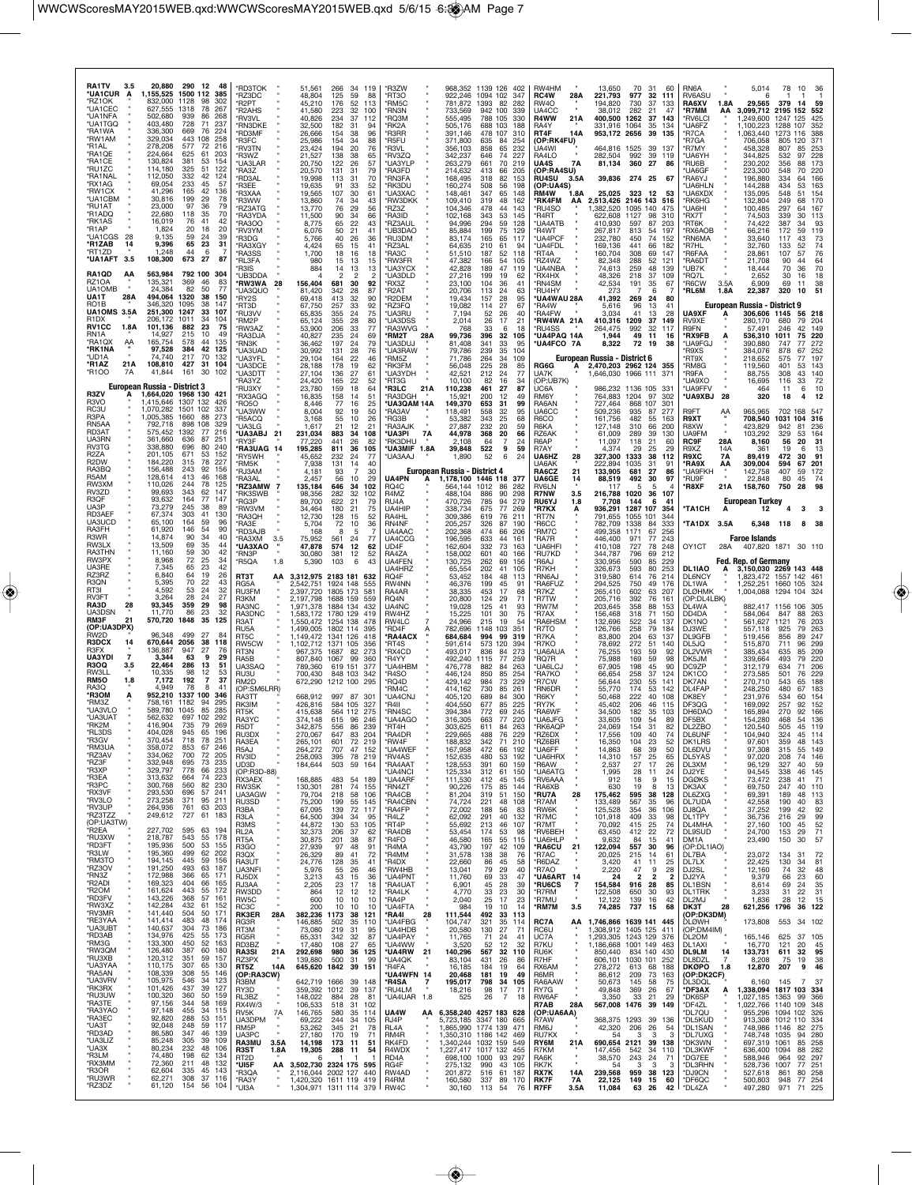| Call | Class | Score | QSOs | Zones | Countries |
|---|---|---|---|---|---|
| RA1TV | 3.5 | 20,880 | 290 | 12 | 48 |
| *UA1CUR | A | 1,155,525 | 1500 | 112 | 385 |
| *RZ1OK | " | 832,000 | 1128 | 98 | 302 |
| *UA1CEC | " | 627,555 | 1318 | 78 | 267 |
| *UA1NFA | " | 502,680 | 939 | 86 | 268 |
| *UA1TGQ | " | 403,480 | 728 | 71 | 237 |
| *RA1WA | " | 336,300 | 669 | 76 | 224 |
| *RW1AM | " | 329,034 | 443 | 108 | 258 |
| *R1AL | " | 278,208 | 577 | 72 | 216 |
| *RA1QE | " | 224,664 | 625 | 61 | 203 |
| *RA1CE | " | 130,824 | 381 | 53 | 154 |
| *RU1ZC | " | 114,180 | 325 | 51 | 122 |
| *RA1NAL | " | 112,050 | 332 | 42 | 124 |
| *RX1AG | " | 69,054 | 233 | 45 | 57 |
| *RW1CX | " | 41,296 | 165 | 42 | 136 |
| *UA1CBM | " | 30,816 | 199 | 29 | 78 |
| *RU1AT | " | 23,000 | 97 | 36 | 79 |
| *R1ADQ | " | 22,680 | 118 | 35 | 70 |
| *RK1AS | " | 16,019 | 76 | 41 | 42 |
| *R1AP | " | 1,824 | 20 | 18 | 20 |
| *UA1CGS | 28 | 9,135 | 59 | 24 | 39 |
| *R1ZAB | 14 | 9,396 | 65 | 23 | 31 |
| *RT1ZD | " | 1,248 | 44 | 6 | 7 |
| *UA1AFT | 3.5 | 108,300 | 673 | 27 | 87 |
| RA1QD | AA | 563,984 | 792 | 100 | 304 |
| RZ1OA | " | 135,321 | 369 | 46 | 83 |
| UA1OMB | " | 24,384 | 82 | 50 | 77 |
| UA1T | 28A | 494,064 | 1320 | 38 | 150 |
| RO1B | " | 346,320 | 1095 | 38 | 147 |
| UA1OMS | 3.5A | 251,300 | 1247 | 33 | 107 |
| R1DX | " | 206,172 | 1011 | 34 | 104 |
| RV1CC | 1.8A | 101,136 | 882 | 23 | 75 |
| RN1A | " | 14,927 | 215 | 10 | 49 |
| *RA1QX | AA | 165,754 | 578 | 44 | 135 |
| *RK1NA | " | 97,528 | 384 | 42 | 125 |
| *UD1A | " | 74,740 | 217 | 70 | 132 |
| *R1AZ | 21A | 108,810 | 427 | 31 | 104 |
| *R1OO | 7A | 41,844 | 161 | 30 | 102 |

## European Russia - District 3

| Call | Class | Score | QSOs | Zones | Countries |
|---|---|---|---|---|---|
| R3ZV | A | 1,664,020 | 1968 | 130 | 421 |
| R3VO | " | 1,415,646 | 1307 | 132 | 426 |
| RC3U | " | 1,070,282 | 1501 | 102 | 337 |
| R3PA | " | 1,005,385 | 1660 | 88 | 273 |
| RN5AA | " | 792,718 | 898 | 108 | 329 |
| RD3AT | " | 575,452 | 1392 | 77 | 216 |
| UA3RN | " | 361,660 | 636 | 87 | 251 |
| RV3TG | " | 338,880 | 696 | 80 | 240 |
| R2ZA | " | 201,105 | 671 | 53 | 152 |
| R2DW | " | 184,220 | 315 | 78 | 227 |
| RA3BQ | " | 156,488 | 243 | 92 | 156 |
| R5AM | " | 128,614 | 413 | 46 | 168 |
| RW3XM | " | 110,026 | 244 | 78 | 125 |
| RV3ZD | " | 99,693 | 343 | 62 | 147 |
| R3QF | " | 93,632 | 164 | 77 | 147 |
| UA3P | " | 73,279 | 245 | 38 | 89 |
| RD3AEF | " | 67,374 | 303 | 41 | 130 |
| UA3UCD | " | 65,100 | 164 | 59 | 96 |
| RA3FH | " | 61,920 | 146 | 54 | 90 |
| R3WR | " | 14,874 | 90 | 34 | 40 |
| RW3LX | " | 13,509 | 69 | 35 | 44 |
| RA3THN | " | 11,160 | 59 | 30 | 42 |
| RW3PX | " | 8,968 | 72 | 25 | 34 |
| UA3RE | " | 7,345 | 65 | 23 | 42 |
| RZ3RZ | " | 6,840 | 64 | 19 | 26 |
| R3QN | " | 5,395 | 70 | 22 | 43 |
| RT3I | " | 4,592 | 53 | 24 | 32 |
| RV3FT | " | 3,264 | 28 | 24 | 27 |
| RA3D | 28 | 93,345 | 359 | 29 | 98 |
| UA3DSN | " | 11,770 | 86 | 23 | 32 |
| RM3F | 21 | 570,720 | 1848 | 35 | 125 |
| (OP:UA3DPX) | | | | | |
| RW2D | " | 96,348 | 499 | 27 | 84 |
| R3DCX | 14 | 670,644 | 2056 | 38 | 118 |
| R3FX | " | 136,887 | 947 | 27 | 76 |
| UA3YDI | 7 | 3,344 | 63 | 9 | 29 |
| R3OQ | 3.5 | 22,464 | 286 | 13 | 51 |
| RW3LL | " | 10,335 | 98 | 12 | 53 |
| RM5O | 1.8 | 7,172 | 192 | 7 | 37 |
| RA3Q | " | 4,949 | 78 | 8 | 41 |
| *R3OM | A | 952,210 | 1337 | 100 | 346 |
| *RM3Z | " | 758,161 | 1182 | 94 | 295 |
| *UA3VLO | " | 589,780 | 1045 | 85 | 285 |
| *UA3UAT | " | 562,632 | 697 | 102 | 292 |
| *RK2M | " | 416,904 | 735 | 79 | 269 |
| *RL3DS | " | 404,028 | 945 | 65 | 196 |
| *R3GV | " | 370,454 | 718 | 78 | 251 |
| *RM3UA | " | 358,072 | 853 | 67 | 246 |
| *RZ3AV | " | 334,062 | 700 | 72 | 205 |
| *RZ3F | " | 332,948 | 695 | 73 | 235 |
| *R3XP | " | 329,797 | 778 | 66 | 233 |
| *R3EA | " | 313,632 | 664 | 74 | 223 |
| *R3PC | " | 300,768 | 560 | 82 | 230 |
| *RX3VF | " | 293,530 | 696 | 57 | 211 |
| *RV3LO | " | 273,258 | 371 | 95 | 211 |
| *RV3UP | " | 264,936 | 761 | 63 | 203 |
| *RZ3TZZ | " | 249,612 | 727 | 61 | 183 |
| (OP:UA3TW) | | | | | |
| *R2EA | " | 227,702 | 595 | 63 | 194 |
| *RU3XW | " | 218,787 | 543 | 55 | 178 |
| *RD3FT | " | 195,936 | 500 | 53 | 155 |
| *R3LW | " | 195,360 | 499 | 62 | 202 |
| *RM3TO | " | 194,145 | 445 | 59 | 156 |
| *RZ3OV | " | 191,250 | 493 | 63 | 187 |
| *RN3Z | " | 172,988 | 366 | 65 | 171 |
| *R2ADI | " | 169,323 | 404 | 66 | 165 |
| *R2OM | " | 161,624 | 443 | 55 | 172 |
| *RD3FV | " | 143,226 | 368 | 57 | 161 |
| *RX3XZ | " | 142,284 | 432 | 61 | 152 |
| *RV3MR | " | 141,440 | 504 | 50 | 171 |
| *RE3YAA | " | 141,414 | 483 | 48 | 174 |
| *UA3UBT | " | 140,637 | 304 | 73 | 186 |
| *RD3AB | " | 134,976 | 425 | 55 | 173 |
| *RM3G | " | 133,300 | 450 | 52 | 163 |
| *RW3QM | " | 126,480 | 387 | 60 | 180 |
| *RU3XB | " | 120,312 | 351 | 59 | 157 |
| *UA3YAA | " | 110,175 | 307 | 65 | 130 |
| *RA5AN | " | 108,339 | 308 | 55 | 146 |
| *UA3VRV | " | 105,975 | 646 | 34 | 137 |
| *RK3RX | " | 101,426 | 437 | 39 | 127 |
| *RU3UW | " | 100,320 | 360 | 50 | 159 |
| *RA3TE | " | 97,156 | 344 | 58 | 169 |
| *RA3YAO | " | 97,148 | 455 | 34 | 115 |
| *RA3EC | " | 92,820 | 288 | 53 | 151 |
| *R3RR | " | 90,300 | 334 | 49 | 161 |
| *RD3AD | " | 86,580 | 347 | 46 | 139 |
| *UA3LIZ | " | 85,248 | 305 | 39 | 109 |
| *UA3X | " | 80,234 | 232 | 48 | 106 |
| *R3LM | " | 74,480 | 198 | 62 | 134 |
| *RX3MM | " | 72,360 | 211 | 48 | 132 |
| *R3OR | " | 62,604 | 335 | 45 | 143 |
| *RU3WR | " | 62,271 | 308 | 37 | 116 |
| *RZ3DZ | " | 61,120 | 154 | 56 | 104 |
| *RD3TOK | " | 51,561 | 266 | 34 | 119 |
| *RZ3DC | " | 48,804 | 125 | 59 | 88 |
| *R2PT | " | 45,210 | 176 | 52 | 113 |
| *R2AHS | " | 41,580 | 223 | 32 | 100 |
| *RV3VL | " | 40,826 | 234 | 37 | 112 |
| *RN3DKE | " | 32,500 | 182 | 31 | 94 |
| *RD3MF | " | 26,666 | 154 | 38 | 96 |
| *R3FC | " | 25,986 | 154 | 34 | 88 |
| *RV3TN | " | 23,424 | 194 | 20 | 76 |
| *R3WZ | " | 21,527 | 138 | 38 | 65 |
| *UA3LAR | " | 20,750 | 122 | 26 | 57 |
| *RA3Z | " | 20,570 | 131 | 31 | 79 |
| *RD3AL | " | 19,998 | 113 | 31 | 70 |
| *R3EE | " | 19,635 | 91 | 33 | 52 |
| *R3XAA | " | 19,565 | 107 | 30 | 61 |
| *R3WW | " | 13,860 | 74 | 34 | 43 |
| *RZ3ATG | " | 13,770 | 76 | 29 | 56 |
| *RA3YDA | " | 11,500 | 90 | 34 | 66 |
| *RA3OO | " | 8,775 | 65 | 22 | 43 |
| *RV3YM | " | 6,076 | 50 | 21 | 41 |
| *R3DG | " | 5,766 | 40 | 26 | 36 |
| *RA3XGY | " | 4,424 | 65 | 15 | 41 |
| *RA3SS | " | 1,700 | 18 | 16 | 18 |
| *RL3FA | " | 980 | 15 | 13 | 15 |
| *R3IS | " | 884 | 14 | 13 | 13 |
| *UB3DDA | " | 4 | 2 | 2 | 2 |
| *RW3WA | 28 | 156,404 | 681 | 30 | 92 |
| *UA3QUO | " | 81,420 | 342 | 28 | 87 |
| *RY2S | " | 69,418 | 413 | 32 | 90 |
| *RT3D | " | 67,750 | 257 | 33 | 92 |
| *RU3VV | " | 65,835 | 355 | 24 | 75 |
| *RM2P | " | 65,124 | 355 | 28 | 80 |
| *RW3AZ | " | 53,900 | 206 | 33 | 77 |
| *RA3DJA | " | 40,827 | 235 | 24 | 69 |
| *RN3K | " | 36,462 | 197 | 24 | 79 |
| *UA3UAD | " | 30,992 | 131 | 28 | 76 |
| *UA3YFL | " | 29,104 | 164 | 22 | 46 |
| *UA3DCE | " | 28,188 | 178 | 19 | 62 |
| *UA3DTT | " | 27,104 | 136 | 27 | 61 |
| *RA3YZ | " | 24,420 | 165 | 22 | 52 |
| *RU3XY | " | 23,780 | 159 | 18 | 64 |
| *RX3AGQ | " | 16,835 | 158 | 14 | 51 |
| *RO5O | " | 8,446 | 77 | 16 | 25 |
| *UA3WW | " | 8,004 | 92 | 19 | 50 |
| *R5ACQ | " | 3,168 | 55 | 10 | 26 |
| *UA3LG | " | 1,617 | 21 | 12 | 21 |
| *UA3ABJ | 21 | 231,034 | 883 | 34 | 108 |
| *RY3F | " | 77,220 | 441 | 26 | 82 |
| *RA3UAG | 14 | 195,285 | 811 | 36 | 105 |
| *RY5WH | " | 45,652 | 232 | 24 | 77 |
| *RM5K | " | 7,938 | 131 | 14 | 40 |
| *RJ3AM | " | 4,181 | 93 | 7 | 30 |
| *RA3AL | " | 2,457 | 56 | 10 | 29 |
| *RZ3AMW | 7 | 135,184 | 646 | 34 | 102 |
| *RK3SWB | " | 98,356 | 282 | 32 | 102 |
| *RG3P | " | 89,700 | 622 | 21 | 79 |
| *RW3VM | " | 34,464 | 180 | 21 | 75 |
| *RA3QH | " | 12,730 | 128 | 15 | 52 |
| *RA3E | " | 5,704 | 72 | 10 | 36 |
| *RD3AJB | " | 168 | 8 | 5 | 7 |
| *RX3AM | 3.5 | 75,952 | 561 | 24 | 77 |
| *UA3XAO | " | 47,878 | 574 | 12 | 62 |
| *RN3P | " | 30,080 | 381 | 12 | 52 |
| *R5QA | 1.8 | 5,390 | 103 | 6 | 43 |
| RT3T | AA | 3,312,975 | 2183 | 181 | 632 |
| RG5A | " | 2,542,751 | 1924 | 148 | 555 |
| RU3FM | " | 2,397,720 | 1805 | 173 | 581 |
| R3KM | " | 2,197,798 | 1688 | 159 | 559 |
| RA3NC | " | 1,971,378 | 1884 | 134 | 432 |
| RA3DNC | " | 1,583,172 | 1780 | 129 | 419 |
| R3AT | " | 1,550,472 | 1254 | 138 | 478 |
| RU5A | " | 1,499,005 | 1802 | 114 | 395 |
| RT5C | " | 1,149,472 | 1341 | 126 | 418 |
| RW5CW | " | 1,102,712 | 1371 | 105 | 356 |
| RT3N | " | 967,375 | 1687 | 82 | 273 |
| RA5B | " | 807,840 | 1067 | 99 | 360 |
| UA5AQ | " | 789,360 | 619 | 151 | 377 |
| RU3UJ | " | 700,430 | 848 | 103 | 342 |
| RM2D | " | 672,290 | 1212 | 100 | 295 |
| (OP:SM6LRR) | | | | | |
| RA3TT | " | 668,912 | 997 | 87 | 301 |
| RK3IM | " | 426,816 | 584 | 105 | 327 |
| RT5K | " | 415,638 | 564 | 112 | 275 |
| RA3YC | " | 374,148 | 615 | 96 | 246 |
| R5DT | " | 342,875 | 566 | 86 | 239 |
| RU3DX | " | 270,067 | 647 | 83 | 204 |
| RA3EA | " | 265,101 | 601 | 72 | 219 |
| R5AJ | " | 264,272 | 707 | 47 | 152 |
| RV3ID | " | 258,093 | 395 | 78 | 219 |
| UD3D | " | 184,644 | 503 | 59 | 164 |
| (OP:R3D-88) | | | | | |
| RX3AEX | " | 168,885 | 483 | 54 | 189 |
| RW3SK | " | 130,301 | 281 | 74 | 155 |
| UA3AGW | " | 79,704 | 218 | 58 | 106 |
| RU3SD | " | 75,200 | 199 | 55 | 145 |
| R3BA | " | 67,095 | 139 | 72 | 117 |
| R3LA | " | 64,500 | 294 | 34 | 95 |
| R3MS | " | 44,872 | 130 | 53 | 105 |
| RL2A | " | 32,373 | 206 | 37 | 62 |
| R3VA | " | 30,875 | 201 | 38 | 87 |
| R3GO | " | 27,939 | 97 | 48 | 91 |
| R3QX | " | 26,329 | 89 | 41 | 72 |
| RA3UT | " | 24,776 | 125 | 43 | 46 |
| UA3NFI | " | 5,976 | 55 | 26 | 46 |
| RJ5DX | " | 3,213 | 43 | 15 | 36 |
| RJ3AA | " | 2,205 | 23 | 17 | 18 |
| RW3DD | " | 864 | 12 | 12 | 12 |
| RW5C | " | 600 | 10 | 10 | 10 |
| RC3C | " | 200 | 10 | 10 | 10 |
| RK3ER | 28A | 382,236 | 1173 | 38 | 121 |
| RG3R | " | 146,885 | 502 | 35 | 110 |
| RT3M | " | 73,080 | 219 | 31 | 95 |
| RG5R | " | 65,331 | 342 | 32 | 87 |
| RD3BZ | " | 17,480 | 108 | 27 | 65 |
| RA3SI | 21A | 292,698 | 980 | 36 | 125 |
| RZ3PX | " | 139,880 | 506 | 31 | 109 |
| RT5Z | 14A | 645,620 | 1842 | 39 | 151 |
| (OP:RA3CW) | | | | | |
| R3BM | " | 642,719 | 1666 | 39 | 138 |
| RY3D | " | 359,392 | 1012 | 39 | 137 |
| RL3BZ | " | 148,022 | 884 | 28 | 81 |
| RA3WJ | " | 106,533 | 518 | 31 | 102 |
| RV5K | 7A | 146,765 | 580 | 35 | 114 |
| UA3DPM | " | 69,224 | 244 | 34 | 105 |
| RM5P | " | 53,262 | 345 | 21 | 78 |
| UA3PC | " | 27,180 | 170 | 19 | 71 |
| RA3MU | 3.5A | 14,198 | 173 | 11 | 51 |
| R3ST | 1.8A | 19,305 | 288 | 11 | 54 |
| RT2D | " | 6 | 1 | 1 | 1 |
| *UI5F | AA | 3,502,730 | 2324 | 175 | 595 |
| *R3OA | " | 2,116,044 | 2002 | 127 | 440 |
| *RA3Y | " | 1,420,320 | 1611 | 119 | 419 |
| *UI3A | " | 1,304,971 | 1311 | 114 | 379 |
| *R3ZW | " | 968,352 | 1139 | 126 | 402 |
| *RT3O | " | 922,246 | 1094 | 102 | 347 |
| *RM5C | " | 781,872 | 1393 | 82 | 282 |
| *RN3N | " | 733,569 | 942 | 100 | 339 |
| *RQ3M | " | 555,495 | 788 | 105 | 330 |
| *RK2A | " | 505,176 | 688 | 103 | 188 |
| *R3RR | " | 391,146 | 478 | 107 | 310 |
| *R5FU | " | 371,800 | 635 | 84 | 254 |
| *R3VL | " | 356,103 | 858 | 65 | 232 |
| *RV3ZQ | " | 342,237 | 646 | 74 | 227 |
| *RV3LPP | " | 263,279 | 661 | 70 | 219 |
| *RA3FD | " | 214,632 | 413 | 66 | 205 |
| *RN3FA | " | 168,495 | 318 | 82 | 153 |
| *RK3DU | " | 160,274 | 508 | 56 | 198 |
| *UA3XAC | " | 148,461 | 347 | 65 | 148 |
| *RW3DKK | " | 109,410 | 319 | 48 | 162 |
| *RZ3Z | " | 104,346 | 478 | 44 | 143 |
| *RA3ID | " | 102,168 | 343 | 53 | 145 |
| *RZ3AUL | " | 94,996 | 294 | 59 | 128 |
| *UB3DAO | " | 85,884 | 199 | 75 | 129 |
| *RU3DM | " | 83,174 | 165 | 65 | 117 |
| *RZ3AL | " | 64,263 | 210 | 61 | 94 |
| *RA3C | " | 51,510 | 187 | 52 | 118 |
| *RW3FR | " | 47,382 | 166 | 54 | 105 |
| *UA3YCX | " | 42,828 | 189 | 47 | 119 |
| *UA3DLD | " | 27,216 | 199 | 19 | 62 |
| *RX3Z | " | 23,100 | 104 | 36 | 41 |
| *R2AT | " | 20,706 | 113 | 24 | 63 |
| *R2DEM | " | 19,434 | 157 | 28 | 95 |
| *RZ3FQ | " | 19,082 | 114 | 27 | 67 |
| *UA3RU | " | 7,194 | 52 | 26 | 40 |
| *UA3DSS | " | 2,014 | 26 | 17 | 21 |
| *RA3WVG | " | 768 | 33 | 6 | 18 |
| *RM2T | 28A | 99,736 | 396 | 32 | 105 |
| *UA3DUJ | " | 81,408 | 341 | 33 | 95 |
| *UA3RAW | " | 79,786 | 239 | 35 | 104 |
| *RM5Z | " | 71,786 | 264 | 34 | 109 |
| *RK3FM | " | 56,048 | 225 | 28 | 85 |
| *UA3YDH | " | 42,521 | 212 | 24 | 77 |
| *RT3G | " | 10,100 | 82 | 16 | 34 |
| *R3LC | 21A | 110,238 | 461 | 27 | 87 |
| *RA3DGH | " | 15,921 | 200 | 12 | 49 |
| *UA3QAM | 14A | 149,370 | 653 | 31 | 99 |
| *RA3AV | " | 118,491 | 558 | 32 | 95 |
| *RG3B | " | 53,382 | 343 | 25 | 68 |
| *RA3AJK | " | 27,887 | 232 | 20 | 59 |
| *UA3PI | 7A | 44,978 | 368 | 20 | 66 |
| *RK3DHU | " | 2,108 | 64 | 7 | 24 |
| *UA3MIF | 1.8A | 39,848 | 522 | 9 | 59 |
| *UA3AAJ | " | 1,890 | 52 | 6 | 24 |

## European Russia - District 4

| Call | Class | Score | QSOs | Zones | Countries |
|---|---|---|---|---|---|
| UA4PN | A | 1,178,100 | 1446 | 118 | 377 |
| RQ4C | " | 564,144 | 1012 | 86 | 282 |
| R4MZ | " | 488,104 | 886 | 90 | 298 |
| RU4A | " | 470,726 | 785 | 94 | 279 |
| UA4HIP | " | 338,734 | 675 | 77 | 269 |
| RA4HL | " | 309,386 | 619 | 76 | 222 |
| RN4NF | " | 205,257 | 326 | 87 | 190 |
| UA4AAC | " | 202,368 | 474 | 66 | 206 |
| UA4CGG | " | 196,595 | 633 | 44 | 161 |
| UD4F | " | 162,604 | 332 | 73 | 163 |
| RA4ZA | " | 158,022 | 601 | 40 | 166 |
| UA4FEN | " | 130,725 | 262 | 69 | 156 |
| UA4HRZ | " | 65,554 | 202 | 41 | 105 |
| RQ4F | " | 53,452 | 184 | 48 | 113 |
| RW4NN | " | 46,376 | 199 | 45 | 91 |
| RA4AR | " | 38,335 | 453 | 17 | 68 |
| RQ4N | " | 20,800 | 124 | 29 | 71 |
| UA4NC | " | 19,028 | 125 | 41 | 93 |
| RW4HZ | " | 15,225 | 101 | 30 | 75 |
| RW4LC | 7 | 24,966 | 215 | 19 | 54 |
| *RD4F | A | 782,696 | 1148 | 103 | 351 |
| *RA4ACX | " | 684,684 | 994 | 99 | 319 |
| *RT4S | " | 591,614 | 573 | 120 | 394 |
| *RW4CD | " | 493,017 | 836 | 94 | 273 |
| *R4YY | " | 492,240 | 1115 | 77 | 259 |
| *UA4HBM | " | 476,778 | 882 | 84 | 263 |
| *RM5O | " | 446,124 | 850 | 85 | 254 |
| *RQ4D | " | 429,142 | 984 | 73 | 229 |
| *RM4C | " | 414,162 | 730 | 85 | 261 |
| *UA4CNJ | " | 405,120 | 689 | 84 | 300 |
| *R4II | " | 404,550 | 677 | 85 | 225 |
| *RN4SC | " | 394,384 | 772 | 69 | 245 |
| *UA4AGO | " | 316,305 | 663 | 77 | 220 |
| *RT4H | " | 303,625 | 611 | 84 | 263 |
| *RA4DR | " | 229,665 | 488 | 76 | 229 |
| *RW4F | " | 188,832 | 342 | 71 | 210 |
| *UA4WEF | " | 167,958 | 472 | 66 | 192 |
| *RV4AS | " | 152,635 | 480 | 53 | 192 |
| *RA4AAT | " | 128,553 | 391 | 60 | 159 |
| *UA4NCI | " | 125,334 | 312 | 61 | 150 |
| *UA4ARF | " | 111,530 | 412 | 45 | 145 |
| *RN4ZT | " | 90,226 | 175 | 85 | 144 |
| *RA4CB | " | 81,204 | 319 | 51 | 150 |
| *RA4CBN | " | 74,724 | 221 | 48 | 108 |
| *RA4FP | " | 72,002 | 188 | 56 | 83 |
| *R4LZ | " | 62,092 | 291 | 40 | 132 |
| *RT4P | " | 55,692 | 213 | 46 | 107 |
| *RA4DB | " | 53,454 | 174 | 53 | 98 |
| *RA4FO | " | 46,580 | 185 | 55 | 115 |
| *R4MA | " | 43,790 | 197 | 42 | 109 |
| *R4MM | " | 31,578 | 138 | 38 | 76 |
| *R4DX | " | 22,660 | 86 | 45 | 58 |
| *RW4HB | " | 13,041 | 79 | 29 | 40 |
| *UA4PNT | " | 11,760 | 69 | 33 | 47 |
| *RA4UAT | " | 6,901 | 45 | 28 | 39 |
| *UA4LK | " | 4,770 | 33 | 23 | 30 |
| *RA4P | " | 2,040 | 25 | 17 | 23 |
| *UA4FTA | " | 584 | 19 | 10 | 14 |
| *RA4I | 28 | 111,544 | 492 | 33 | 113 |
| *UA4FBG | " | 104,747 | 321 | 35 | 114 |
| *UA4HDB | " | 20,580 | 130 | 27 | 71 |
| *UA4QK | " | 11,765 | 71 | 24 | 41 |
| *UA4WW | " | 3,520 | 52 | 12 | 32 |
| *RA4FA | " | 16,185 | 184 | 19 | 64 |
| *UA4WFN | 14 | 20,468 | 181 | 19 | 49 |
| *R4SA | 7 | 195,017 | 798 | 34 | 105 |
| *RU4LM | " | 18,216 | 108 | 31 | 57 |
| *UA4UAR | 1.8 | 525 | 26 | 7 | 18 |
| UA4W | AA | 6,358,240 | 4257 | 183 | 628 |
| RJ4P | " | 5,723,185 | 3347 | 180 | 665 |
| RT4W | " | 2,350,090 | 1774 | 139 | 471 |
| RM4R | " | 1,350,310 | 1186 | 142 | 469 |
| RK4FD | " | 1,340,244 | 1032 | 159 | 423 |
| RW4DX | " | 1,227,417 | 1017 | 132 | 435 |
| RD4A | " | 698,100 | 1000 | 93 | 297 |
| RW4AD | " | 201,872 | 516 | 81 | 197 |
| R4RM | " | 160,580 | 337 | 89 | 170 |
| RW4C | " | 30,160 | 113 | 54 | 76 |
| RW4HM | " | 13,650 | 70 | 31 | 60 |
| RC4W | 28A | 221,793 | 977 | 32 | 111 |
| RW4O | " | 194,820 | 730 | 37 | 133 |
| UA4CC | " | 38,012 | 282 | 21 | 47 |
| R4WW | 21A | 400,500 | 1262 | 37 | 143 |
| RA4Y | " | 331,916 | 1064 | 35 | 134 |
| RT4F | 14A | 953,172 | 2656 | 39 | 135 |
| (OP:RK4FU) | | | | | |
| UA4WI | " | 464,816 | 1525 | 39 | 137 |
| RA4LO | " | 282,504 | 992 | 39 | 119 |
| UA4S | 7A | 81,134 | 360 | 27 | 86 |
| (OP:RA4SU) | | | | | |
| RU4SU | 3.5A | 39,836 | 274 | 25 | 67 |
| (OP:UA4S) | | | | | |
| RM4W | 1.8A | 25,025 | 323 | 12 | 53 |
| *RK4FM | AA | 2,513,426 | 2146 | 143 | 516 |
| *RU4SO | " | 1,382,520 | 1095 | 140 | 475 |
| *R4RT | " | 622,608 | 1127 | 98 | 310 |
| *UA4ATB | " | 410,930 | 597 | 87 | 203 |
| *R4WT | " | 267,817 | 813 | 54 | 197 |
| *UA4PCF | " | 232,780 | 450 | 74 | 152 |
| *UA4FDL | " | 169,136 | 441 | 66 | 182 |
| *RT4A | " | 160,704 | 308 | 69 | 147 |
| *RZ4WZ | " | 82,348 | 288 | 52 | 121 |
| *UA4NBA | " | 74,613 | 259 | 48 | 139 |
| *RX4HX | " | 48,326 | 218 | 37 | 109 |
| *RN4SM | " | 42,534 | 191 | 35 | 67 |
| *RU4HY | " | 273 | 7 | 6 | 7 |
| *UA4WAU | 28A | 41,392 | 269 | 24 | 80 |
| *RA4W | " | 5,616 | 96 | 13 | 41 |
| *RA4FW | " | 3,034 | 41 | 13 | 28 |
| *RW4WA | 21A | 410,316 | 1209 | 37 | 149 |
| *RU4SS | " | 264,475 | 992 | 32 | 117 |
| *UA4PAQ | 14A | 1,944 | 49 | 11 | 16 |
| *UA4FCO | 7A | 8,322 | 72 | 19 | 38 |

## European Russia - District 6

| Call | Class | Score | QSOs | Zones | Countries |
|---|---|---|---|---|---|
| RG6G | A | 2,470,203 | 2962 | 124 | 355 |
| UA7K | " | 1,646,030 | 1966 | 111 | 371 |
| (OP:UB7K) | | | | | |
| UC6A | " | 986,232 | 1136 | 105 | 331 |
| RM6Y | " | 764,883 | 1204 | 97 | 302 |
| RA6AN | " | 727,464 | 868 | 107 | 301 |
| UA6CC | " | 509,236 | 935 | 87 | 277 |
| R6CO | " | 161,756 | 482 | 55 | 163 |
| R6KA | " | 127,148 | 310 | 66 | 200 |
| RZ6AK | " | 61,009 | 289 | 39 | 130 |
| R6AP | " | 11,097 | 118 | 21 | 60 |
| R7AY | " | 4,374 | 29 | 25 | 29 |
| UA6HZ | 28 | 327,300 | 1333 | 38 | 112 |
| UA6AK | " | 222,894 | 1035 | 31 | 91 |
| RA6CZ | 21 | 133,905 | 681 | 27 | 86 |
| UA6GE | 14 | 88,519 | 492 | 30 | 97 |
| RV6LN | " | 117 | 5 | 5 | 4 |
| R7NW | 3.5 | 216,788 | 1020 | 36 | 107 |
| RU6YJ | 1.8 | 7,708 | 144 | 6 | 41 |
| *R7KX | A | 936,291 | 1287 | 107 | 354 |
| *RT7N | " | 791,655 | 1055 | 101 | 344 |
| *R6CC | " | 782,709 | 1338 | 84 | 333 |
| *RM7C | " | 499,358 | 1171 | 67 | 256 |
| *RA7R | " | 446,400 | 971 | 77 | 243 |
| *UA6HFI | " | 410,108 | 727 | 78 | 248 |
| *RU7KD | " | 344,787 | 796 | 69 | 212 |
| *R6AJ | " | 330,956 | 590 | 85 | 229 |
| *R7KH | " | 326,673 | 593 | 80 | 253 |
| *RN6AJ | " | 319,580 | 614 | 76 | 214 |
| *RA6FQ | " | 294,525 | 750 | 49 | 176 |
| *R7KZ | " | 265,410 | 602 | 63 | 207 |
| *R7TW | " | 205,716 | 392 | 76 | 161 |
| *RW7M | " | 203,605 | 358 | 88 | 153 |
| *R7AX | " | 156,468 | 318 | 71 | 150 |
| *RA6HSM | " | 132,696 | 522 | 34 | 137 |
| *R7TO | " | 126,766 | 258 | 79 | 184 |
| *R7KA | " | 83,800 | 204 | 63 | 137 |
| *R7KO | " | 78,692 | 272 | 51 | 140 |
| *UA6AUA | " | 76,255 | 193 | 59 | 92 |
| *RQ7R | " | 75,988 | 169 | 59 | 98 |
| *UA6LCJ | " | 67,905 | 198 | 45 | 90 |
| *UA6HCZ | " | 66,654 | 258 | 37 | 124 |
| *R7CW | " | 56,644 | 230 | 55 | 141 |
| *RN6DR | " | 55,770 | 174 | 53 | 142 |
| *RB6Y | " | 50,468 | 222 | 40 | 108 |
| *RY7K | " | 45,402 | 206 | 46 | 115 |
| *RA6WF | " | 34,500 | 182 | 35 | 103 |
| *UA6JFG | " | 33,605 | 109 | 54 | 89 |
| *RK6AQP | " | 24,060 | 154 | 31 | 82 |
| *RZ6DX | " | 17,556 | 109 | 40 | 74 |
| *RZ6BR | " | 16,350 | 104 | 23 | 52 |
| *UA6FF | " | 14,863 | 68 | 39 | 50 |
| *UA6HRX | " | 14,310 | 157 | 25 | 65 |
| *R6AW | " | 2,537 | 27 | 17 | 26 |
| *UA6ATG | " | 1,995 | 28 | 11 | 24 |
| *RV6AAA | " | 912 | 18 | 9 | 15 |
| *RA6XB | " | 630 | 19 | 8 | 13 |
| *RU7A | 28 | 175,462 | 595 | 38 | 128 |
| *R7AM | " | 133,489 | 567 | 35 | 96 |
| *RW6K | " | 125,528 | 354 | 36 | 106 |
| *R6DAA | " | 101,918 | 409 | 33 | 98 |
| *R7MT | " | 70,092 | 415 | 25 | 74 |
| *RN6BEH | " | 63,450 | 412 | 22 | 72 |
| *UA6HLP | " | 9,632 | 84 | 15 | 41 |
| *RA6CU | 21 | 122,094 | 557 | 30 | 96 |
| (OP:DL1IAO) | | | | | |
| *R7AC | " | 20,025 | 215 | 14 | 61 |
| *R6DAZ | " | 3,420 | 41 | 11 | 25 |
| *R7AO | " | 2,220 | 47 | 9 | 28 |
| *UA6ART | 14 | 24 | 2 | 2 | 2 |
| *RU6CS | 7 | 154,584 | 916 | 28 | 85 |
| *R7RM | " | 122,508 | 650 | 30 | 93 |
| *R7MU | " | 12,122 | 139 | 16 | 42 |
| *RM7M | 3.5 | 74,285 | 737 | 15 | 68 |
| RC7A | AA | 1,746,866 | 1639 | 141 | 445 |
| RC6U | " | 1,308,912 | 1405 | 125 | 411 |
| UC7A | " | 1,293,305 | 1243 | 129 | 376 |
| R7KU | " | 1,186,668 | 1001 | 149 | 463 |
| RU6K | " | 850,440 | 834 | 140 | 430 |
| R7HF | " | 606,101 | 1030 | 101 | 252 |
| RX6AM | " | 278,272 | 613 | 68 | 188 |
| RC6M | " | 86,612 | 209 | 73 | 163 |
| RA6AAW | " | 50,673 | 145 | 58 | 75 |
| RY7G | " | 49,848 | 369 | 26 | 67 |
| RW6AF | " | 3,354 | 30 | 23 | 20 |
| RT6A | 28A | 567,008 | 1476 | 39 | 149 |
| (OP:UA6AA) | | | | | |
| R7AW | " | 368,375 | 1293 | 38 | 126 |
| RN6J | " | 42,320 | 206 | 26 | 54 |
| RU7KX | " | 54 | 3 | 3 | 3 |
| R7NW | " | 12,532 | 118 | 21 | 56 |
| RY6M | 21A | 690,654 | 2121 | 39 | 138 |
| RT6A | " | 147,456 | 542 | 34 | 110 |
| R7KM | " | 75,880 | 417 | 28 | 81 |
| R7MO | 14A | 68,388 | 427 | 18 | 60 |
| R7KX | 7A | 209,568 | 959 | 33 | 123 |
| RY7K | 7A | 22,125 | 149 | 15 | 60 |
| R7FF | 3.5A | 11,084 | 63 | 26 | 42 |
| RN6A | " | 5,014 | 78 | 10 | 36 |
| RV6ASU | " | 6 | 1 | 1 | 1 |
| RA6XV | 1.8A | 29,565 | 379 | 14 | 59 |
| *R7MM | AA | 3,099,712 | 2195 | 152 | 552 |
| *RV6LCI | " | 1,249,600 | 1247 | 125 | 425 |
| *UA6FZ | " | 1,100,223 | 1288 | 107 | 352 |
| *R7CA | " | 1,063,440 | 1273 | 116 | 388 |
| *R7GA | " | 706,058 | 805 | 120 | 371 |
| *R7MY | " | 458,328 | 807 | 85 | 253 |
| *UA6YH | " | 344,825 | 532 | 97 | 228 |
| *RU6B | " | 230,202 | 356 | 88 | 173 |
| *UA6GF | " | 223,300 | 548 | 70 | 220 |
| *RA6YJ | " | 196,880 | 334 | 64 | 166 |
| *UA6HLN | " | 144,288 | 434 | 53 | 163 |
| *UA6XDX | " | 135,095 | 548 | 51 | 154 |
| *RK6HG | " | 132,804 | 249 | 68 | 170 |
| *UA6HI | " | 100,485 | 297 | 64 | 167 |
| *RX7T | " | 74,503 | 339 | 30 | 113 |
| *RT6K | " | 74,422 | 387 | 34 | 93 |
| *RX6AOB | " | 66,216 | 172 | 59 | 119 |
| *RN6MA | " | 33,640 | 117 | 43 | 73 |
| *R7HL | " | 32,760 | 133 | 52 | 74 |
| *R6FAA | " | 28,861 | 107 | 25 | 76 |
| *RA6DT | " | 21,708 | 90 | 44 | 64 |
| *UB7K | " | 18,444 | 70 | 36 | 70 |
| *RQ7L | " | 2,652 | 30 | 16 | 18 |
| *R6CW | 3.5A | 6,909 | 69 | 11 | 38 |
| *RL6M | 1.8A | 22,387 | 320 | 10 | 51 |

## European Russia - District 9

| Call | Class | Score | QSOs | Zones | Countries |
|---|---|---|---|---|---|
| UA9XF | A | 306,606 | 1145 | 56 | 218 |
| RV9XE | " | 280,170 | 680 | 79 | 204 |
| R9FN | " | 57,491 | 246 | 42 | 149 |
| *RX9FB | A | 536,310 | 1011 | 75 | 220 |
| *UA9FGJ | " | 390,880 | 747 | 77 | 272 |
| *R9XS | " | 384,076 | 878 | 67 | 252 |
| *RT9X | " | 218,652 | 575 | 77 | 197 |
| *RM8G | " | 119,560 | 401 | 53 | 143 |
| *R9FA | " | 88,755 | 308 | 43 | 140 |
| *UA9XO | " | 16,695 | 116 | 33 | 72 |
| *UA9FFV | " | 464 | 11 | 6 | 10 |
| *UA9XBJ | 28 | 320 | 18 | 4 | 12 |
| R9FT | AA | 965,965 | 702 | 168 | 547 |
| R9XT | " | 708,540 | 1031 | 104 | 316 |
| R8XW | " | 423,829 | 942 | 81 | 236 |
| UA9FM | " | 103,292 | 329 | 53 | 164 |
| RC9F | 28A | 8,160 | 56 | 20 | 31 |
| R9XZ | 14A | 361 | 19 | 6 | 13 |
| R9XC | 7A | 89,419 | 472 | 30 | 91 |
| *RA9X | AA | 309,004 | 594 | 67 | 201 |
| *UA9FKH | " | 142,758 | 407 | 59 | 172 |
| *RU9F | " | 22,848 | 80 | 45 | 74 |
| *R8XF | 21A | 158,760 | 750 | 28 | 98 |

## European Turkey

| Call | Class | Score | QSOs | Zones | Countries |
|---|---|---|---|---|---|
| *TA1CH | A | 12 | 4 | 3 | 3 |
| *TA1DX | 3.5A | 6,348 | 118 | 8 | 38 |

## Faroe Islands

| Call | Class | Score | QSOs | Zones | Countries |
|---|---|---|---|---|---|
| OY1CT | 28A | 407,820 | 1871 | 30 | 110 |

## Fed. Rep. of Germany

| Call | Class | Score | QSOs | Zones | Countries |
|---|---|---|---|---|---|
| DL1IAO | A | 3,150,030 | 2269 | 143 | 448 |
| DL6NCY | " | 1,823,472 | 1557 | 142 | 461 |
| DL1WA | " | 1,252,251 | 1660 | 105 | 324 |
| DL0HMK | " | 1,004,088 | 1294 | 104 | 324 |
| (OP:DL4LBK) | | | | | |
| DL4WA | " | 882,417 | 1156 | 106 | 305 |
| DD4DA | " | 584,064 | 847 | 88 | 263 |
| DK1NO | " | 561,627 | 1121 | 76 | 203 |
| DJ3WE | " | 557,118 | 925 | 79 | 263 |
| DL9GFB | " | 519,456 | 856 | 89 | 247 |
| DL5JQ | " | 515,870 | 711 | 96 | 299 |
| DL2VWR | " | 385,434 | 645 | 85 | 209 |
| DK5JM | " | 339,664 | 493 | 79 | 220 |
| DC9ZP | " | 312,179 | 634 | 71 | 206 |
| DK1CO | " | 273,585 | 501 | 76 | 229 |
| DK7AN | " | 270,710 | 543 | 65 | 188 |
| DL4FAP | " | 248,250 | 480 | 67 | 183 |
| DK8EY | " | 231,976 | 534 | 60 | 154 |
| DF3QG | " | 169,092 | 257 | 92 | 152 |
| DH6DAO | " | 165,894 | 270 | 92 | 166 |
| DF5BX | " | 154,280 | 468 | 54 | 136 |
| DL2ZBO | " | 120,540 | 305 | 45 | 119 |
| DL6UNF | " | 104,940 | 324 | 45 | 114 |
| DK1LRS | " | 97,601 | 359 | 48 | 143 |
| DL6DVU | " | 97,308 | 315 | 55 | 149 |
| DL5YAS | " | 97,020 | 208 | 74 | 146 |
| DL3XM | " | 96,129 | 327 | 40 | 59 |
| DJ2YE | " | 94,545 | 338 | 46 | 145 |
| DG0KS | " | 73,472 | 238 | 41 | 71 |
| DK3AX | " | 69,750 | 247 | 40 | 110 |
| DL6ZXG | " | 69,391 | 189 | 48 | 113 |
| DL7UDA | " | 42,558 | 190 | 40 | 83 |
| DJ8QA | " | 37,252 | 199 | 42 | 92 |
| DL1TPY | " | 36,736 | 216 | 29 | 99 |
| DL4MHA | " | 27,160 | 100 | 45 | 52 |
| DL9SUD | " | 24,700 | 153 | 29 | 71 |
| DM1A | " | 23,490 | 150 | 30 | 57 |
| (OP:DL1IAO) | | | | | |
| DL7BA | " | 23,072 | 134 | 31 | 72 |
| DL7LX | " | 22,425 | 130 | 34 | 81 |
| DJ2SL | " | 12,160 | 74 | 32 | 48 |
| DJ2YA | " | 9,379 | 66 | 23 | 60 |
| DL1BSN | " | 8,614 | 69 | 24 | 35 |
| DL1TRK | " | 3,233 | 31 | 22 | 21 |
| DL2MJ | " | 1,836 | 28 | 12 | 15 |
| DK3T | 28 | 621,256 | 1796 | 36 | 122 |
| (OP:DK3DM) | | | | | |
| DL0WH | " | 173,808 | 553 | 34 | 102 |
| (OP:DM4IM) | | | | | |
| DL2OM | " | 165,146 | 625 | 37 | 105 |
| DL1AXI | " | 16,770 | 121 | 20 | 45 |
| DL9LM | 14 | 133,731 | 611 | 32 | 95 |
| DL8DZL | " | 8,208 | 75 | 19 | 38 |
| DK0PO | 1.8 | 12,870 | 207 | 9 | 46 |
| (OP:DK2CF) | | | | | |
| DL9NDS | " | 6,160 | 145 | 7 | 37 |
| *DF3AX | A | 1,338,094 | 1817 | 103 | 344 |
| *DK6SP | " | 1,027,185 | 1363 | 96 | 351 |
| *DF4ZL | " | 1,022,766 | 1140 | 109 | 348 |
| *DL7QU | " | 955,296 | 1094 | 102 | 336 |
| *DL5KUD | " | 913,104 | 1220 | 100 | 284 |
| *DL1SAN | " | 748,986 | 1146 | 82 | 275 |
| *DL7UXG | " | 748,714 | 1035 | 94 | 280 |
| *DK3WN | " | 697,319 | 1115 | 78 | 241 |
| *DL3KWF | " | 636,400 | 1094 | 88 | 232 |
| *DG7EE | " | 588,946 | 964 | 92 | 277 |
| *DL3RHN | " | 528,744 | 1008 | 77 | 227 |
| *DJ9CN | " | 527,618 | 861 | 80 | 258 |
| *DF6QC | " | 500,063 | 948 | 71 | 236 |
| *DL4ZA | " | 497,280 | 771 | 75 | 225 |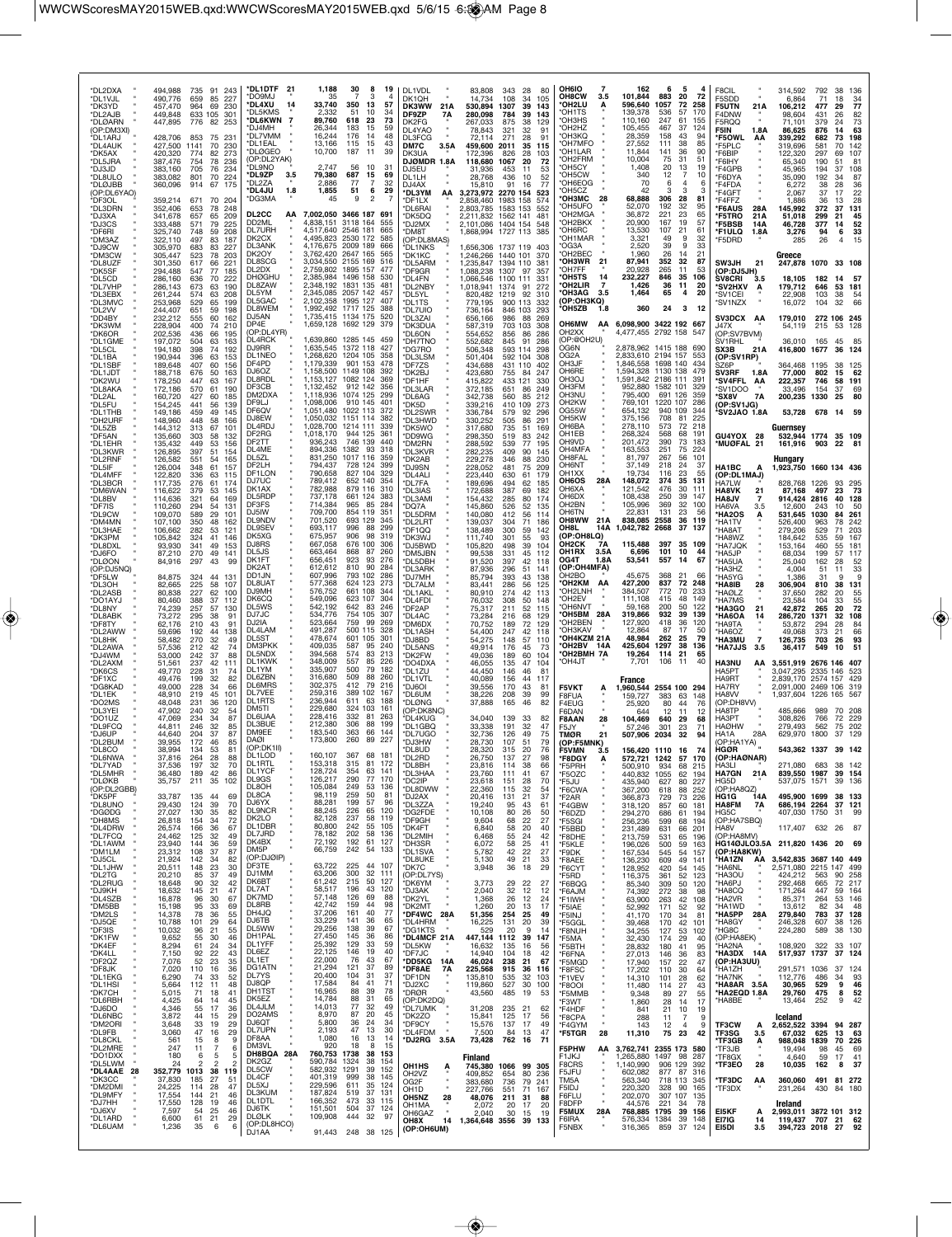*DL2DXA " 494,988 735 91 243
*DL1VJL " 490,776 659 85 227
*DK3YD " 457,470 964 69 230
*DL2AJB " 449,848 633 105 301
*DLØRN " 447,895 776 82 253
(OP:DM3XI)
*DL1ARJ " 428,706 853 75 231
*DL4AUK " 427,500 1141 70 230
*DK5AX " 420,320 774 82 273
*DL5JRA " 387,476 754 78 236
*DJ3JD " 383,160 705 76 234
*DL8ULO " 383,082 801 70 224
*DL0JBB " 360,096 914 67 175
(OP:DL6YAO)
*DF3OL " 359,214 671 70 204
*DL3DRN " 352,406 653 78 248
*DJ3XA " 341,678 657 65 209
*DJ3CS " 333,488 571 79 225
*DF6RI " 325,740 748 59 208
*DM3AZ " 322,110 497 83 187
*DJ9CW " 305,970 683 83 227
*DM3CW " 305,447 523 78 203
*DL8UZF " 301,350 617 66 221
*DK5SF " 294,488 547 77 185
*DL5CD " 286,160 636 70 222
*DL7VHP " 286,143 673 63 190
*DL3EBX " 261,244 574 63 208
*DL3MVC " 253,968 529 65 199
*DL2VV " 244,407 651 59 198
*DD4BY " 232,212 555 60 162
*DK3WM " 228,904 400 74 210
*DK6OR " 202,536 436 66 195
*DL1GME " 197,072 504 63 163
*DL5CL " 194,180 398 74 192
*DL1BA " 190,944 396 63 153
*DL1SBF " 189,648 407 60 156
*DL1JDT " 188,718 676 50 163
*DC0WJ " 178,250 447 63 167
*DL8AKA " 172,186 570 61 190
*DL2AL " 160,720 427 60 185
*DL5FU " 154,245 441 56 139
*DL1THB " 149,186 459 49 145
*DH2URF " 148,960 448 58 166
*DL5ZB " 144,312 313 67 101
*DF5AN " 135,660 303 58 132
*DL1EHR " 135,432 449 53 156
*DL3KWR " 126,895 397 51 154
*DL2RNF " 126,582 551 54 165
*DL5IF " 126,004 348 61 157
*DL4MFF " 122,820 336 63 115
*DL3BCR " 117,735 276 61 174
*DM6WAN " 116,622 379 53 145
*DL8BV " 114,636 321 64 169
*DF7IS " 110,260 294 61 131
*DL9CW " 109,070 589 29 101
*DM4MN " 107,100 350 48 162
*DL3HAE " 106,662 282 53 121
*DK3PM " 105,842 324 41 146
*DL8DXL " 93,930 341 49 153
*DJ6FO " 87,210 270 49 141
*DLØON " 84,916 297 43 99
(OP:DJ5NQ)
*DF5LW " 84,875 324 44 131
*DL3OH " 82,665 225 58 107
*DL2ASB " 80,838 227 62 100
*DO1AYJ " 80,460 388 37 112
*DL8NY " 74,239 257 57 130
*DL8ABK " 73,272 295 38 91
*DF8TY " 62,176 210 43 91
*DL2AWW " 59,696 192 44 138
*DL8HK " 58,482 270 32 49
*DL2AWA " 57,536 212 42 74
*DJ4WM " 53,000 242 37 88
*DL2AXM " 51,561 237 42 111
*DK6CS " 49,770 228 31 74
*DF1XC " 49,476 199 32 82
*DG8KAD " 49,000 228 34 66
*DL1EK " 48,919 219 45 101
*DO2MS " 48,048 231 36 120
*DL3YEI " 47,902 240 32 54
*DO1UZ " 47,069 234 34 87
*DL9FCQ " 44,811 246 32 85
*DJ6UP " 44,640 204 37 87
*DL2BUM " 39,955 172 46 85
*DL8CO " 38,994 134 53 81
*DL6NWA " 37,816 264 28 88
*DL7YAD " 37,536 197 32 70
*DL5MHR " 36,480 189 42 86
*DL0KB " 35,757 211 35 102
(OP:DL2GBB)
*DK5PF " 33,787 135 44 69
*DL8UNO " 29,430 124 39 70
*DG0DG " 27,027 130 35 82
*DH8MS " 26,818 154 34 72
*DL4DRW " 26,574 166 36 67
*DL7FCQ " 24,462 125 32 49
*DL1AWM " 23,940 144 36 59
*DM1LM " 23,312 108 37 87
*DJ5CL " 21,924 142 34 82
*DL1JHW " 20,511 148 23 30
*DL2TG " 20,210 85 37 49
*DL2RUG " 18,648 90 32 42
*DJ9KH " 18,632 145 21 47
*DL4SZB " 16,878 96 30 67
*DM5BB " 15,198 95 33 69
*DM2LS " 14,378 78 36 55
*DJ5QE " 10,788 101 29 64
*DF3IS " 10,032 96 21 55
*DK1FW " 9,652 55 30 46
*DK4EF " 8,294 61 24 34
*DK4LL " 7,150 92 22 43
*DF2QZ " 7,076 52 23 35
*DF8JK " 7,020 110 16 36
*DL1EKG " 6,290 74 33 52
*DL1HSI " 5,664 112 11 48
*DK7CH " 5,015 71 18 41
*DL6RBH " 4,425 64 14 45
*DJ6DO " 4,346 55 17 36
*DL6NBC " 3,872 44 15 29
*DM2ORI " 3,648 33 19 29
*DL9FB " 3,060 47 16 29
*DL8CKL " 561 15 8 9
*DL2MRE " 247 11 7 6
*DO1DXX " 180 6 5 5
*DL5LWM " 24 2 2 2
*DL4AAE 28 352,779 1013 38 119
*DK3CC " 37,830 185 27 51
*DM2DMI " 24,225 114 28 47
*DL9MFY " 17,554 144 21 46
*DJ7HH " 17,550 128 19 46
*DJ6XV " 7,597 54 25 48
*DL1ARD " 6,600 61 21 29
*DL0UAM " 1,236 35 6 6
*DL1DTF 21 1,188 30 8 19
*DO9MJ " 35 7 3 4
*DL4XU 14 33,740 350 13 57
*DL5KMS " 2,332 51 10 34
*DL6KWN 7 89,760 618 23 73
*DJ4MH " 26,344 183 15 59
*DL7VMM " 16,244 176 14 48
*DL1EAL " 13,166 115 15 43
*DL0GEO " 10,700 187 11 39
(OP:DL2YAK)
*DL9NO " 2,747 56 10 31
*DL2ZP 3.5 79,380 687 15 69
*DL2ZA " 2,886 77 7 32
*DL4JU 1.8 1,855 51 6 29
*DG3MA " 45 9 2 7

DL2CC AA 7,002,050 3466 187 691
DD2ML " 4,838,151 3118 164 555
DL7URH " 4,517,640 2546 181 665
DK2CX " 4,495,823 2530 172 585
DL3ANK " 4,176,675 2009 189 666
DK2OY " 3,762,420 2647 165 565
DL8SCG " 3,034,550 2155 169 516
DL2DX " 2,759,802 1895 157 477
DH0GHU " 2,385,984 1496 158 530
DL8ZAW " 2,348,192 1831 135 481
DL5YM " 2,345,085 2057 142 457
DL5GAC " 2,102,358 1995 127 407
DL8WEM " 1,992,492 1717 125 388
DJ5AN " 1,735,415 1134 175 520
DP4E " 1,659,128 1692 129 379
(OP:DL4YR)
DL4RCK " 1,639,860 1285 145 459
DJ9RR " 1,635,545 1372 118 427
DL1NEO " 1,268,620 1204 105 358
DF4PD " 1,179,339 901 153 478
DJ6OZ " 1,158,500 1149 108 392
DL8RDL " 1,153,127 1082 124 369
DF3CB " 1,132,452 912 142 356
DM2DXA " 1,118,936 1074 125 299
DF9LJ " 1,098,006 910 145 401
DF6QV " 1,051,480 1022 113 372
DJ8EW " 1,050,032 1151 114 382
DL4RDJ " 1,028,720 1214 111 339
DF2RG " 1,018,170 944 125 361
DF2TT " 936,243 746 139 440
DL4ME " 894,336 1382 93 318
DL5ZL " 831,250 1017 116 359
DF2LH " 794,437 728 124 399
DF1LON " 790,658 827 104 329
DL7UC " 789,412 652 140 354
DK1AX " 782,988 879 116 310
DL5RDP " 737,178 661 124 383
DF3FS " 714,384 965 85 284
DJ5IW " 709,700 854 119 351
DL9NDV " 701,520 693 129 345
DL9SEV " 693,117 996 88 299
DK5XG " 675,957 906 98 319
DJ8RS " 667,058 676 100 306
DL5JS " 663,464 868 87 260
DK1FT " 656,451 923 93 276
DK2AT " 612,612 810 90 284
DD1JN " 607,996 793 102 286
DL8UAT " 577,368 624 123 273
DJ9MH " 576,752 661 108 344
DK6CQ " 549,096 623 107 304
DL5WS " 542,192 642 83 246
DJ7JC " 534,776 754 105 307
DJ2IA " 523,664 759 99 269
DL4LAM " 491,287 500 115 328
DL5ST " 478,674 601 105 301
DH3PKK " 409,035 587 95 240
DL5NDX " 394,568 574 83 213
DL1KWK " 348,009 557 85 226
DL1YM " 335,907 500 79 182
DL6ZBN " 316,680 509 88 260
DL6MRS " 302,375 412 79 216
DL7VEE " 259,318 389 102 167
DL1RTS " 236,944 611 63 188
DM5TI " 229,680 324 103 161
DL6UAA " 228,416 332 81 263
DL3BUE " 212,380 306 88 199
DM9EE " 183,540 363 66 144
DA0I " 173,800 260 89 227
(OP:DK1II)
DL1LOD " 160,107 367 68 181
DL1RTL " 153,318 315 81 172
DL1YCF " 128,724 354 63 141
DL9GS " 126,217 290 77 170
DL8OH " 105,084 249 53 136
DL8CA " 98,119 259 50 81
DJ6YX " 88,281 199 57 96
DL5NCR " 88,245 226 65 120
DK2LO " 82,128 237 58 119
DL1DBR " 80,800 242 55 105
DL1JRD " 78,182 202 58 136
DK4BX " 72,192 192 61 127
DM5P " 66,759 242 54 133
(OP:DJ0IP)
DF3TE " 63,722 225 44 107
DJ1MM " 63,206 300 32 111
DK6BT " 61,242 215 50 127
DL7AT " 58,517 196 43 120
DK7MD " 57,148 126 69 88
DL8RB " 42,742 159 44 98
DH4JQ " 37,206 161 40 77
DJ6TB " 33,229 141 36 65
DL5WW " 29,256 138 39 67
DH1PAL " 27,450 145 36 86
DL1YFF " 25,392 129 33 59
DL6EZ " 22,125 146 19 40
DL1ET " 22,000 76 43 67
DG1ATN " 21,294 121 37 89
DL7YS " 20,400 104 31 37
DJ8QP " 17,584 84 41 71
DH1TST " 16,965 88 39 78
DK5EZ " 14,784 88 31 65
DL4JLM " 14,013 77 32 49
DO2AMS " 8,970 87 20 45
DJ6QT " 5,800 36 24 34
DL7UPN " 2,193 47 13 30
DF8AA " 1,080 16 13 14
DM3VL " 920 18 8 15
DH8BQA 28A 760,753 1738 38 153
DK2GZ " 590,784 1324 38 154
DL5CW " 582,932 1291 39 152
DL4CF " 401,319 999 38 145
DL5XJ " 229,596 611 35 113
DK3UM " 187,824 519 37 111
DL1DTL " 166,352 473 33 115
DK7TX " 151,501 504 37 124
DL0LK " 109,908 444 32 97
(OP:DL8HCO)
DJ1AA " 91,443 248 38 125
DL1VDL " 83,808 343 28 80
DK1QH " 14,734 108 34 105
DK3WW 21A 530,894 1307 39 143
DF9ZP 7A 280,098 784 39 143
DK2FG " 267,033 875 38 129
DL4YAO " 78,843 321 32 91
DL3FCG " 72,114 271 28 91
DM7C 3.5A 459,600 2011 35 115
DK3UA " 172,396 826 28 103
DJØMDR 1.8A 118,680 1067 20 72
DJ5EL " 31,936 453 11 53
DL1LH " 28,768 436 10 52
DJ4AX " 15,810 91 16 77
*DL3YM AA 3,273,972 2270 154 523
*DF1LX " 2,858,460 1983 158 574
*DL6RAI " 2,803,785 1583 153 552
*DK5DQ " 2,211,832 1562 141 481
*DJ2MX " 2,101,086 1404 154 548
*DM8T " 1,868,994 1727 113 385
(OP:DL8MAS)
*DL1NKS " 1,656,306 1737 119 403
*DK1KC " 1,246,266 1440 101 370
*DL5ARM " 1,235,847 1394 110 381
*DF9GR " 1,088,238 1307 97 357
*DL4FN " 1,066,546 1100 111 331
*DL2NBY " 1,018,941 1374 91 272
*DL5YL " 820,482 1219 92 310
*DL1TS " 779,195 900 113 332
*DL7UIO " 736,164 846 103 293
*DL3ZAI " 656,166 986 88 269
*DK3DUA " 587,319 703 103 308
*DK3DS " 554,652 856 86 286
*DH7TNO " 552,682 845 91 286
*DG7RO " 506,348 593 114 298
*DL3LSM " 501,404 592 104 308
*DF7ZS " 434,688 431 110 402
*DK2BJ " 423,680 755 84 247
*DF1HF " 415,822 433 121 330
*DL3LAR " 372,185 651 86 249
*DL6AG " 342,738 560 85 212
*DK5D " 339,216 410 109 273
*DL2SWR " 336,784 579 92 266
*DL3HWD " 330,252 505 86 291
*DK5WO " 317,680 735 51 169
*DD9WG " 298,350 519 83 242
*DM2RN " 288,592 539 77 195
*DL3KVR " 282,235 409 90 145
*DK2AB " 229,278 346 88 230
*DJ9SN " 228,052 481 75 209
*DL4ALI " 223,440 630 61 179
*DL7FA " 189,696 494 62 185
*DL3IAS " 172,688 387 69 182
*DL3AMI " 154,432 285 80 174
*DO7A " 145,860 526 52 135
*DL5DRM " 140,080 412 56 114
*DL2DRT " 139,037 304 71 186
*DF1QQ " 138,489 300 59 142
*DK3WJ " 111,740 301 55 93
*DJ5BWD " 105,820 498 39 104
*DM5JBN " 99,538 331 45 112
*DL5DBH " 91,520 397 42 118
*DL3ARK " 87,936 296 51 141
*DJ7MH " 85,794 393 43 138
*DL7ALM " 83,441 286 56 125
*DL1AKL " 80,910 274 42 113
*DL4FDI " 76,032 308 50 148
*DF2AP " 75,317 211 52 115
*DL4AC " 73,284 216 68 129
*DM6DX " 70,752 189 72 129
*DL1ASH " 54,400 247 42 118
*DJ8BD " 54,275 148 57 110
*DL5ANS " 49,914 176 45 73
*DK2PW " 49,036 189 60 104
*DO4DXA " 46,055 135 47 104
*DL1ZU " 44,450 146 46 81
*DL1VTL " 40,089 156 44 117
*DJ6OI " 39,556 170 43 81
*DL6UM " 38,226 208 39 99
*DL0NG " 37,888 165 46 82
(OP:DK8NC)
*DL4KUG " 34,040 139 33 82
*DL1GBQ " 33,338 191 32 47
*DL7UGO " 32,736 126 49 75
*DJ3HW " 28,730 107 51 79
*DL8UD " 28,320 315 20 76
*DL2RD " 26,750 137 27 98
*DL8BH " 23,816 114 38 66
*DL3HAA " 23,760 111 41 67
*DC2IP " 23,618 151 28 70
*DL8DWW " 22,360 115 32 54
*DJ2AX " 20,416 131 21 37
*DL3ZZA " 19,240 95 43 61
*DG2FDE " 10,108 80 36 50
*DF9GH " 9,604 68 22 27
*DK4FT " 6,840 58 20 40
*DL2MIH " 6,468 55 24 42
*DH3SR " 6,072 58 25 41
*DL1SVA " 5,782 42 22 27
*DL8UKE " 5,130 49 21 33
*DK7C " 3,948 36 18 29
(OP:DL7YS)
*DK6YM " 3,773 29 22 27
*DJ3AK " 2,040 32 12 12
*DK2YL " 1,368 26 12 24
*DK2MT " 1,260 20 13 17
*DF4WC 28A 51,356 254 25 49
*DL4HRM " 16,225 131 20 39
*DG1KTS " 529 20 9 14
*DL4MCF 21A 447,144 1112 39 147
*DL5KW " 16,632 135 16 56
*DK7AH " 14,940 104 18 42
*DD5KG 14A 46,024 238 21 67
*DF8AE 7A 225,568 915 36 116
*DF1DN " 135,810 535 32 103
*DJ2XC " 119,860 527 30 100
*DR0R " 43,560 485 19 53
(OP:DK2DQ)
*DL7UMK " 31,208 235 21 62
*DK2ZO " 15,841 125 17 56
*DF9CY " 15,576 137 17 49
*DL4FDM " 7,500 84 13 47
*DJ2RG 3.5A 73,428 762 16 71

## Finland

OH1HS A 745,380 1066 99 306
OH2VZ " 409,852 654 80 236
OG2F " 333,680 736 79 241
OH1D " 227,766 585 67 191
OH5NZ 28 48,076 211 31 88
OH1MA " 2,072 20 17 20
OH6GAZ " 2,040 30 13 17
OH8X 14 1,364,648 3556 39 133
(OP:OH6UM)
OH6IO 7 162 6 5 4
OH8CW 3.5 101,844 883 20 72
*OH2LU A 596,640 1057 72 258
*OH1TS " 139,378 536 57 170
*OH3HS " 110,160 247 61 155
*OH2HZ " 105,455 467 37 124
*OH3KQ " 28,359 158 43 94
*OH7MFO " 27,552 111 38 85
*OH1LAR " 11,844 141 36 90
*OH2FRM " 10,004 75 31 51
*OH5CY " 1,408 20 13 19
*OH5CW " 340 12 7 10
*OH6EOG " 70 6 4 6
*OH5CZ " 42 3 3 3
*OH3MC 28 68,888 306 28 81
*OH5UFO " 52,070 192 32 95
*OH2MGA " 36,872 221 23 65
*OH2BKX " 20,900 167 19 57
*OH6RC " 13,530 107 21 61
*OH1MAR " 3,321 49 9 32
*OG3A " 2,520 39 9 33
*OH2BEC " 1,960 26 14 21
*OH3WR 21 87,941 352 32 87
*OH7FF " 20,928 265 11 53
*OH5TS 14 232,227 846 35 106
*OH2LIR 7 1,426 36 11 20
*OH3AG 3.5 1,464 65 4 20
(OP:OH3KQ)
*OH5ZB 1.8 360 24 3 12

OH6MW AA 6,098,900 3422 192 667
OH2XX " 4,477,455 2792 158 547
(OP:@OH2U)
OG6N " 2,878,962 1415 188 690
OG2A " 2,833,610 2194 157 553
OH3JF " 1,846,558 1698 140 434
OH6RE " 1,594,328 1130 138 479
OH3OJ " 1,591,842 2186 111 391
OH3FM " 952,880 1582 101 329
OH3NU " 795,400 691 126 359
OH2KW " 769,101 1220 107 286
OG55W " 654,132 940 109 344
OH5KW " 375,156 708 81 225
OH6BA " 278,110 573 72 218
OH1EB " 268,324 568 68 191
OH9VD " 201,472 390 73 183
OH4MFA " 163,553 251 75 224
OH8FAL " 81,797 267 56 101
OH6NT " 37,149 218 24 37
OH1XX " 19,734 116 23 55
OH6OS 28A 148,072 374 35 131
OH6XA " 121,542 476 30 111
OH6DX " 108,438 250 39 147
OH2BN " 105,996 369 32 100
OH6TN " 22,831 131 23 56
OH8WW 21A 838,085 2558 36 119
OH8L 14A 1,042,782 2668 37 137
(OP:OH8LQ)
OH2CK 7A 115,486 397 35 109
OH1RX 3.5A 6,696 101 10 44
OG4T 1.8A 53,541 557 14 67
(OP:OH4MFA)
*OH2BO " 45,675 368 21 66
*OH2KM AA 427,200 837 72 248
*OH2LNH " 384,507 772 70 233
*OH2EV " 111,108 415 48 149
*OH6NVT " 59,168 200 50 122
*OH5BM 28A 319,866 932 39 139
*OH2BEN " 127,920 418 36 120
*OH3KAV " 12,864 87 17 50
*OH4KZM 21A 48,984 262 25 79
*OH2BV 14A 425,604 1297 38 136
*OH2BMH 7A 19,264 114 21 65
*OH4JT " 7,701 106 11 40

## France

F5VKT A 1,960,544 2554 100 294
F8FUA " 159,727 383 63 148
F4EUG " 25,920 80 44 76
F6DAN " 644 12 11 12
F8AAN 28 104,469 640 29 68
F5JY " 57,246 301 23 71
TMØR 21 507,906 2034 32 94
(OP:F5MNK)
F5VMN 3.5 156,420 1110 16 74
*F8DGY A 572,721 1242 57 170
*F5PRH " 500,910 934 68 215
*F5OZC " 440,832 1055 62 194
*F5JU " 435,940 627 80 227
*F6CWA " 367,200 618 88 252
*F2AR " 366,873 729 73 226
*F4GBW " 318,120 857 60 181
*F6DZD " 294,270 686 61 194
*F5SGI " 256,236 599 68 194
*F5BBD " 231,489 631 66 201
*F8DHE " 213,759 531 65 196
*F5KLE " 196,026 500 59 163
*F8DK " 167,534 545 54 157
*F8AEE " 136,230 609 49 141
*F6CYT " 128,952 420 54 145
*F5RD " 116,375 361 52 123
*F6BQG " 85,340 309 50 120
*F6AJM " 74,392 272 38 98
*F1WH " 63,900 263 42 108
*F5IAE " 52,992 171 52 92
*F5NJ " 41,170 170 34 81
*F5GGL " 39,468 170 31 86
*F8NUH " 34,255 127 53 102
*F5MA " 32,430 174 29 40
*F5BTH " 28,832 180 41 95
*F6FNA " 27,013 146 36 83
*F5MGD " 17,940 157 22 47
*F8FSC " 17,202 110 30 64
*F1VEV " 14,310 101 28 62
*F8OOI " 11,480 114 27 43
*F5MMB " 9,348 89 27 55
*F5WT " 1,860 28 17 14
*F4HDF " 841 21 10 19
*F8CPA " 288 11 7 9
*F4GYM " 143 12 4 9
*F5TGR 28 11,310 75 23 42

F5PHW AA 3,762,741 2355 173 580
F1JKJ " 1,265,880 1497 98 287
F8CRS " 1,140,990 906 129 392
F5JFU " 602,082 877 87 216
TM5A " 563,340 718 113 345
F5IDJ " 202,070 368 73 237
F6FLU " 202,070 307 107 135
F8DFP " 44,576 221 34 78
F5MUX 28A 768,885 1795 39 156
F8IFA " 576,364 1384 39 148
F5NBX " 316,365 859 37 124
F8CIL " 314,592 792 38 136
F5SDD " 6,864 71 18 34
F5UTN 21A 106,212 477 29 77
F4DNW " 98,604 431 26 82
F5RQQ " 71,101 379 24 73
F5IN 1.8A 86,625 876 14 63
*F5OWL AA 339,292 682 73 198
*F5PLC " 319,696 581 70 142
*F6BIP " 122,320 297 69 107
*F6IHY " 65,340 190 51 81
*F4GPB " 45,965 194 37 108
*F6DYA " 35,090 192 34 87
*F4FDA " 6,272 38 28 36
*F4GFT " 2,067 37 17 22
*F4FFZ " 1,886 36 13 28
*F6AUS 28A 145,992 372 37 131
*F5TRO 21A 51,018 299 21 45
*F5BSB 14A 46,728 377 14 52
*F1ULQ 1.8A 3,276 94 6 33
*F5DRD " 285 26 4 15

## Greece

SW3JH 21 247,878 1070 33 108
(OP:DJ5JH)
SV8CRI 3.5 18,105 182 14 57
*SV2HXV A 179,712 646 53 181
*SV1CEI " 22,908 103 38 54
*SV1NZX " 16,072 104 32 66

SV3DCX AA 179,010 272 106 245
J47X " 54,219 215 53 128
(OP:SV7BVM)
SV1RHL " 36,010 165 45 85
SX3B 21A 416,800 1677 36 124
(OP:SV1RP)
SZ6P " 364,468 1195 38 125
SV3RF 1.8A 77,000 802 15 62
*SV4FFL AA 222,357 746 58 191
*SV1DOO " 33,496 154 37 69
*SX8V 7A 200,235 1330 25 80
(OP:SV1JG)
*SV2JAO 1.8A 53,728 678 14 59

## Guernsey

GU4YOX 28 532,944 1774 35 109
*MUØFAL 21 161,916 903 22 81

## Hungary

HA1BC A 1,923,750 1660 134 436
(OP:DL1MAJ)
HA7LW " 828,768 1226 93 295
HA8VK 21 87,168 497 23 73
HA8JV 7 914,424 2816 40 128
HA6VA 3.5 12,600 243 10 50
*HA2OS A 531,645 1030 84 261
*HA1TV " 526,400 963 78 242
*HA8AT " 279,206 529 71 203
*HA8WZ " 184,642 535 59 167
*HA7JQK " 153,164 460 55 181
*HA5JP " 68,034 199 57 117
*HA5UA " 25,040 162 28 52
*HA3HZ " 4,004 51 11 33
*HA5YG " 1,386 31 9 9
*HA8IB 28 306,904 810 38 131
*HAØLZ " 37,650 282 20 55
*HA7MS " 23,584 104 33 55
*HA3GO 21 42,872 265 20 72
*HA6OA 14 286,720 1371 32 108
*HA9TA " 53,872 294 28 84
*HA6OZ " 49,068 373 21 66
*HA3MU 7 126,735 703 26 93
*HA7JJS 3.5 36,417 549 10 51

HA3NU AA 3,551,919 2676 146 407
HA5PT " 3,047,295 2335 146 523
HA9RT " 2,839,170 2574 157 429
HA7RY " 2,091,000 2469 106 319
HA8VV " 1,937,604 1226 165 567
(OP:DH8VV)
HA8TP " 485,666 989 70 208
HA3PT " 308,826 766 72 229
HAØHW " 279,493 562 75 202
HA1A 28A 629,970 1800 37 129
(OP:HA1YA)
HGØR " 543,362 1337 39 142
(OP:HAØNAR)
HA3LI " 271,080 683 38 142
HA7GN 21A 839,550 1987 39 154
HG5D " 537,075 1571 39 136
(OP:HA8QZ)
HG1G 14A 495,900 1699 38 133
HA8FM 7A 686,194 2264 37 121
HG5C " 407,030 1750 31 99
(OP:HA7SBQ)
HA8V " 117,407 632 26 87
(OP:HA8KW)
HG14OJLO3.5A 211,820 1436 20 69
*HA1ZN AA 3,542,835 3687 140 449
*HA6NL " 2,571,080 2215 147 499
*HA3OU " 424,212 1023 76 182
*HA6PJ " 292,468 665 72 217
*HA8CQ " 171,264 447 59 164
*HA2VR " 85,371 264 53 146
*HA1WD " 13,612 82 34 48
*HA5PP 28A 279,840 783 37 128
*HA8GY " 246,528 607 38 126
*HG8C " 224,280 589 38 130
(OP:HA8EK)
*HA2NA " 108,920 322 33 107
*HA3DX 14A 517,937 1737 37 124
(OP:HA3UU)
*HA1ZH " 291,571 1036 37 124
*HA7NK " 112,776 486 33 93
*HA8AR 3.5A 30,965 529 9 46
*HA2EQD 1.8A 29,760 475 8 52
*HA8BE " 13,464 252 9 42

## Iceland

TF3CW A 2,652,522 3394 94 287
TF3SG 3.5 67,032 625 13 63
*TF3GB A 988,048 1839 70 226
*TF3JB " 19,494 98 45 69
*TF8GX " 4,640 59 17 41
*TF3EO 28 10,035 162 8 37
*TF3DC AA 360,060 491 81 272
*TF3DX " 28,380 167 39 47

## Ireland

EI5KF A 2,993,011 3872 101 288
EI7IG 14 119,437 707 21 62
EI5DI 3.5 394,723 2018 27 92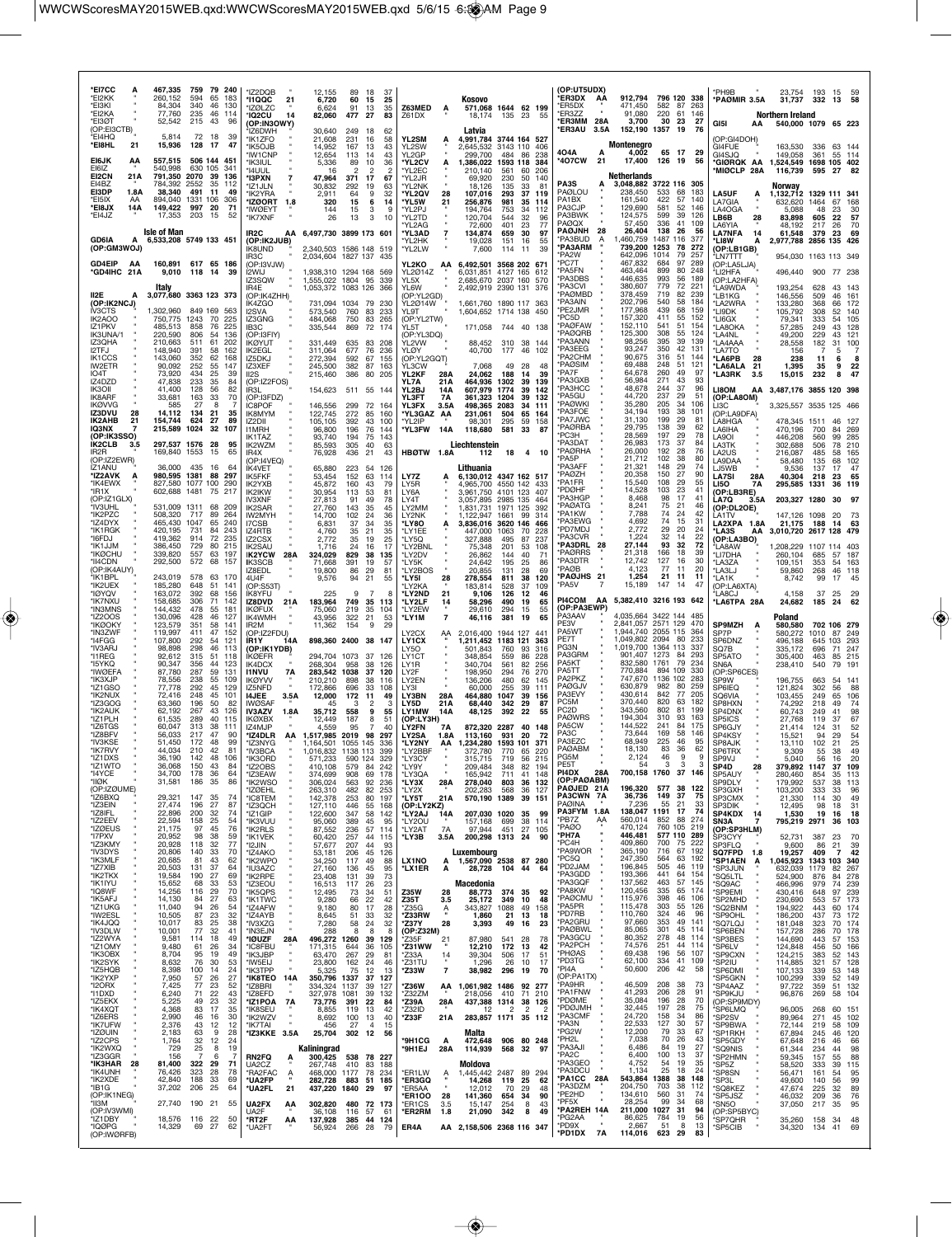*EI7CC A 467,335 759 79 240
*EI2KK " 260,152 594 65 183
*EI3KI " 84,304 340 46 130
*EI2KA " 77,760 235 46 114
*EI3GT " 52,542 215 43 96
(OP:EI3CTB)
*EI4HQ " 5,814 72 18 39
*EI8HL 21 15,936 128 17 47

EI6JK AA 557,515 506 144 451
EI6IZ " 540,998 630 105 341
EI2CN 21A 791,350 2070 39 136
EI4BZ " 784,392 2552 35 112
EI3DP 1.8A 38,340 491 11 49
*EI5IX AA 894,040 1331 106 306
*EI8JX 14A 149,422 997 20 71
*EI4JZ " 17,353 203 15 52

## Isle of Man

GD6IA A 6,533,208 5749 133 451
(OP:GM3WOJ)
GD4EIP AA 160,891 617 65 186
*GD4IHC 21A 9,010 118 14 39

## Italy

II2E A 3,077,680 3363 123 373
(OP:IK2NCJ)
IV3CTS " 1,302,960 849 169 563
IK2AOO " 750,775 1243 70 225
IZ1PKV " 485,513 858 76 225
IK3UNA/1 " 220,590 806 54 136
IZ3QHA " 210,663 511 61 202
I2TFJ " 148,940 391 58 162
IK1CCS " 143,060 352 62 168
IW2ETR " 90,092 292 55 147
IO4T " 73,920 434 25 39
IZ4DZD " 47,838 233 35 84
IK3OII " 41,400 128 56 82
IK8ARF " 33,681 163 33 70
IKØVVG " 585 27 8 7
IZ3DVU 28 14,112 134 21 35
IK2AHB 21 154,744 624 27 89
IQ3NX 7 215,589 1024 32 107
(OP:IK3SSO)
IK2CLB 3.5 297,537 1576 28 95
IR2R " 169,840 1553 15 65
(OP:IZ2EWR)
IZ1ANU " 36,000 435 16 64
*IZ2AVK A 980,595 1381 88 297
*IK4EWX " 827,580 1077 100 290
*IR1X " 602,688 1481 75 217
(OP:IZ1GLX)
*IV3UHL " 531,009 1311 68 209
*IK2PZC " 508,320 717 89 264
*IZ4DYX " 465,430 1047 65 240
*IK1RGK " 420,195 731 84 243
*I6FDJ " 419,362 914 72 235
*IK1JJM " 386,450 729 80 215
*IKØCHU " 339,820 557 63 197
*II4CDN " 292,500 572 68 157
(OP:IK4AUY)
*IK1BPL " 243,019 578 63 170
*IK2UEX " 185,280 648 51 141
*IØYQV " 163,072 392 68 156
*IK7NXU " 158,685 306 71 142
*IN3MNS " 144,432 478 55 131
*IZ2OOS " 130,096 428 46 127
*IKØOKY " 123,579 351 58 141
*IN3ZWF " 119,997 411 47 152
*I4FGG " 107,800 292 54 121
*IV3ARJ " 98,898 298 46 113
*IR1EG " 92,612 315 51 118
*I5YKQ " 90,347 356 44 123
*IWØEFA " 87,780 287 59 131
*IK3XJP " 78,556 238 55 109
*IZ1GSO " 77,778 292 45 129
*IK2NUX " 72,416 248 45 101
*IZ3GOG " 63,360 196 50 82
*IK2AUK " 62,192 267 43 126
*IZ1PLH " 61,535 289 40 115
*I2ETGS " 60,047 313 38 111
*IZ8BFV " 56,033 217 47 90
*IV3KSE " 51,450 172 48 99
*IK7RVY " 44,034 210 42 81
*IZ1DXS " 36,190 142 48 106
*IZ1WTO " 36,068 150 43 84
*I4YCE " 34,700 178 36 64
*IIØK " 31,581 186 35 86
(OP:IZØUME)
*IZ6BXQ " 29,321 147 35 74
*IZ3EIN " 27,474 196 27 87
*IZ8IFL " 22,896 200 32 74
*IZ2EEV " 22,594 158 25 54
*IZØEUS " 21,175 97 45 76
*I7PXV " 20,952 98 38 59
*IZ3KMY " 20,928 118 32 77
*IZ3DYS " 20,806 140 33 70
*IK3MLF " 20,685 81 43 62
*IZ7XIB " 20,503 131 37 64
*IK2TKX " 19,584 190 27 69
*IK1ICU " 15,652 68 33 53
*IQ8WF " 14,256 116 29 70
*IK5AFJ " 14,130 84 27 63
*IZ1UKG " 11,040 94 26 54
*IW2ESL " 10,505 87 23 32
*IK4JQQ " 10,017 83 25 38
*IV3DLW " 10,001 77 32 41
*IZ2WYA " 9,581 114 18 49
*IZ1GAK " 9,480 61 26 34
*IK3OBX " 8,704 95 19 49
*IK2SYK " 8,632 76 30 53
*IZ5HQB " 8,398 100 14 24
*IK2YXP " 7,950 57 26 27
*I2ORX " 7,425 77 23 52
*I1DXD " 6,240 71 22 43
*IZ5EKX " 5,225 49 23 32
*IK4XQT " 4,368 83 17 35
*IZ6ERS " 2,990 46 16 30
*IK7UFW " 2,376 43 12 12
*IZØUIN " 2,183 63 9 28
*IZ2CPS " 1,764 32 12 24
*IK2WXQ " 729 25 8 19
*IZ3GGR " 156 7 6 7
*IK3HAR 28 81,400 322 29 71
*IK4UNH " 76,426 323 28 78
*IK2XDE " 42,840 188 33 69
*IB1G " 37,206 206 25 64
(OP:IK1NEG)
*II3M " 27,740 190 21 55
(OP:IV3WMI)
*IZ1DBY " 18,576 116 22 50
*IQØPG " 14,329 69 27 62
(OP:IWØRFB)
*IZ2DQB " 12,155 89 18 37
*I1QQC 21 6,720 60 15 25
*IZØLZC " 6,624 91 13 35
*IQ2CU 14 82,060 477 27 83
(OP:IN3OWY)
*IZ6DWH " 30,640 249 18 62
*IK1ZFO " 21,608 231 16 58
*IK5OJB " 14,952 167 13 43
*IW1CNP " 12,654 113 14 43
*IK3UIL " 5,336 89 10 36
*I4UUL " 16 2 2 2
*I3PXN 7 47,964 371 17 67
*IZ1JLN " 30,832 292 19 63
*IK2YRA " 2,911 64 9 32
*IZØORT 1.8 320 15 6 14
*IWØEYT " 144 15 3 9
*IK7XNF " 26 13 3 10

IR2C AA 6,497,730 3899 173 601
(OP:IK2JUB)
IK8UND " 2,340,503 1586 148 519
IR3C " 2,034,604 1827 137 435
(OP:I3VJW)
I2WIJ " 1,938,310 1294 168 569
IZ3SQW " 1,555,022 1804 95 339
IR4E " 1,053,372 1083 126 366
(OP:IK4ZHH)
IK4ZGO " 731,094 1034 79 230
IZ8VA " 573,540 780 83 233
IZ3GNG " 484,068 750 83 265
IB3C " 335,544 869 72 174
(OP:I3FIY)
IKØYUT " 331,449 635 83 208
IK2EGL " 311,064 677 76 236
IZ5DKJ " 272,394 592 67 155
IZ3XEF " 245,500 382 87 163
II2S " 215,460 386 80 205
(OP:IZ2FOS)
IR3L " 154,623 511 55 144
(OP:I3FDZ)
IC8POF " 146,556 299 72 164
IK8MYM " 122,745 272 85 160
IZ2DII " 105,105 392 43 100
I1MRH " 96,800 196 76 144
IK1TAZ " 93,740 194 75 143
IK2WZM " 85,593 305 40 63
IR4X " 76,928 436 21 43
(OP:I4VEQ)
IK4VET " 65,880 223 54 126
IK5FKF " 53,454 152 63 114
IK2YXB " 45,872 160 43 79
IK2IKW " 30,954 113 53 81
IV3XNF " 27,813 91 49 78
IK2SAR " 27,760 143 35 45
IW2MYH " 14,700 102 24 36
I7CSB " 6,831 37 34 35
IZ4RTB " 4,760 35 21 35
IZ2CSX " 2,772 35 19 25
IK2SAU " 1,716 24 16 17
IK2YCW 28A 324,029 829 38 135
IK5SCB " 71,668 391 19 57
IZ8EDL " 19,800 86 29 81
4U4F " 9,576 94 21 55
(OP:S53T)
IK8YFU " 225 9 7 8
IZ8DVD 21A 183,964 749 35 113
IKØFUX " 75,060 219 35 104
IK4WMH " 43,956 322 21 53
IR2M " 11,362 154 9 29
(OP:IZ2FDU)
IR1Y 14A 898,360 2400 38 147
(OP:IK1YDB)
IKØEFR " 294,704 1073 37 126
IK4DCX " 268,304 958 38 126
I1NVU 7A 283,542 1038 37 120
IK3YVV " 210,210 898 38 116
IZ5NFD " 172,866 696 33 108
I4JEE 3.5A 12,000 172 11 49
IWØSAF " 45 5 2 3
IV3AZV 1.8A 35,712 558 9 55
IKØXBX " 12,449 187 8 51
IZ4MJP " 4,559 95 7 40
*IZ4DLR AA 1,517,985 2019 98 297
*IZ3NYG " 1,164,501 1055 145 336
*IV3BCA " 1,016,832 1138 113 399
*IK3ORD " 571,233 590 124 329
*IZ2OBS " 410,109 578 84 242
*IZ3EAW " 374,699 908 69 178
*IK2WSO " 306,024 563 92 236
*IZØEHL " 263,310 482 82 253
*IC8TEM " 142,378 253 80 197
*IZ3QCH " 127,110 446 55 168
*IZ1GIP " 122,600 347 58 142
*IK3VUU " 95,060 389 45 95
*IK2RLS " 87,552 236 57 114
*IK1VEK " 60,420 257 44 115
*I2JIN " 57,677 207 44 93
*IZ4AKO " 53,181 206 45 126
*IK2WPO " 34,250 117 49 88
*IU3AZC " 27,160 136 45 95
*IK2RPE " 23,408 131 39 79
*IZ3EOU " 16,513 117 26 23
*IK5QPS " 12,495 73 34 51
*IK7WC " 9,280 66 22 36
*IZ4AFW " 9,180 80 17 28
*IZ4AYB " 8,645 51 33 32
*IV3XZG " 7,280 58 24 32
*IN3EJN " 288 8 8 8
*IØUZF 28A 496,272 1260 39 129
*IC8FBU " 171,315 644 36 105
*IK3JBP " 63,470 267 29 81
*IW5EIJ " 23,800 162 24 46
*IK3TPP " 5,325 75 12 13
*IK8TEO 14A 350,796 1337 37 127
*IZ8BRI " 334,324 1137 39 127
*IZ8EFD " 327,978 1081 39 132
*IZ1POA 7A 73,776 391 22 84
*IK8SEU " 8,855 119 13 42
*IK2WZV " 8,692 100 13 40
*IK7TAI " 456 27 4 15
*IZ3KKE 3.5A 25,704 302 12 56

## Kaliningrad

RN2FQ A 300,425 538 78 227
UA2CZ " 267,748 410 83 188
*RA2FAC A 468,000 1177 78 234
*UA2FP " 282,728 883 51 185
*UA2FL 21 437,220 1840 29 97

UA2FX AA 302,820 480 72 173
UA2F " 36,108 116 57 61
*RT2F AA 137,928 385 44 124
*UA2FT " 56,924 266 28 79

## Kosovo

Z63MED A 571,068 1644 62 199
Z61DX " 18,174 135 23 55

## Latvia

YL2SM A 4,991,784 3744 164 527
YL2SW " 2,645,532 3143 110 406
YL2GP " 299,700 484 86 238
*YL2CV A 1,386,022 1593 118 384
*YL2EC " 210,140 561 60 206
*YL2JR " 69,920 230 50 140
*YL2NK " 18,126 135 33 81
*YL2QV 28 107,016 293 37 119
*YL5W 21 256,876 981 35 114
*YL2PJ " 194,764 753 34 112
*YL2TD " 120,704 544 32 96
*YL2AG " 72,600 401 23 77
*YL3AD 7 134,874 659 30 97
*YL2HK " 19,028 151 16 55
*YL2LW " 7,600 114 11 39

YL2KO AA 6,492,501 3568 202 671
YL2O14Z " 6,031,851 4127 165 612
YL5X " 2,685,670 2037 160 570
YL6W " 2,492,919 2390 131 376
(OP:YL2GD)
YL2O14W " 1,661,760 1890 117 363
YL9T " 1,604,652 1714 138 450
(OP:YL2TW)
YL5T " 171,058 744 40 138
(OP:YL3DQ)
YL2VW " 88,452 310 38 144
YLØY " 40,700 177 46 102
(OP:YL2GQT)
YL3CW " 7,068 49 28 48
YL2KF 28A 24,062 188 14 39
YL7A 21A 464,936 1302 39 139
YL2BJ 14A 607,979 1774 39 142
YL3FT 7A 361,323 1204 39 132
YL3FX 3.5A 498,365 2083 34 111
*YL3GAZ AA 231,061 504 65 194
*YL2IP " 98,301 295 59 158
*YL3FW 14A 118,680 581 33 87

## Liechtenstein

HBØTW 1.8A 112 18 4 10

## Lithuania

LY7Z A 6,130,012 4347 162 517
LY5R " 4,965,700 4550 142 433
LY6A " 3,961,750 4101 123 407
LY4T " 3,057,895 2985 135 464
LY2MM " 1,831,731 1971 125 392
LY2NK " 1,122,947 1661 99 314
*LY8O A 3,836,016 3620 146 466
*LY1EE " 447,000 1063 70 228
*LY5Q " 327,888 495 87 237
*LY2BNL " 75,348 201 53 108
*LY2DV " 26,862 144 40 71
*LY6K " 24,642 195 25 86
*LY2BOS " 20,855 131 28 69
*LY5I 28 278,554 811 38 120
*LY2KA " 183,814 528 37 109
*LY2ND 21 9,106 126 12 46
*LY2LF 14 58,296 490 19 65
*LY2EW " 29,610 294 15 55
*LY1M 7 46,116 381 19 65

LY2CX AA 2,016,400 1944 127 441
LY1CX " 1,211,452 1183 121 363
LY5O " 501,843 760 93 316
LY1CT " 348,854 559 86 228
LY1R " 340,704 561 82 256
LY2F " 198,950 294 76 270
LY2EN " 136,206 480 62 140
LY3I " 60,000 255 39 111
LY3BN 28A 464,880 1047 39 156
LY5D 21A 468,440 1342 29 87
LY1MW 14A 48,125 392 22 55
(OP:LY3H)
LY2FN 7A 872,320 2287 40 148
LY5E " 280,014 1123 38 120
*LY2N AA 1,234,280 1593 101 371
*LY2BBF " 372,780 770 65 220
*LY3CY " 315,715 719 56 215
*LY8Y " 209,484 348 82 194
*LY3QA " 165,942 711 41 148
*LY3X 28A 278,040 803 36 132
*LY2X " 202,283 568 36 127
*LY5T 21A 570,190 1389 39 151
(OP:LY2KZ)
*LY2AJ 14A 207,030 1020 35 99
*LY2OU " 157,168 699 38 114
*LY2AT 7A 97,944 451 27 105
*LY3B 3.5A 200,298 1313 24 90

## Luxembourg

LX1NO A 1,567,090 2538 87 280
*LX1ER A 28,728 104 44 64

## Macedonia

Z35W 28 88,773 374 35 92
Z35T 3.5 25,772 349 10 48
*Z35G A 343,827 1088 49 158
*Z33RW " 1,860 21 13 18
*Z37CY 28 3,393 49 16 23
(OP:Z32M)
*Z35F 21 87,960 541 28 78
*Z31WW " 12,210 172 13 42
*Z33A " 39,304 506 17 51
*Z31TU " 1,296 26 10 17
*Z33W 7 38,982 296 19 70

*Z36W AA 1,061,982 1486 92 277
*Z32ZM " 218,056 410 71 210
*Z35Y 28A 437,388 1314 38 126
*Z32ID " 12 2 2 2
*Z33F 21A 283,857 1171 35 112

## Malta

*9H1CG A 472,648 906 80 248
*9H1EJ 28A 114,939 568 32 97

## Moldova

*ER1LW A 1,445,442 2487 89 294
*ER3GQ " 14,268 119 25 62
*ER5AA " 12,012 70 29 48
*ER1OO 28 141,360 654 34 90
*ER1CS 3.5 15,147 254 8 43
*ER2RM 1.8 21,090 342 8 49

ER4A AA 2,158,506 2368 116 377
(OP:UT5UDX)
*ER3DX AA 912,794 1290 120 338
*ER5DX " 471,450 582 87 263
*ER3ZZ " 91,080 220 61 146
*ER3MM 28A 3,700 30 23 27
*ER3AU 3.5A 152,190 1357 19 76

## Montenegro

4O4A A 4,002 65 17 29
*4O7CW 21 17,400 126 19 56

## Netherlands

PA3S A 3,048,882 3722 116 305
PAØLOU " 238,450 533 68 183
PA1BX " 161,540 422 57 140
PA3CJP " 129,690 581 52 146
PA3BWK " 124,575 599 39 126
PAØQX " 57,450 336 41 109
PAØJNH 28 26,404 138 26 56
*PA3BUD A 1,460,759 1487 116 377
*PA3ARM " 739,200 1253 78 272
*PA2W " 642,096 1014 79 257
*PC7T " 467,832 684 97 289
*PA5FN " 463,464 899 80 248
*PA3DBS " 446,635 993 56 189
*PA3CVI " 380,607 779 72 221
*PAØMBD " 378,459 719 82 239
*PA3AIN " 202,796 540 58 184
*PE2JMR " 177,968 439 68 159
*PC5D " 157,320 411 55 152
*PAØFAW " 152,110 541 51 154
*PAØQRB " 125,300 308 55 124
*PA3ANN " 98,256 395 39 139
*PA3EEG " 93,247 350 42 131
*PA2CHM " 90,675 316 51 144
*PAØSIM " 69,488 248 51 121
*PA7AW " 64,678 260 49 97
*PA3GXB " 56,984 271 43 93
*PA3HCC " 48,678 244 37 96
*PA5GU " 44,720 237 29 51
*PAØWKI " 35,280 205 34 106
*PA3FOE " 34,194 193 38 101
*PA7JWC " 31,130 199 29 81
*PAØRBA " 29,795 138 39 62
*PC3H " 28,569 197 29 78
*PA3DAT " 26,983 173 37 84
*PAØRHA " 26,000 192 28 76
*PA5P " 21,712 102 38 80
*PA3AFF " 21,321 148 29 74
*PAØZH " 20,358 150 27 90
*PA1FR " 15,540 108 29 55
*PDØHF " 14,528 103 23 41
*PA3HGP " 8,468 98 17 41
*PAØATG " 8,241 75 21 46
*PA1KW " 7,788 74 24 42
*PA3EWG " 4,692 74 15 31
*PD7MDJ " 2,772 29 20 24
*PA3CVR " 1,224 32 14 22
*PA3DRL 28 27,144 93 32 72
*PAØRRS " 21,318 166 18 39
*PA3DTR " 12,742 127 16 30
*PAØB " 4,123 77 11 20
*PAØJHS 21 1,254 21 11 11
*PA5V 7 15,189 147 14 47

PI4COM AA 5,382,410 3216 193 642
(OP:PA3EWP)
PA3AAV " 4,035,664 3422 144 485
PE3V " 2,841,057 2571 129 470
PA5WT " 1,944,740 2055 115 364
PE7T " 1,049,802 2094 80 233
PG3N " 1,019,700 1364 113 337
PA3GRM " 901,407 1273 84 293
PA5KT " 832,580 1761 79 234
PA5TT " 770,884 894 109 330
PA2PKZ " 747,670 1136 102 283
PAØGJV " 630,879 982 80 259
PA3EVY " 430,614 842 77 205
PC5M " 370,440 820 63 182
PC2D " 343,560 802 81 199
PAØWRS " 194,304 310 93 163
PA5CW " 144,522 241 84 175
PA3C " 73,644 169 58 146
PA3EZC " 68,949 225 46 95
PAØABM " 18,130 83 36 62
PG5M " 2,124 46 9 9
PE5T " 54 3 3 3
PI4DX 28A 700,158 1760 37 146
(OP:PAØABM)
PAØJED 21A 196,320 577 38 122
PA3CWN 7A 36,736 149 37 75
PAØINA " 7,236 55 21 33
PA3FYM 1.8A 138,047 1191 17 74
*PB7Z AA 560,014 852 88 274
*PAØO " 470,124 760 105 219
*PH7A " 446,481 577 110 289
*PD4H " 409,860 700 75 222
*PA9WOR " 365,190 716 67 192
*PC5Q " 247,350 564 63 192
*PD2JAM " 196,845 505 46 119
*PA3GDD " 163,366 441 64 154
*PA3GQF " 137,562 463 57 145
*PA8KW " 120,456 335 65 174
*PAØCMU " 115,962 398 46 106
*PA5PR " 115,478 303 55 126
*PD7RB " 110,760 324 46 96
*PA2GRU " 97,660 353 49 141
*PAØBWL " 85,065 301 45 114
*PA3GCU " 80,352 278 48 114
*PA7PCH " 74,676 251 44 114
*PHØAS " 69,438 196 56 107
*PD3TG " 62,100 334 41 109
*PA1A " 50,606 206 42 58
(OP:PA1TX)
*PA9HR " 46,509 208 38 73
*PA1FNW " 41,293 206 28 91
*PDØME " 35,084 196 28 70
*PDØJMH " 32,445 197 28 75
*PA3CMF " 24,720 158 34 86
*PA3N " 22,533 127 30 57
*PG2W " 12,200 79 33 67
*PH2L " 7,038 70 26 43
*PA3AJI " 6,486 84 19 27
*PA2C " 6,400 100 13 37
*PA3GEO " 4,752 54 19 35
*PA3DCU " 1,134 25 18 24
*PA1CC 28A 543,864 1388 38 148
*PA3DZM " 204,750 703 38 112
*PE2HD " 134,610 560 31 74
*PF5X " 28,254 99 34 68
*PA2REH 14A 211,000 1027 31 94
*PG2AA " 86,625 784 19 56
*PD9X " 2,667 51 8 13
*PD1DX 7A 114,016 623 29 83
*PH9B " 23,754 193 15 59
*PAØMIR 3.5A 31,737 332 13 58

## Northern Ireland

GI5I AA 540,000 1079 65 223
(OP:GI4DOH)
GI4FUE " 163,530 336 63 144
GI4SJQ " 149,058 361 55 114
*GIØRQK AA 1,524,549 1698 105 402
*MIØCLP 28A 116,739 595 27 82

## Norway

LA5UF A 1,132,712 1329 111 341
LA7GIA " 632,620 1464 67 168
LA4OGA " 5,088 48 23 30
LB6B 28 83,898 605 22 57
LA6YIA " 48,192 217 26 70
LA7NFA 14 61,548 379 23 69
*LI8W A 2,977,788 2856 135 426
(OP:LB1GB)
*LN7TTT " 954,030 1163 113 349
(OP:LA5LJA)
*LI2HFA " 496,440 900 77 238
(OP:LA2HFA)
*LA9WDA " 193,254 628 43 143
*LB1KG " 146,556 509 46 161
*LA2WRA " 133,280 368 66 172
*LI9DK " 105,792 308 52 140
*LI6GX " 79,341 333 54 105
*LA8OKA " 57,285 249 43 128
*LA4NL " 49,200 229 43 121
*LA4AAA " 28,558 182 31 100
*LA7TO " 156 7 5 7
*LA6PB 28 238 11 6 8
*LA6ALA 21 1,395 35 9 22
*LA3RK 3.5 15,015 232 8 47

LI8OM AA 3,487,176 3855 120 398
(OP:LA8OM)
LI3C " 3,325,557 3535 125 466
(OP:LA9DFA)
LA8HGA " 478,345 1511 46 127
LA6IHA " 470,196 700 84 269
LA9OI " 446,208 590 99 285
LA3TK " 302,688 506 78 210
LA2US " 216,087 485 58 165
LA9DAA " 58,480 135 68 102
LJ5WB " 9,536 137 17 47
LA7SI 28A 40,304 218 23 65
LI5O 7A 295,585 1331 36 119
(OP:LB3RE)
LA7Q 3.5A 203,327 1280 30 97
(OP:DL2OE)
LA1TV " 147,126 1098 20 73
LA2XPA 1.8A 21,175 188 14 63
*LA3S AA 3,010,720 2617 128 479
(OP:LA3BO)
*LA8AW " 1,208,229 1107 114 403
*LI7DHA " 260,104 685 57 187
*LA3ZA " 109,151 353 54 163
*LA3LJ " 59,860 268 46 118
*LA1K " 8,742 99 17 45
(OP:LA6XTA)
*LA8CJ " 4,158 37 25 29
*LA6TPA 28A 24,682 185 24 62

## Poland

SP9MZH A 580,580 702 106 279
SP7P " 580,272 1010 87 249
SP6DNZ " 496,188 645 103 293
SQ7B " 335,172 696 71 247
SP5ATO " 305,400 463 85 215
SN6A " 238,410 540 79 191
(OP:SP6CES)
SP9W " 196,755 663 54 141
SP6IEQ " 121,824 302 56 88
SQ6VIA " 103,455 249 65 106
SP8HXN " 74,292 218 49 74
SP4DNX " 60,743 249 41 98
SP5ICS " 27,768 119 37 67
SP6GJY " 21,414 124 31 52
SP4KSY " 15,521 94 29 54
SP8AJK " 13,110 102 21 25
SP6TRX " 9,309 55 38 49
SP9VJ " 5,040 56 16 20
SP4D 28 379,892 1147 37 109
SP5AUY " 280,460 854 35 113
SP9DLY " 179,992 537 38 113
SP3GXH " 103,200 333 33 96
SP3CMX " 21,330 114 30 49
SP3DIK " 12,495 98 18 31
SP4KDX 14 1,530 19 16 18
SN3A 7 795,219 2971 36 103
(OP:SP3HLM)
SP3CYY " 52,731 387 23 70
SP3FLQ " 9,600 86 21 39
SQ7FPD 1.8 19,257 409 7 42
*SP1AEN A 1,045,923 1343 103 340
*SP3JUN " 632,039 1179 82 267
*SQ6LTL " 524,900 876 84 278
*SQ9AC " 466,996 979 74 239
*SP9EMI " 430,416 648 97 239
*SP2MHD " 230,690 553 57 173
*SQ2BNM " 194,922 440 60 174
*SP9OHL " 186,200 437 73 172
*SQ7LQJ " 181,048 323 70 174
*SP6BEN " 157,728 429 71 163
*SP3BES " 144,690 443 57 153
*SP6LV " 124,848 456 50 166
*SP9CXN " 124,215 383 52 143
*SP2IU " 114,885 321 57 128
*SP6DMI " 107,133 339 53 148
*SP5GKN " 100,299 339 54 149
*SP4AAZ " 97,722 359 51 132
*SP9KJU " 96,876 269 58 104
(OP:SP9MDY)
*SP6LMQ " 96,005 268 60 151
*SP2SV " 89,964 271 45 102
*SP9BWA " 72,144 219 58 109
*SP1RKH " 67,894 245 46 120
*SP5GDY " 67,648 216 46 66
*SQ9NIS " 61,344 234 44 98
*SP2HMN " 59,345 157 55 78
*SP3L " 49,600 140 56 99
*SQ8KEZ " 47,674 225 32 89
*SP5JSZ " 46,032 209 36 76
*SN5O " 37,050 217 35 95
(OP:SP5BYC)
*SP2HQR " 35,260 158 34 68
*SP5CIB " 34,320 134 41 69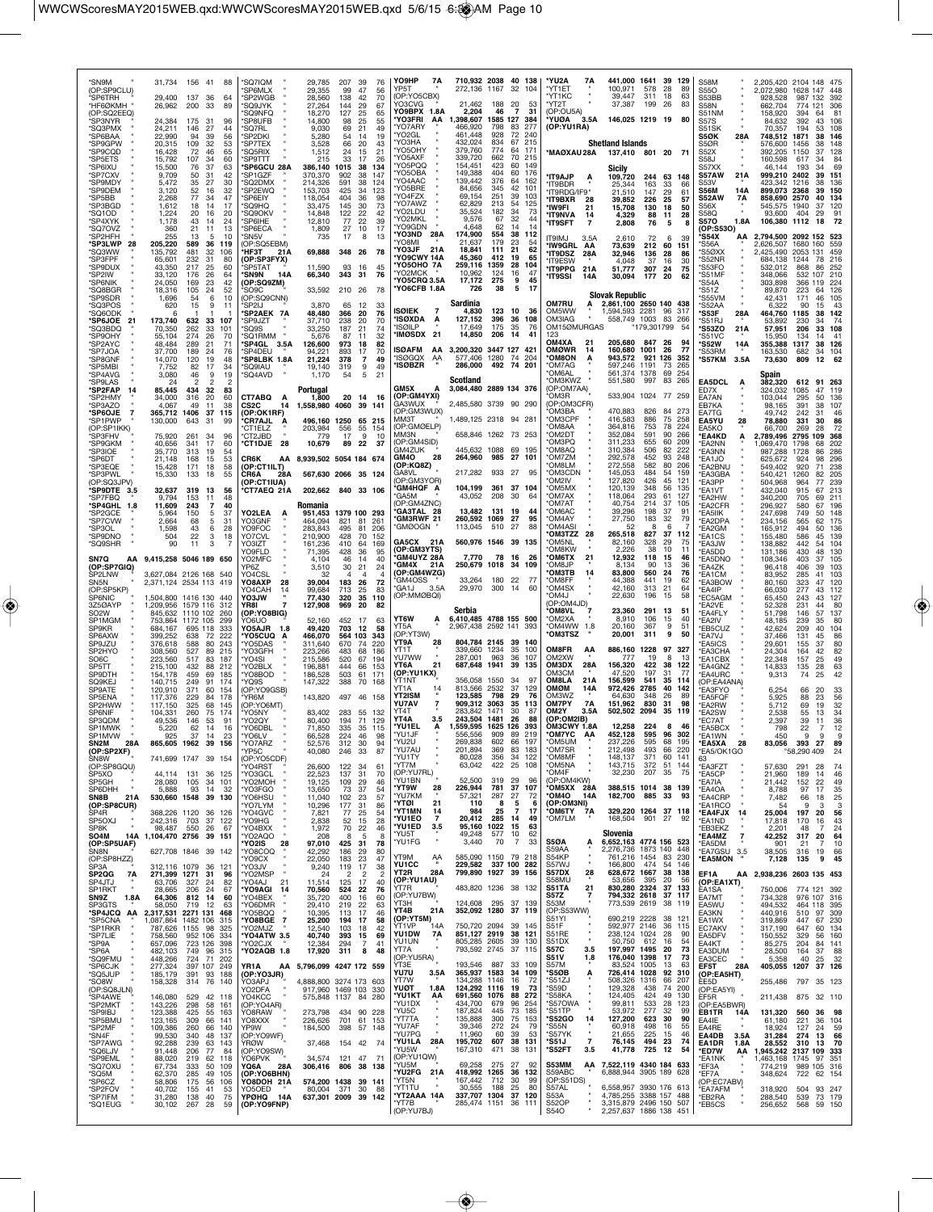*SN9M 31,734 156 41 88
(OP:SP9CLU)
*SP6TRH 29,400 137 36 64
*HF6ØKMH 26,962 200 33 89
(OP:SQ2EEQ)
*SP3NYR 24,384 175 31 96
*SQ3PMX 24,211 146 27 44
*SP6BAA 22,990 94 39 56
*SP9GPW 20,315 109 32 53
*SP9CQD 16,428 72 46 65
*SP5ETS 15,792 107 34 60
*SP6IXU 15,500 76 37 63
*SP7CXV 9,709 50 31 42
*SP9MDY 5,472 35 27 30
*SP9DEM 3,120 52 16 32
*SP5BB 2,268 77 34 47
*SP3BGD 1,612 18 14 17
*SQ1OD 1,224 20 16 20
*SP4XYK 1,178 43 14 24
*SQ7OVZ 360 21 11 13
*SP2HFH 255 13 5 10
*SP3LWP 28 205,220 589 36 119
*SQ3WW 135,792 481 32 106
*SP3FPF 65,601 232 31 80
*SP9DUX 43,350 217 25 60
*SP2IW 33,120 176 26 64
*SP6NIK 24,050 169 23 42
*SQ8BGR 18,316 105 24 52
*SP9SDR 1,696 54 6 10
*SQ3POS 620 15 9 11
*SQ6ODK 6 1 1 1
*SP6JOE 21 173,740 632 33 107
*SQ3BDQ 70,350 262 33 101
*SP9OHY 55,104 274 26 70
*SP2AYC 48,484 289 21 71
*SP7JOA 37,700 189 24 76
*SP9GNF 14,070 120 19 48
*SP5MBI 7,752 82 17 34
*SP4AVG 3,080 46 9 19
*SP9LAS 24 2 2 2
*SP2FAP 14 85,445 434 32 83
*SP2HMY 34,000 316 20 60
*SP3AZO 4,067 49 11 38
*SP6OJE 7 365,712 1406 37 115
*SP1PWP 130,000 643 31 99
(OP:SP1IKK)
*SP3FHV 75,920 261 34 96
*SP9GKM 40,656 341 17 60
*SP3IOE 35,770 313 19 54
*SP6DT 21,148 168 15 53
*SP3EQE 15,428 171 18 58
*SP3PWL 15,330 133 18 55
(OP:SQ3JPV)
*SP9DTE 3.5 32,637 319 13 56
*SP7FBQ 9,794 153 11 48
*SP4GHL 1.8 11,609 243 7 40
*SP2GCE 5,964 150 5 37
*SP7CVW 2,664 68 5 31
*SP3OL 1,598 43 6 28
*SP9DNO 504 22 3 18
*SQ9SHR 90 11 3 7

SN7Q AA 9,415,258 5046 189 650
(OP:SP7GIQ)
SP2LNW 3,627,084 2126 168 540
SN5N 2,371,124 2534 113 419
(OP:SP5KP)
SP6NIC 1,504,800 1416 130 440
3Z5ØAYP 1,209,956 1579 116 312
SO2W 845,632 1110 102 260
SP1MGM 753,864 1172 105 299
SP9KR 684,167 695 118 333
SP6AXW 399,252 638 72 222
SP9JZU 376,618 588 80 243
SP2HYO 308,560 527 89 215
SO6C 223,560 517 83 187
SP5TT 215,100 432 88 212
SP9DTH 154,178 459 69 185
SQ9KEJ 140,715 249 91 174
SP9ATE 120,910 371 60 154
SP5ENA 117,376 229 84 178
SP2HWW 117,150 325 68 145
SP6NIF 104,331 260 75 174
SP3QDM 49,536 146 53 91
SP1MWK 5,220 62 14 16
SP1MVW 925 37 14 23
SN2M 28A 865,605 1962 39 156
(OP:SP2XF)
SN8W 741,699 1747 39 154
(OP:SP8GQU)
SP5XO 44,114 131 36 125
SP5GH 28,080 105 34 101
SP6DHH 5,888 93 14 32
SN8B 21A 530,660 1548 39 130
(OP:SP8CUR)
SP4R 368,226 1120 36 126
SP5OXJ 242,316 703 37 122
SP8K 98,487 550 26 67
SO4M 14A 1,104,470 2756 39 151
(OP:SP5UAF)
SN8N 627,708 1846 39 142
(OP:SP8HZZ)
SP3A 312,116 1079 36 121
SP2QG 7A 271,399 1271 31 96
SP4JTJ 63,706 327 24 82
SP1RKT 28,665 206 24 67
SN9Z 1.8A 64,306 812 14 60
SP3GTS 58,050 719 12 63
*SP4JCQ AA 2,317,531 2271 131 468
*SP5CNA 1,087,864 1482 106 315
*SP1RKR 787,626 1155 98 325
*SP7LIE 758,560 952 106 334
*SP9A 657,096 723 126 398
*SP6A 482,103 749 96 315
*SQ9FMU 448,266 724 71 202
*SP6CJK 277,324 397 107 249
*SQ5JUP 185,179 391 93 188
*SO8W 158,328 314 76 140
(OP:SQ8JLN)
*SP4AWE 146,080 529 42 118
*SP2MKT 143,226 298 58 161
*SP9IBJ 123,388 425 55 163
*SP5BMU 123,165 309 66 141
*SP2MF 109,386 260 66 140
*SN4F 99,530 340 48 137
*SP7AWG 92,288 239 63 143
*SQ6LJV 91,448 206 77 84
*SP9EML 88,020 219 62 118
*SQ7OXU 67,734 333 50 109
*SQ5M 62,370 285 49 105
*SP6CZ 58,806 175 56 106
*SP2FOV 40,702 155 41 53
*SP7IFM 31,280 138 40 75
*SQ1EUG 30,102 267 28 59
*SQ7IQM 29,785 207 39 76
*SP6MLX 29,355 99 47 56
*SP2WGB 28,560 138 42 70
*SQ9JYK 27,264 144 29 67
*SQ9NFQ 18,270 127 25 65
*SP8UFB 14,800 98 25 55
*SQ7RL 9,030 69 21 49
*SP2DKI 5,280 54 14 19
*SP7TEX 3,528 66 20 43
*SQ5RIX 1,512 24 15 21
*SP9TTT 215 33 17 26
*SP6GCU 28A 386,140 1015 38 134
*SP1GZF 370,370 902 38 147
*SQ2DMX 214,326 591 38 124
*SP2EWQ 153,703 425 34 123
*SP6EIY 118,054 404 36 98
*SQ9HQ 33,475 145 30 73
*SQ9OKV 14,848 122 22 42
*SP6IHE 12,810 77 22 39
*SP6ECA 1,809 27 10 17
*SN5V 735 17 8 13
(OP:SQ5EBM)
*HF3T 21A 69,888 348 26 78
(OP:SP3FYX)
*SP5TAT 11,590 93 16 45
*SN9N 14A 66,340 343 31 76
(OP:SQ9ZM)
*SO9C 33,592 210 26 78
(OP:SQ9CNN)
*SP2IJ 3,870 65 12 33
*SP2AEK 7A 48,480 366 20 76
*SP9JZT 37,710 238 20 70
*SQ9S 33,250 187 21 74
*SQ1RMM 5,676 87 11 32
*SP4GL 3.5A 126,600 973 18 82
*SP4DEU 94,221 893 17 70
*SP8LBK 1.8A 21,224 378 7 49
*SQ9IAU 19,140 319 9 49
*SQ4AVD 1,170 54 5 21

## Portugal

CT4BQ A 1,800 20 14 16
CS2C 14 1,558,980 4060 39 141
(OP:OK1RF)
*CR7AJL A 496,160 1250 65 215
*CT1ELZ 203,984 556 55 154
*CT2JBD 779 17 9 10
*CT1DJE 28 10,679 89 22 37
CR6K AA 8,939,502 5054 184 674
(OP:CT1ILT)
CR6A 28A 567,630 2066 35 124
(OP:CT1IUA)
*CT7AEQ 21A 202,662 840 33 106

## Romania

YO2LEA A 951,453 1379 100 293
YO3GNF 464,094 821 81 261
YO9FOC 283,843 495 81 206
YO7CVL 210,900 428 70 152
YO3IZT 161,236 410 64 169
YO9FLD 71,395 428 36 95
YO2MFC 4,104 46 14 40
YP6Z 3,510 30 21 24
YO4CSL 32 4 4 4
YO8AXP 28 39,004 183 26 72
YO4CAH 14 99,684 713 25 83
YO3JW 7 77,430 320 35 110
YR8I 7 127,908 969 20 82
(OP:YO8BIG)
YO6UO 52,160 452 17 63
YO5AJR 1.8 49,420 703 12 58
*YO5CUQ A 466,070 564 103 343
*YO5OAS 311,640 670 74 220
*YO3GFH 223,266 483 68 186
*YO4SI 215,586 520 67 194
*YO2BLX 196,881 444 66 153
*YO8BOD 186,528 503 61 171
*YO9S 147,322 388 70 168
(OP:YO9GSB)
*YR6M 143,820 497 46 158
(OP:YO6MT)
*YO5NY 83,402 283 55 132
*YO2QY 80,400 194 71 129
*YO6DBL 71,850 335 35 115
*YO6LV 66,528 224 46 98
*YO7ARZ 52,576 312 30 94
*YP5C 40,080 246 33 87
(OP:YO5CDF)
*YO4RST 26,600 122 34 61
*YO3GCL 22,523 137 31 70
*YO2MOH 19,125 109 29 46
*YO3FGO 13,650 73 37 54
*YO6HSU 11,040 102 23 57
*YO7LYM 10,296 177 31 86
*YO4GVC 7,821 77 25 54
*YO9HG 2,838 52 15 28
*YO4BXX 1,972 70 22 46
*YO2AOO 208 8 5 8
*YO2IS 28 97,010 425 31 78
*YO6CQQ 42,292 186 29 80
*YO9CX 22,050 183 23 47
*YO3JY 9,240 119 17 38
*YO2MSP 24 2 2 2
*YO4AJ 21 11,514 125 17 40
*YO9AGI 14 70,560 524 22 76
*YO6BEX 35,720 400 16 60
*YO6DMR 29,410 219 22 63
*YO5BQQ 10,935 179 16 65
*YO8BGE 7 25,200 194 17 58
*YO2MJZ 12,540 103 18 42
*YO4ATW 3.5 40,740 393 15 59
*YO2CJX 12,384 294 7 41
*YO2AQB 1.8 17,920 311 8 48
YR1A AA 5,796,099 4247 172 559
(OP:YO3JR)
YO3APJ 4,888,800 3274 173 603
YO2DFA 917,960 1469 103 330
YO4KCC 575,848 1137 84 280
(OP:YO4AR)
YO8RAW 273,798 434 90 228
YO8XXX 226,626 701 61 153
YP9W 184,500 398 57 148
(OP:YO9WF)
YR0W 37,468 154 42 74
YO6PVK 34,574 121 47 71
YQ6A 28A 306,416 806 38 138
(OP:YO6BHN)
YO8DOH 21A 574,200 1438 39 141
YO5OED 80,004 371 30 88
YO9HG 14A 637,301 2009 39 142
(OP:YO9FNP)
YO9HP 7A 710,932 2038 40 138
YP5T 272,136 1167 32 104
(OP:YO5CBX)
YO3CVG 21,462 188 20 53
YO9BPX 1.8A 2,204 46 7 31
*YO3FRI AA 1,398,607 1585 127 384
*YO7ARY 466,920 798 83 277
*YO2GL 461,448 928 72 240
*YO3HA 432,024 834 67 215
*YO5OHY 379,760 774 64 171
*YO5AXF 339,720 662 70 215
*YO5PQQ 154,451 423 60 149
*YO5OBA 149,388 404 60 176
*YO4AAC 139,442 376 64 162
*YO5BRE 84,656 345 42 101
*YO4FZX 69,154 251 39 103
*YO7AWZ 62,829 213 54 125
*YO2LDU 35,524 182 34 73
*YO2MKL 9,576 67 32 44
*YO9GDN 4,648 62 14 14
*YO3ND 28A 174,900 554 38 112
*YO8MI 21,637 179 23 54
*YO3JF 21A 18,841 111 21 62
*YO9CWY 14A 45,360 412 19 65
*YO5OHO 7A 259,116 1359 28 104
*YO2MCK 10,962 124 16 47
*YO5CRQ 3.5A 17,172 275 9 45
*YO6CFB 1.8A 726 38 5 17

## Sardinia

ISØIEK 7 4,830 123 10 36
*ISØXDA A 127,152 396 36 108
*ISØILP 17,649 175 35 76
*IMØSDX 21 14,850 206 14 41
ISØAFM AA 3,200,320 3447 127 421
*ISØGQX AA 577,406 1280 74 204
*ISØBZR 286,000 492 74 201

## Scotland

GM5X A 3,084,480 2889 134 376
(OP:GM4YXI)
GA3WUX " 2,485,580 3739 90 290
(OP:GM3WUX)
MM3T " 1,489,125 2318 94 281
(OP:GMØELP)
MM3N " 658,846 1262 73 253
(OP:GM4SID)
GM4ZUK " 445,632 1088 69 195
GM4O 28 264,960 985 27 101
(OP:KQ8Z)
GA8VL " 217,282 933 27 95
(OP:GM3YOR)
*GM4HQF A 104,199 361 37 104
*GA5M " 43,052 208 30 64
(OP:GM4ZNC)
*GA3TAL 28 13,482 131 19 44
*GM3WFF 21 260,592 1069 27 95
*GMØOGN " 110,045 510 27 88
GA5CX 21A 560,976 1546 39 135
(OP:GM3YTS)
*GM4UYZ 28A 7,770 78 16 26
*GM4X 21A 250,679 1018 34 109
(OP:GM4WZG)
*GM4OSS " 33,264 180 22 77
*GA1J 3.5A 29,970 300 14 60
(OP:MMØBQI)

## Serbia

YT6W A 6,410,485 4788 155 500
YT5A " 2,967,438 2592 141 393
(OP:YT3W)
YT9A 28 804,784 2145 39 140
YT1T " 339,660 1234 35 100
YU7WW " 287,001 963 36 107
YT6A 21 687,648 1941 39 135
(OP:YU1KX)
YT1NT " 356,058 1550 34 97
YT1A 14 813,566 2532 37 129
YT2ISM " 123,585 798 29 76
YU7AV 7 909,312 3063 35 113
YT4T " 283,842 1471 31 87
YT4A 3.5 243,504 1481 26 88
*YU1EL A 1,559,595 1625 126 393
*YU1JF " 556,556 909 89 219
*YU2U " 269,838 602 66 192
*YU7AU " 201,894 369 83 183
*YU1TY " 80,028 356 34 122
*YT7M " 63,042 422 25 108
(OP:YU7RL)
*YU1BN " 52,500 319 29 96
*YT9W 28 226,944 781 37 107
*YU7KM " 57,321 287 27 72
*YT0I 21 110 8 5 6
*YT1MN 14 984 25 7 17
*YU1EO 7 20,412 285 14 49
*YU1ED 3.5 95,160 1022 15 63
*YU5T " 49,248 577 10 62
*YU1FG " 3,440 70 7 33
YT9M AA 585,090 1150 79 218
YU1CC " 229,582 337 100 282
YT2R 28A 799,890 1927 39 156
(OP:YU1AU)
YT7R " 483,820 1236 38 132
(OP:YU7BW)
YT3H " 124,608 295 37 139
YT4B 21A 352,092 1280 37 119
(OP:YT5M)
YT1VP 14A 750,720 2094 39 145
YU1DW 7A 851,127 2919 38 121
YU1UN " 805,285 2605 39 130
YT7A " 793,592 2745 37 115
(OP:YU5RA)
YT3E " 193,546 887 33 109
YU7U 3.5A 365,937 1583 34 109
*YU2FG 21A 418,992 1265 36 132
YU0T 1.8A 124,292 1116 19 73
*YU1KT AA 691,560 1076 88 272
*YU5C " 187,824 445 73 185
*YT7TA " 135,888 300 75 153
*YU7AF " 39,346 272 24 79
*YU7PG " 11,960 60 39 53
*YU1LA 28A 195,702 607 38 116
*YU5W " 167,310 471 38 131
(OP:YU1QW)
*YU5M " 69,258 275 27 92
*YT5N " 167,442 712 30 99
*YT1TU " 30,555 188 25 80
*YT2AAA 14A 337,707 1304 37 120
*YT7B " 285,474 1151 36 111
(OP:YT7BU)
*YU2A 7A 441,000 1641 39 129
*YT1ET " 100,971 578 28 89
*YT1KC " 39,447 311 18 63
*YT2T " 37,387 199 26 83
(OP:OU5A)
*YUØA 3.5A 146,025 1219 19 80
(OP:YU1RA)

## Shetland Islands

*MAØXAU 28A 137,410 801 20 71

## Sicily

*IT9AJP A 109,720 244 63 148
*IT9BDR " 25,344 163 33 66
*IT9RDG/IF9 " 21,510 147 29 61
*IT9BXR 28 39,852 226 25 57
*IW9FI 21 15,708 130 18 50
*IT9NVA 14 4,329 88 11 28
*IT9SFT 7 2,808 76 5 8

IT9IMJ 3.5A 2,610 72 6 39
*IW9GRL AA 73,639 212 60 151
*IT9DSZ 28A 32,946 136 28 86
*IT9ESW " 4,048 37 16 30
*IT9PPG 21A 51,777 307 24 75
*IT9SSI 14A 30,094 177 20 62

## Slovak Republic

OM7RU A 2,861,100 2650 140 438
OM5WW " 1,594,593 2281 96 317
OM3IAG " 558,749 1003 83 266
OM1ISØMURGAS 179,301 799 54 123
OM4XA 21 205,680 847 26 94
OMØWR 14 160,680 1001 26 77
*OM8ON A 943,572 921 126 352
*OM7AG " 597,246 1191 73 265
*OM6AL " 561,374 1378 69 254
*OM3KWZ " 551,580 997 83 265
(OP:OM7AA)
*OM3R " 533,904 1024 77 259
(OP:OM3CFR)
*OM3BA " 470,883 826 84 273
*OM3CPF " 416,583 886 75 258
*OM8AA " 364,816 753 78 224
*OM2DT " 352,084 591 90 266
*OM3PQ " 311,233 655 60 209
*OM8AQ " 310,384 506 82 222
*OM7ZM " 292,578 452 93 248
*OM8LM " 272,558 582 80 206
*OM3CDN " 145,053 484 54 159
*OM2IV " 127,820 426 45 121
*OM5MX " 120,139 348 56 135
*OM7AX " 118,064 293 61 127
*OM7AT " 40,754 214 37 105
*OM6AC " 39,296 198 37 91
*OM4AY " 27,750 183 32 79
*OM4ASI " 52 8 6 7
*OM3TZZ 28 265,518 827 37 112
*OM5NL " 82,160 328 29 75
*OM8KW " 2,226 38 10 11
*OM6TX 21 12,932 118 15 46
*OM6JP " 8,134 90 13 36
*OM3TB 14 83,800 560 24 76
*OM8FF " 44,388 441 19 62
*OM4SX " 42,160 313 21 64
*OM4J " 22,620 196 15 58
(OP:OM4JD)
*OM8VL 7 23,360 291 13 51
*OM2XA " 8,910 106 15 40
*OM4WW 1.8 20,160 367 9 51
*OM3TSZ " 20,001 311 9 50
OM8FR AA 886,160 1228 97 327
OM2XW " 777 19 8 13
OM3DX 28A 156,320 422 38 122
OM3CM " 47,520 197 31 77
OM8LA 21A 156,599 541 35 114
OMØM 14A 972,426 2785 40 142
OM3WZ " 64,630 348 26 89
OM7PY 7A 151,962 830 31 98
OM7Z 3.5A 502,502 2094 35 119
(OP:OM2IB)
*OM3CWY 1.8A 12,258 224 8 46
*OM7YC AA 452,128 595 96 302
*OM5UM " 237,226 595 68 195
*OM7SR " 212,498 493 66 220
*OM8MF " 148,137 371 60 141
*OM5NA " 143,715 372 51 144
*OM4F " 32,230 207 35 75
(OP:OM4KW)
*OM5XX 28A 388,515 1014 38 139
*OM4O 14A 182,700 885 33 93
(OP:OM3NI)
*OM6TY 7A 329,220 1264 37 118
*OM7LM " 168,504 901 27 92

## Slovenia

S5ØA A 6,652,163 4774 156 523
S59AA " 2,276,736 1873 140 448
S54KP " 761,216 1454 83 230
S57WJ " 166,800 474 54 146
S57DX 28 628,672 1667 38 138
S58MU " 53,856 395 20 56
S51TA 21 830,280 2324 37 133
S57Z 7 794,332 2618 37 117
S53M " 773,539 2619 38 119
(OP:S53WW)
S51YI " 690,219 2228 38 121
S51F " 592,977 2146 36 115
S51RE " 238,124 1024 28 90
S51DX " 50,750 612 16 54
S57C 3.5 197,997 1495 20 73
S51V 1.8 176,040 1398 17 73
S57M " 83,524 1005 13 63
*S5ØB A 724,414 1028 92 310
*S51ZJ " 508,326 1316 66 207
*S59D " 129,328 438 74 200
*S58KA " 124,450 424 49 130
*S57OWA " 99,811 533 28 123
*S51TP " 53,972 277 32 99
*S52GO 14 127,200 623 30 90
*S55N " 60,918 498 16 55
*S57YK " 21,655 225 15 46
*S51J 7 76,145 494 23 72
*S52FT 3.5 41,778 725 12 54
S53MM AA 7,522,119 4340 184 633
S59ABC " 6,888,944 3905 189 628
(OP:S51DS)
S57AL " 6,558,957 3930 176 613
S53A " 4,785,255 3388 157 488
S52OP " 3,315,879 2496 150 507
S54O " 2,257,637 1886 138 451
S58M " 2,205,420 2104 148 475
S55O " 2,072,980 1628 147 448
S53BB " 928,528 987 132 392
S58N " 662,704 774 121 306
S51NM " 158,920 394 64 81
S57S " 84,632 392 43 106
S51SK " 70,357 194 53 108
S5ØK 28A 748,512 1871 38 146
S5ØR " 576,600 1456 38 148
S52X " 392,205 1150 37 128
S58J " 160,598 617 34 84
S57XX " 46,144 193 34 69
S57AW 21A 999,210 2402 39 151
S53V " 423,342 1216 38 136
S56M 14A 899,073 2368 39 150
S52AW 7A 858,690 2570 40 134
S56X " 545,575 1940 37 120
S58Q " 93,600 404 29 91
S57O 1.8A 106,380 1112 18 72
(OP:S53O)
*S54X AA 2,794,500 2092 152 523
*S56A " 2,626,507 1680 160 559
*S5ØXX " 2,425,490 2053 131 459
*S52NR " 684,138 1244 78 216
*S53FO " 532,012 868 86 252
*S51MF " 348,066 532 107 210
*S54A " 303,898 366 119 224
*S51Z " 89,870 223 64 126
*S55VM " 42,431 171 46 105
*S52AA " 6,322 90 15 43
*S53F 28A 464,760 1185 38 142
*S51RJ " 53,892 230 34 74
*S53ZO 21A 57,951 206 33 108
*S51VC " 15,950 134 14 41
*S52W 14A 355,388 1317 38 126
*S53RM " 163,530 682 34 104
*S57KM 3.5A 73,630 809 12 62

## Spain

EA5DCL A 382,320 612 91 263
ED7X " 324,032 1085 47 119
EA7AN " 103,044 295 50 136
EB7KA " 98,165 391 38 107
EA7TG " 49,742 242 31 46
EA5YU 28 78,880 331 30 86
EA5KO " 66,700 269 28 72
*EA4KD A 2,789,496 2795 109 368
*EA2NN " 1,069,470 1798 68 202
*EA3NN " 987,288 1728 86 286
*EA1JO " 625,672 924 98 296
*EA2BNU " 549,402 920 71 238
*EA3GBA " 540,421 1260 82 205
*EA3PP " 504,968 964 77 239
*EA1VT " 432,040 915 67 213
*EA2HW " 340,200 705 69 211
*EA2CFR " 296,927 580 67 196
*EA5IIK " 247,698 749 50 148
*EA2DPA " 234,156 565 62 175
*EA2GM " 165,912 494 50 136
*EA1CS " 155,480 586 45 139
*EA3JW " 138,882 442 54 104
*EA5DD " 131,186 430 48 130
*EA5DNO " 108,346 403 37 105
*EA4ZK " 96,418 406 39 103
*EA1CM " 83,952 285 41 103
*EA3BOW " 80,160 323 47 120
*EA4IP " 66,032 277 43 112
*EC5AGM " 65,450 243 43 127
*EA2VE " 52,328 231 44 80
*EA4FLY " 51,798 146 57 137
*EA2IV " 48,185 239 35 80
*EB5CUZ " 42,624 209 40 104
*EA7VJ " 37,466 131 45 86
*EA3GHZ " 29,601 155 37 80
*EA3CHA " 24,304 164 42 82
*EA1CBX " 22,348 157 25 49
*EA4GNZ " 14,833 135 28 63
*EA4URC " 9,313 74 25 42
(OP:EA4ANA)
*EA3FYO " 6,254 66 20 33
*EA5FQF " 5,925 88 23 56
*EA2RW " 5,712 69 19 32
*EA2SW " 2,538 55 13 34
*EC7AT " 2,397 39 11 36
*EA5BCX " 798 22 7 12
*EA1WN " 450 9 9 9
*EA5XA 28 83,056 393 27 89
*EA5/OK1GO " 58,290 409 24 63
*EA3FZT " 57,630 291 28 74
*EA5CP " 21,960 189 14 46
*EA7IA " 21,442 152 22 49
*EA4OA " 8,788 97 17 35
*EA4CRP " 7,482 66 18 25
*EA1RCO " 54 9 3 3
*EA4FJX 14 25,004 197 20 56
*EA1ND " 17,818 170 16 43
*EB3EKZ " 2,201 48 7 24
*EA4MZ 7 42,252 317 20 64
*EA5DM " 901 21 7 10
*EA7GSU 3.5 38,505 316 19 66
*EA5MON " 7,128 135 9 45
EF1A AA 2,938,236 2603 135 453
(OP:EA1XT)
EA1SA " 750,006 774 121 392
EA7MT " 734,328 976 107 316
EA5WU " 494,532 464 118 395
EA3KN " 440,916 510 97 309
EA1WX " 319,869 447 67 230
EC7AKV " 317,190 647 60 134
EA5DFV " 150,552 329 56 100
EA4KT " 85,275 204 84 141
EA3DUM " 28,500 164 37 88
EA3CEC " 3,456 40 25 32
EF5T 28A 405,055 1207 37 126
(OP:EA5HT)
EE5D " 255,486 797 35 123
(OP:EA5YI)
EF5R " 211,438 875 32 110
(OP:EA5BWR)
EB1TR 14A 131,320 560 36 98
EA4IE " 61,180 221 36 104
EA4RE " 18,924 127 24 59
EA4DB 3.5A 31,284 274 13 56
EA1DR 1.8A 28,552 310 13 70
*ED7W AA 1,945,242 2137 109 333
*EA1NK " 1,463,168 1745 97 351
*EF3A " 774,419 989 105 316
*EF4A " 348,624 722 62 154
(OP:EC7ABV)
*EA7AFM " 318,920 504 93 247
*EB2RA " 288,540 539 73 179
*EB5CS " 256,652 568 59 150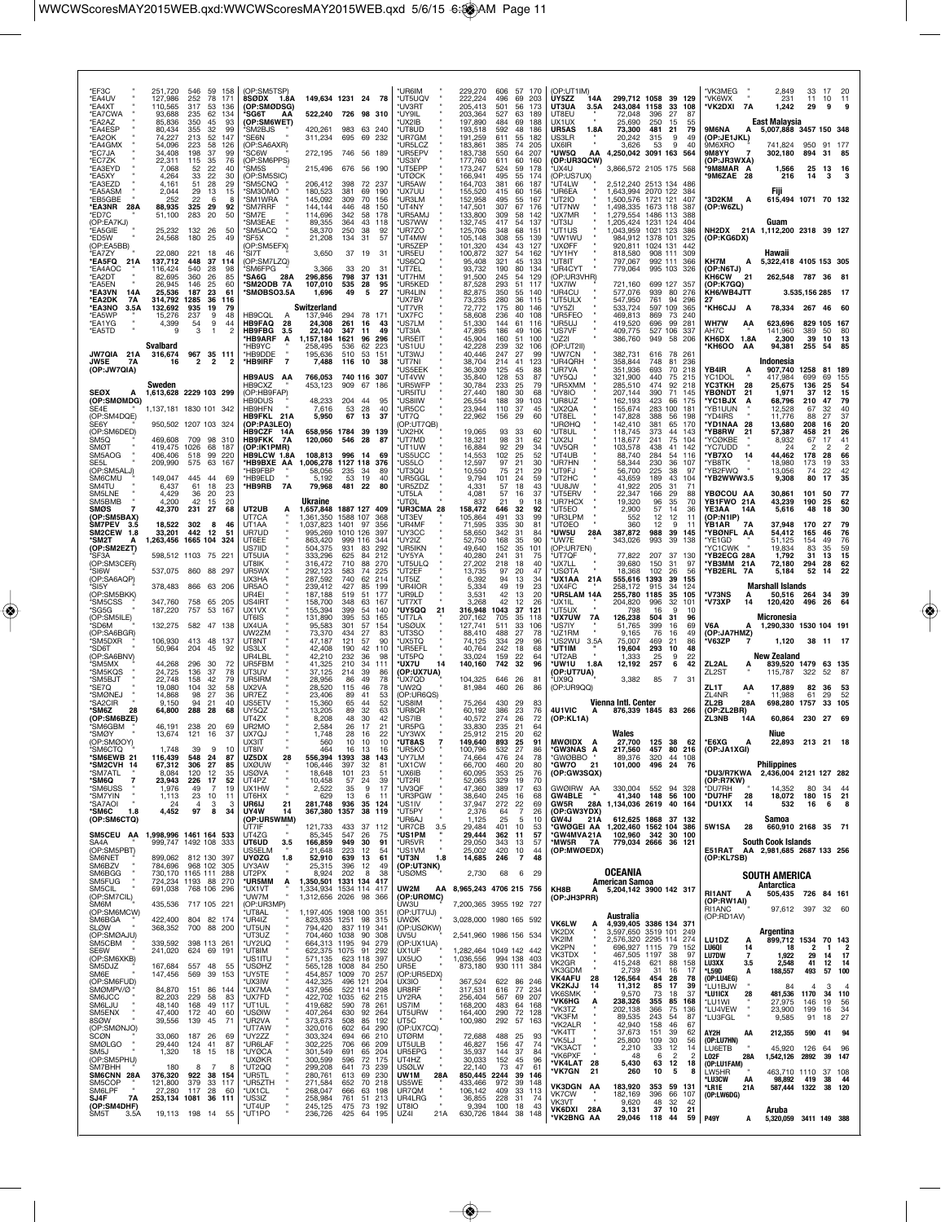*EF3C " 251,720 546 59 158
*EA4UV " 127,986 252 78 171
*EA4XT " 110,565 317 53 136
*EA7CWA " 93,688 235 62 134
*EA2AZ " 85,836 350 45 93
*EA4ESP " 80,434 355 32 99
*EA2OK " 74,227 213 52 147
*EA4GMX " 54,096 223 58 126
*EC7JA " 34,408 198 37 99
*EC7ZK " 22,311 115 35 76
*EA3EYD " 7,068 52 22 40
*EA5XY " 4,264 33 22 30
*EA3EZD " 4,161 51 28 29
*EA5ASM " 2,044 29 13 15
*EB5GBE " 252 22 6 8
*EA3NR 28A 88,935 325 29 92
*ED7C " 51,100 283 20 50
(OP:EA7KJ)
*EA5GIE " 25,232 132 26 50
*ED5W " 24,568 180 25 49
(OP:EA5BB)
*EA7ZY " 22,080 221 18 46
*EA5FQ 21A 137,712 448 37 114
*EA4AOC " 116,424 540 28 98
*EA2DT " 82,695 360 26 85
*EA5EN " 26,945 146 25 60
*EA3VN 14A 25,536 187 23 61
*EA2DK 7A 314,792 1285 36 116
*EA3NO 3.5A 132,692 935 19 79
*EA5WP " 15,276 237 9 48
*EA1YG " 4,399 54 9 44
*EA5TD " 9 3 1 2

## Svalbard

JW7QIA 21A 316,674 967 35 111
JW5E 7A 16 2 2 2
(OP:JW7QIA)

## Sweden

SEØX A 1,613,628 2229 103 299
(OP:SMØMDG)
SE4E " 1,137,181 1830 101 342
(OP:SM4DQE)
SE6Y " 950,502 1207 103 324
(OP:SM6DED)
SM5Q " 469,608 709 98 310
SMØT " 419,475 1026 68 187
SM5AOG " 406,406 518 99 220
SE5L " 209,990 575 63 167
(OP:SM5ALJ)
SM6CMU " 149,047 445 44 69
SM4TU " 6,437 61 18 23
SM5LNE " 4,429 36 20 23
SM5EMB " 4,200 42 15 20
SMØS 7 42,370 231 27 68
(OP:SMØBAX)
SM7PEV 3.5 18,522 302 8 46
SM2CEW 1.8 33,201 442 12 51
*SM2T A 1,263,456 1665 104 324
(OP:SM2EZT)
*SF3A " 598,512 1103 75 221
(OP:SM3CER)
*SI6W " 537,075 860 88 297
(OP:SA6AQP)
*SI5Y " 378,483 866 63 206
(OP:SM5BKK)
*SM5CSS " 347,760 758 65 205
*SG5G " 187,220 757 53 167
(OP:SM5ILE)
*SD6M " 132,275 582 47 138
(OP:SA6BGR)
*SM5DXR " 106,930 413 48 137
*SD6T " 50,964 204 45 92
(OP:SA6BNV)
*SM5MX " 44,268 296 30 72
*SM5KQS " 24,725 136 37 78
*SM5BJT " 22,748 158 42 79
*SE7Q " 19,080 104 32 58
*SMØNEJ " 14,868 98 27 36
*SA2CIR " 9,150 94 21 40
*SM6Z 28 64,800 288 28 68
(OP:SM6BZE)
*SM6GBM " 46,191 238 20 69
*SMØY " 13,674 121 16 37
(OP:SMØOY)
*SM6CTQ " 1,748 39 9 10
*SM6EWB 21 116,439 548 24 87
*SM2CVH 14 67,312 306 27 85
*SM7ATL " 8,084 120 12 35
*SM6Q 7 23,943 226 17 52
*SM6USS " 1,976 49 7 19
*SM7YIN " 1,113 23 10 11
*SA7AOI " 24 4 3 3
*SM6C 1.8 4,452 97 8 34
(OP:SM6CTQ)

SM5CEU AA 1,998,996 1461 164 533
SA4A " 999,747 1492 108 333
(OP:SM5PBT)
SM6NET " 899,062 812 130 397
SM6BZV " 784,696 968 102 305
SM6BGG " 730,170 1165 111 288
SM5FUG " 724,234 1193 88 270
SM5CIL " 691,038 768 106 296
(OP:SM7CIL)
SM6M " 435,536 717 105 221
(OP:SM6MCW)
SM6BGA " 422,400 804 82 174
SLØW " 368,352 700 88 200
(OP:SMØAJU)
SM5CBN " 339,592 398 113 261
SE6W " 241,020 624 69 191
(OP:SM6XKB)
SM5DJZ " 167,684 557 48 55
SM6E " 147,456 569 39 153
(OP:SM6FUD)
SMØMPV " 84,870 151 86 144
SM6JCC " 82,203 229 58 83
SM6BLJ " 48,140 168 49 117
SM5ENX " 47,400 172 40 60
8SØW " 39,556 139 45 71
(OP:SMØNJO)
SCØN " 33,060 187 26 69
SMØLGO " 29,440 124 41 87
SM5J " 1,320 18 15 18
(OP:SM5PHU)
SM7BHH " 180 8 7 8
SM6CNN 28A 376,320 922 38 154
SM5COP " 121,800 379 33 117
SM6LPF " 27,280 117 28 60
SJ4F 7A 253,134 1081 36 111
(OP:SM4DHF)
SM5T 3.5A 19,113 198 14 55
(OP:SM5TSP)
8SØDX 1.8A 149,634 1231 24 78
(OP:SMØDSG)
*SG6T AA 522,240 726 98 310
(OP:SM6EWET)
*SM2BJS " 420,261 983 63 240
*SE6N " 311,234 695 69 232
(OP:SA6AXR)
*SC6W " 272,195 746 56 189
(OP:SM6PPS)
*SM5S " 215,496 676 56 190
(OP:SM5SIC)
*SM5CNQ " 206,412 398 72 237
*SM3OMO " 180,523 381 69 190
*SM1WRA " 145,092 309 70 156
*SM7RRF " 144,144 446 48 150
*SM7E " 114,696 342 58 178
*SM3EAE " 89,355 364 43 118
*SM5ACQ " 58,370 250 38 92
*SF5X " 21,208 134 31 57
(OP:SM5EFX)
*SI7T " 3,650 37 19 31
(OP:SM7LZQ)
*SM6FPG " 3,366 33 20 31
*SA6G 28A 296,856 798 37 131
*SM2ODB 7A 107,010 535 28 95
*SMØBSO 3.5A 1,696 49 5 27

## Switzerland

HB9CQL A 137,946 294 78 171
HB9FAQ 28 24,308 261 16 43
HB9FBG 3.5 22,140 347 11 49
*HB9ARF A 1,157,184 1621 96 296
*HB9YC " 258,495 536 62 223
*HB9DDE " 195,636 510 53 151
*HB9IRF 7 7,488 116 10 38

HB9AUS AA 766,053 740 116 307
HB9CXZ " 453,123 909 67 186
(OP:HB9FAP)
HB9DUS " 48,233 204 44 95
HB9HFN " 7,616 53 28 40
HB9FKL 21A 5,950 67 13 37
(OP:PA3LEO)
HB9CZF 14A 658,956 1784 39 139
HB9FKK 7A 120,060 546 28 87
(OP:IK1PMR)
HB9LCW 1.8A 108,813 996 14 69
*HB9BXE AA 1,006,278 1127 118 376
*HB9FBP " 58,056 235 34 89
*HB9ELD " 5,192 53 19 40
*HB9RB 7A 79,968 481 22 80

## Ukraine

UT2UB A 1,657,848 1887 127 409
UT7CA " 1,361,350 1588 107 368
UT1AA " 1,037,823 1401 97 356
UR7UD " 995,269 1010 126 397
UT6EE " 863,420 999 116 344
US7IID " 504,375 931 83 292
UT5UIA " 333,296 625 84 212
UT8IK " 316,472 710 88 270
UR5WX " 292,123 583 74 225
UX2HA " 287,592 740 62 214
UR5AO " 239,412 427 85 199
UR4EI " 187,188 519 51 177
US4IRT " 158,700 348 63 167
UX1VX " 155,394 399 54 140
UT6IS " 131,890 395 53 165
UX4UA " 95,583 230 57 154
UW2ZM " 73,370 434 27 83
UT8NT " 47,187 121 57 90
US3LX " 42,408 190 42 110
UR4LBL " 42,210 232 36 98
UR5FBM " 41,325 210 34 111
UT3UV " 37,125 214 39 86
UR5IRM " 28,956 86 49 78
UX2VA " 28,520 115 46 78
UR7EZ " 23,406 89 41 53
US5ETV " 15,360 65 44 52
UY5QZ " 13,205 89 32 63
UT4ZX " 8,208 48 30 42
UR2MO " 2,584 26 17 21
UX7QJ " 1,748 28 16 22
UX3IT " 560 10 10 10
UT8IV " 464 16 13 16
UZ5DX 28 556,394 1393 38 143
UX0UW " 106,446 397 32 81
US0VA " 18,648 101 23 25
UT4PZ " 10,458 57 24 39
UX1HW " 2,522 35 9 17
UT6HX " 629 13 6 11
UR6IJ 21 281,748 936 35 124
UY4W 14 367,380 1357 38 119
(OP:UR5WMM)
UT7IF " 121,733 433 37 112
UT4ZG " 85,345 547 26 75
UT6UD 3.5 166,859 949 30 91
US5ELM " 21,648 223 12 54
UYØZG 1.8 52,910 639 13 61
UY3AW " 25,315 396 12 49
UT2PX " 8,924 202 8 38
*UR5MM A 1,350,501 1331 134 417
*UX1VT " 1,334,934 1534 114 417
*UW7M " 1,312,656 2026 98 366
(OP:UR3MP)
*UT8AL " 1,197,405 1908 100 351
*UR4IZ " 823,935 1251 98 315
*UT5UN " 794,420 837 119 341
*UT3UZ " 704,460 1038 90 308
*UY2UQ " 664,313 1195 94 279
*UT8IM " 622,375 1075 91 292
*US1ITU " 571,135 623 118 397
*USØIW " 565,128 1008 84 250
*UY5TE " 454,857 1009 70 257
*UX3IW " 442,395 496 121 204
*UX7MA " 437,956 522 114 298
*UX7FD " 422,702 1035 62 215
*UT1UL " 419,682 590 78 261
*US6IW " 418,640 630 92 260
*UR2VA " 373,673 508 85 192
*UT7AW " 320,016 602 64 200
*UY2ZZ " 303,324 694 66 210
*UR6LAF " 302,225 706 66 209
*UYØCA " 301,549 691 65 204
*UXØKR " 300,599 596 72 175
*UT2QQ " 299,208 641 73 239
*UR5TL " 280,761 613 69 230
*UR5ZTH " 271,584 652 70 218
*UX1CL " 268,047 666 63 198
*US3IZ " 258,984 761 51 213
*UT4UP " 245,125 475 73 192
*UT1PO " 236,726 425 64 195
*UR6IM " 229,270 606 57 170
*UT5UQV " 222,224 496 69 203
*UV3RT " 205,413 501 56 173
*UY9IL " 203,364 527 63 189
*UX2IB " 197,890 484 69 188
*UT8UD " 193,518 592 48 186
*UR7GM " 191,259 611 55 182
*UR5LCZ " 183,861 385 74 205
*UR5EPV " 183,738 550 64 207
*US3IY " 177,760 611 60 160
*UT5EPP " 173,247 524 59 178
*UTØCK " 166,941 495 55 174
*UR5AW " 164,703 381 66 187
*UX7UU " 155,520 415 60 156
*UR3LM " 152,958 495 55 167
*UT4NY " 147,501 307 67 176
*UR5AMJ " 133,800 309 58 142
*US7WW " 132,745 417 54 137
*UR7ZO " 125,706 348 68 151
*UT4MW " 105,148 308 55 139
*UR5ZEP " 101,320 434 43 127
*UR5EU " 100,872 327 54 162
*US6CQ " 95,408 321 45 133
*UT7EL " 93,732 190 80 134
*UT7HM " 91,500 245 54 129
*UR5KED " 87,528 293 51 117
*UR4LIN " 82,875 350 55 140
*UX7BV " 73,235 280 36 115
*UT7VR " 72,772 175 80 146
*UX7FC " 58,608 236 40 108
*US7LM " 51,330 144 61 116
*UT3IA " 47,895 186 46 106
*UR5EIT " 45,904 160 51 100
*US1UU " 42,228 239 32 106
*UT3WJ " 40,446 247 27 99
*UT7NI " 38,704 214 41 123
*US5EEK " 36,309 125 45 88
*UT4VW " 35,840 128 53 87
*UR5WFP " 30,784 233 25 79
*UR5ITU " 27,440 180 30 68
*US8IW " 26,554 188 39 103
*UR5CC " 23,944 110 37 45
*UT7Q " 22,962 156 29 60
(OP:UT7QF)
*UX2HX " 19,065 93 33 60
*UT7MD " 18,321 98 31 62
*UT1UW " 16,884 92 29 34
*US5UCC " 14,553 102 25 52
*US5LO " 12,597 97 21 30
*UT3QU " 10,560 75 21 29
*UR5GGL " 9,794 101 24 59
*UR5ZDZ " 4,331 57 18 43
*UT5LA " 4,081 57 16 37
*UTØL " 837 21 9 18
*UR3CMA 28 158,472 646 32 92
*UT3EV " 105,864 491 33 99
*UR4MF " 71,595 335 30 81
*UY3CC " 58,650 342 31 84
*UY2IZ " 52,750 168 35 90
*UR5IKN " 49,640 152 35 101
*UY7VA " 40,280 241 31 75
*UT5ULQ " 27,202 218 18 40
*UT2EF " 13,735 97 20 47
*UT5IZ " 6,392 94 13 34
*UR4IOR " 5,334 49 19 23
*UR9LD " 3,531 42 13 20
*UT7XT " 3,268 42 12 26
*UY5QQ 21 316,948 1043 37 121
*UT7LA " 207,162 705 35 118
*USØUX " 127,741 511 33 106
*UT3SO " 88,410 488 27 78
*UX5TQ " 74,125 334 29 96
*UR5EFL " 40,764 242 18 68
*UT5PQ " 33,024 159 22 64
*UX7U 14 140,160 742 32 96
(OP:UX7UA)
*UX7QD " 104,325 646 26 81
*UW2Q " 91,984 460 26 86
(OP:UR6QS)
*US8IM " 75,264 430 29 83
*UR8QR " 60,192 386 23 76
*US7IB " 40,572 274 26 72
*UR5PG " 33,830 235 21 64
*UY3WX " 25,912 215 20 62
*UT8AS 7 149,640 893 25 91
*UR5KO " 100,796 532 27 86
*UY7LM " 74,664 476 24 78
*UX1CW " 66,700 460 20 80
*UX6IB " 60,095 353 25 70
*UT2RI " 52,065 329 19 70
*UV3QF " 47,360 389 17 63
*UR5FGW " 38,640 245 16 68
*US1IV " 37,947 272 22 69
*UT5PY " 2,376 64 7 26
*UR6AJ " 1,125 25 5 10
*UR7CB 3.5 29,484 401 10 53
*US1PM " 29,442 362 11 57
*UR5VR " 29,050 343 13 57
*UT5URW " 25,002 420 10 44
*UT3N 1.8 14,685 246 7 48
(OP:UT3NK)
*USØMS " 2,730 68 6 29

UW2M AA 8,965,243 4706 215 756
(OP:URØMC)
UW3U " 7,200,365 3955 192 727
(OP:UT7UJ)
UWØK " 3,028,000 1980 165 592
(OP:USØKW)
UV5U " 2,541,960 1986 156 534
(OP:UX1UA)
UX1UF " 1,282,464 1049 142 442
UX5UO " 1,036,556 994 138 403
UR5E " 873,180 930 111 384
(OP:UR5EDX)
UX3IO " 367,524 622 86 246
UR8RF " 317,531 616 77 234
UY2RA " 256,404 567 69 207
US7IM " 168,200 483 64 168
USØIW " 164,400 290 72 128
UT5C " 100,980 292 57 163
(OP:UX7QC)
UTØRM " 72,688 488 25 93
UT5ULB " 46,827 156 47 74
UR5EPG " 45,937 144 37 84
UT4HZ " 30,003 152 45 96
USØLW " 22,140 73 47 61
UW1M 28A 850,445 2244 39 146
US5WE " 433,466 972 39 148
UR7QM " 106,142 409 33 110
UR4LRG " 46,855 228 31 74
UT8IO " 9,394 101 30 43
UZ4I 21A 630,726 1844 38 148
(OP:UT1IM)
UY5ZZ 14A 299,712 1058 39 129
UT3UA 3.5A 243,084 1158 33 108
UT8EU " 72,048 396 27 87
UX1UX " 25,690 250 15 55
UR5AS 1.8A 73,300 481 21 79
US3LR " 20,242 315 9 49
UX6IR " 3,626 53 9 40
*UW5Q AA 4,250,042 3091 163 564
(OP:UR3QCW)
*UX4U " 3,866,572 2105 175 568
(OP:US7UX)
*UT4LW " 2,512,240 2513 134 486
*UR6EA " 1,643,994 2070 122 384
*UT2IO " 1,500,576 1721 121 407
*UT7NW " 1,498,335 1673 118 387
*UX7MR " 1,279,554 1486 113 388
*UT3IJ " 1,205,424 1231 124 404
*UT1US " 1,043,959 1021 123 386
*UW1WU " 984,912 1378 101 325
*UXØFF " 920,811 1024 131 442
*UY1HY " 818,580 908 111 309
*UT8IT " 797,067 992 111 366
*UR4CYT " 779,064 995 103 326
(OP:UR3VHR)
*UX7W " 721,160 699 127 357
*UR4CU " 577,076 939 80 276
*UT5ULX " 547,950 761 94 296
*UY5ZI " 533,724 597 109 365
*UR5FEO " 469,813 869 73 240
*UR5UJ " 419,520 696 99 281
*US7VF " 409,775 527 106 337
*UZ2I " 386,760 949 58 206
(OP:UT2II)
*UW7CN " 382,731 616 78 261
*UR4QRH " 358,844 748 81 236
*UR7VA " 351,936 693 70 218
*UY5QJ " 321,900 440 75 215
*UR5XMM " 285,510 474 92 218
*UY8IO " 207,144 390 71 145
*UR8UZ " 162,193 423 66 175
*UX2QA " 155,674 283 100 181
*UT8EL " 147,828 388 56 198
*URØHQ " 142,410 381 65 170
*UT8UL " 118,745 373 44 143
*UX2IJ " 118,677 241 75 104
*UV5QR " 103,578 438 41 142
*UT4UB " 88,740 284 54 116
*UR7HN " 58,344 230 36 107
*UT9FJ " 56,700 225 38 97
*UT2HC " 43,659 189 43 104
*UU8JW " 41,922 205 31 71
*UT5ERV " 22,347 166 29 88
*UR7HCX " 19,320 96 35 70
*UT5EO " 2,900 57 14 36
*UR3LPM " 552 12 12 11
*UTØEO " 360 12 9 11
*UW5U 28A 387,872 988 39 145
*UW7E " 343,026 993 39 138
(OP:UR7EN)
*UT7QF " 77,822 207 37 130
*UX7LL " 39,680 150 31 97
*USØTA " 18,368 102 26 56
*UX1AA 21A 555,616 1393 39 155
*UX4FC " 258,172 915 34 124
*UR5LAM 14A 255,780 1185 35 105
*UX1IL " 204,820 996 32 101
*UT5UX " 798 16 9 10
*UX7UW 7A 126,238 504 31 96
*US7IY " 51,765 399 16 69
*UZ1RM " 9,165 76 16 49
*US2WU 3.5A 75,007 469 21 86
*UT1IM " 19,604 293 10 48
*UT2AB " 1,333 25 9 22
*UW1U 1.8A 12,192 257 6 42
(OP:UT1UA)
*UX9Q " 3,382 85 7 31
(OP:UR9QQ)

## Vienna Intl. Center

4U1VIC A 876,339 1845 83 266
(OP:KL1A)

## Wales

MWØIDX A 27,700 125 38 62
*GW3NAS A 217,560 457 80 216
*GWØBBO " 89,376 320 44 108
*GW7O 21 101,000 496 24 76
(OP:GW3SQX)
GWØIRW AA 330,004 552 94 328
GW4BLE " 41,340 148 56 100
GW5R 28A 1,134,036 2619 40 164
(OP:GW3YDX)
GW4J 21A 612,625 1868 37 132
*GWØGEI AA 1,202,460 1562 104 386
*GW4WVA 21A 102,960 342 30 100
*MW5R 7A 779,034 2666 36 121
(OP:MWØEDX)

# OCEANIA

## American Samoa

KH8B A 5,204,142 3900 142 317
(OP:JH3PRR)

## Australia

VK6LW A 4,939,405 3386 134 371
VK2DX " 3,597,650 3519 101 249
VK2IM " 2,576,320 2295 114 274
VK2PN " 696,927 1115 79 152
VK3TDX " 467,505 1197 38 97
VK2GR " 415,248 621 88 158
VK3GDM " 2,739 31 16 17
VK2HM 28 126,564 454 28 78
VK2KJJ 14 11,312 85 17 39
*VK6HG A 238,236 855 65 78
*VK3ACT " 2,210 33 12 14
*VK6SMK " 9,570 73 18 37
*VK3ZT " 202,138 366 75 136
*VK3FM " 89,535 243 54 87
*VK2ALR " 42,940 158 46 67
*VK4TT " 37,673 151 39 62
*VK5LJ " 25,800 109 30 56
*VK6PXF " 48 6 2 2
*VK4LAT 28 5,430 63 12 18
*VK7GN 21 260 10 5 8
VK3DGN AA 183,920 353 59 131
VK7CW " 182,169 396 66 107
VK3VT " 9,620 48 32 42
VK6DXI 28A 3,131 37 10 21
*VK2BNG AA 29,046 118 44 59
*VK3MEG " 2,849 33 17 20
*VK6WX " 231 11 10 11
*VK2DXI 7A 1,242 29 9 9

## East Malaysia

9M6NA A 5,007,868 3457 150 348
(OP:JE1JKL)
9M6XRO " 741,824 950 91 177
9M8YY 7 302,180 894 31 85
(OP:JR3WXA)
*9M8MAR A 1,566 25 13 16
*9M6ZAE 28 216 14 3 3

## Fiji

*3D2KM A 615,494 1071 70 132
(OP:W6ZL)

## Guam

NH2DX 21A 1,112,200 2318 39 127
(OP:KG6DX)

## Hawaii

KH7M A 5,322,418 4105 153 305
(OP:N6TJ)
KH6CW 21 262,548 787 36 81
(OP:K7GQ)
KH6/WB4JTT 3,535,156 285 17 27
*KH6CJJ A 78,334 267 46 60
WH7W AA 623,696 829 105 167
AH7C " 141,960 389 50 80
KH6DX 1.8A 2,300 39 10 13
*KH6OO AA 94,381 255 54 85

## Indonesia

YB4IR A 907,740 1258 81 189
YC1DOL " 417,984 699 69 155
YC3TKH 28 25,675 136 25 54
YBØNDT 21 1,971 37 12 15
*YC1BJX A 68,796 210 47 79
*YB1UUN " 12,528 67 32 40
*YD4IRS " 11,776 88 27 37
*YD1NAA 28 13,680 208 16 20
*YB8RW 21 57,387 458 21 26
*YCØKBE " 8,932 67 17 41
*YC7UDD " 24 2 2 2
*YB7XO 14 44,462 178 28 66
*YB8TK " 18,980 173 19 33
*YB2FWQ " 13,056 74 22 42
*YB2WWW 3.5 9,308 80 17 35
YBØCOU AA 30,861 101 50 77
YB1FWO 21A 43,239 190 25 62
YE3AA 14A 5,616 48 18 30
(OP:N1IP)
YB1AR 7A 37,948 170 27 79
*YBØNFL AA 54,412 165 46 76
*YE1GD " 51,125 154 49 76
*YC1CWK " 19,834 83 35 59
*YB2ECG 28A 1,792 31 13 15
*YB3MM 21A 72,180 294 28 62
*YB2ERL 7A 5,184 52 14 22

## Marshall Islands

*V73NS A 50,516 264 34 39
*V73XP 14 120,420 496 26 64

## Micronesia

V6A A 1,290,330 1530 104 191
(OP:JA7HMZ)
*V63ZP 7 1,120 38 11 17

## New Zealand

ZL2AL A 839,520 1479 63 135
ZL2ST " 115,787 322 52 87
ZL1T AA 17,889 82 36 53
ZL4NR " 11,988 61 29 52
ZL2B 28A 698,280 1757 33 105
(OP:ZL2BR)
ZL3NB 14A 60,864 230 27 69

## Niue

*E6XG A 22,893 213 21 18
(OP:JA1XGI)

## Philippines

*DU3/R7KWA 2,436,004 2121 127 282
(OP:R7KW)
*DU7RH " 14,352 80 34 44
*DU7HF 28 18,072 180 15 21
*DU1XX 14 532 16 6 8

## Samoa

5W1SA 28 660,910 2168 35 71

## South Cook Islands

E51RAT AA 2,981,685 2687 133 256
(OP:KL7SB)

# SOUTH AMERICA

## Antarctica

RI1ANT A 505,435 726 84 161
(OP:RW1AI)
RI1ANC " 97,612 397 32 60
(OP:RD1AV)

## Argentina

LU1DZ A 899,712 1534 70 143
LU6QI 14 18 2 1 2
LU7DW 7 1,922 29 14 17
LU3XX 3.5 2,548 41 12 14
*L59D A 188,557 493 57 100
(OP:LU4EG)
*LU1BJW " 84 4 3 4
*LU1ICX 28 481,536 1170 34 110
*LU1WI " 27,975 146 19 56
*LU4VEW " 23,900 199 16 34
*LU3FGL " 9,585 91 18 27
AY2H AA 212,355 590 41 94
(OP:LU7HN)
LU6ETB " 45,920 126 64 96
LO2F 28A 1,542,126 2892 39 147
(OP:LU1FAM)
LW5HR " 463,710 1110 37 108
*LU3CW AA 98,892 419 38 44
*LR1E 21A 587,444 1322 38 120
(OP:LW6DG)

## Aruba

P49Y A 5,320,059 3411 149 388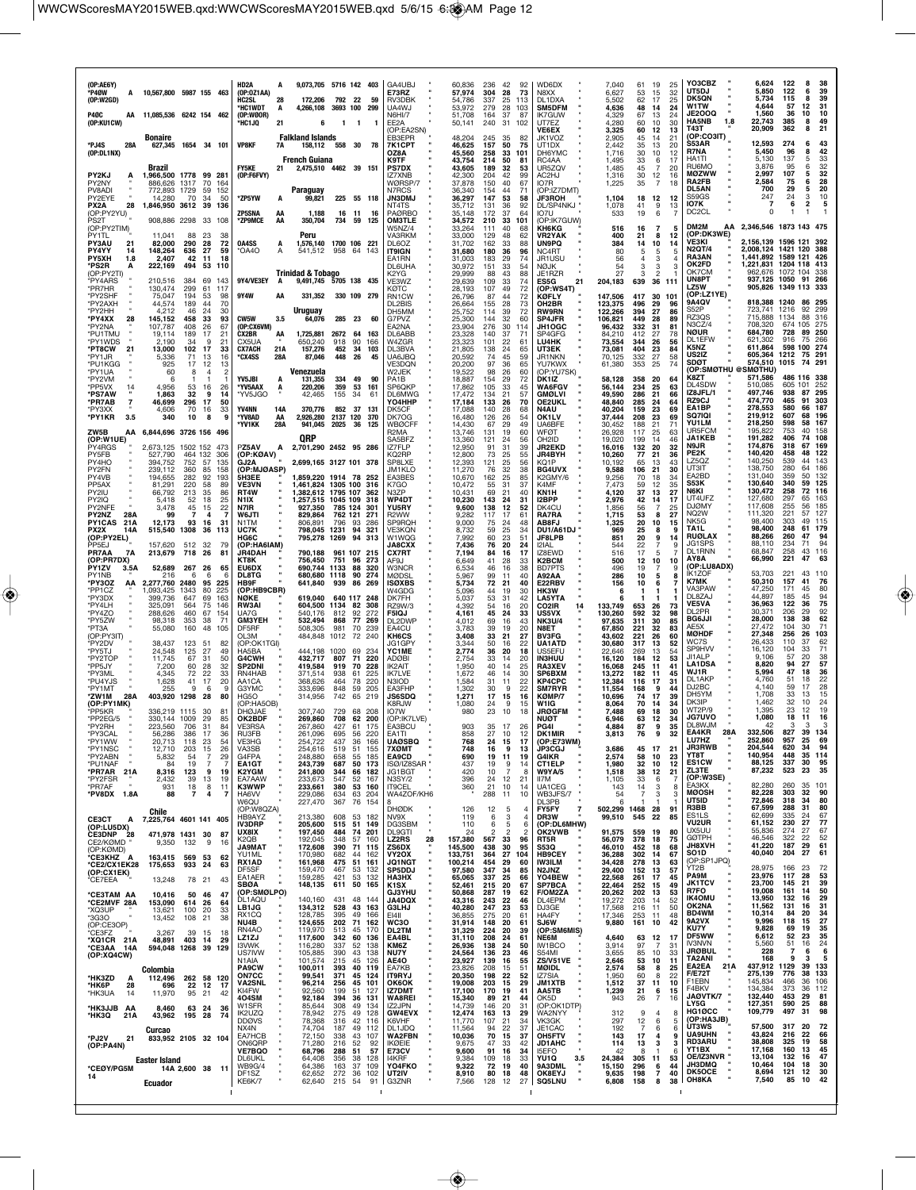(OP:AE6Y)
*P40W A 10,567,800 5987 155 463
(OP:W2GD)
P40C AA 11,085,536 6242 154 462
(OP:KU1CW)

**Bonaire**

*PJ4S 28A 627,345 1654 34 101
(OP:DL1NX)

**Brazil**

PY2KJ A 1,966,500 1778 99 281
PY2NY " 886,626 1317 70 164
PV8ADI " 772,893 1729 59 152
PY2EYE " 14,280 70 34 50
PX2A 28 1,846,950 3612 39 136
(OP:PY2YU)
PS2T " 908,886 2298 33 108
(OP:PY2TIM)
PY1TL " 11,041 88 23 38
PY3AU 21 82,000 290 28 72
PY4YY 14 148,264 636 27 59
PY5XH 1.8 2,407 42 11 18
*PS2R A 222,169 494 53 110
(OP:PY2TI)
*PY4ARS " 210,516 384 69 143
*PR7HR " 130,474 299 61 117
*PY2SHF " 75,047 194 53 98
*PY2AXH " 44,574 189 44 70
*PY2HH " 4,212 46 24 30
*PY4XX 28 145,152 458 33 93
*PY2NA " 107,787 408 26 67
*PU1TMU " 19,114 189 17 21
*PY1WDS " 2,190 34 9 21
*PT8CW 21 13,000 102 17 33
*PY1JR " 5,336 71 13 16
*PU1KGG " 925 17 12 13
*PY1UA " 60 8 4 2
*PY2VM " 6 1 1 1
*PP5VX 14 4,956 53 16 26
*PS7AW " 1,863 32 9 14
*PR7AB 7 46,699 296 17 50
*PY3XX " 4,606 70 16 33
*PY1KR 3.5 340 10 8 9

ZW5B AA 6,844,696 3726 156 496
(OP:W1UE)
PY4RGS " 2,673,125 1502 152 473
PY5FB " 527,790 464 132 306
PY4HO " 394,752 752 57 135
PY2FN " 239,112 360 85 158
PY4VB " 194,655 282 92 193
PP5AX " 81,291 220 58 89
PY2IU " 66,792 213 35 86
PY2IQ " 5,418 52 18 25
PY2NFE " 3,478 45 15 22
PY2NZ 28A 99 7 4 7
PY1CAS 21A 12,173 93 16 31
PX2X 14A 515,540 1308 36 113
(OP:PY2EL)
PP5EJ " 157,620 512 32 79
PR7AA 7A 213,679 718 26 81
(OP:PR7DX)
PY1ZV 3.5A 52,689 267 26 65
PY1NB " 216 6 6 6
PY3OZ AA 2,277,760 2480 95 225
*PP1CZ " 1,093,425 1343 80 225
*PY3DX " 399,736 647 69 163
*PY4LH " 325,091 564 75 146
*PY4ZO " 288,626 460 67 154
*PY5ZW " 98,318 353 38 71
*PT3A " 55,080 160 48 105
(OP:PY3IT)
*PY2DV " 38,437 123 51 82
*PY5TJ " 24,548 125 27 49
*PY2TOP " 11,745 67 31 50
*PP5JFA " 7,200 60 28 32
*PY3ML " 4,345 72 22 33
*PU4YJS " 1,628 41 17 20
*PY1MT " 255 9 6 9
*ZW5H 28A 403,920 1298 28 80
(OP:PY1MK)
*PP5KR " 336,219 1115 30 81
*PP2EG/5 " 330,144 1009 29 85
*PY2RH " 223,560 706 31 84
*PY3CAL " 56,286 386 17 36
*PY1WW " 20,713 118 23 54
*PY1NSC " 12,710 203 15 26
*PY2ABN " 5,832 54 7 29
*PU1NAF " 84 19 7 7
*PR7AR 21A 8,316 123 9 19
*PY2FSR " 2,432 39 13 19
*PR7AF " 931 18 8 11
*PV8DX 1.8A 88 7 4 7

**Chile**

CE3CT A 7,225,764 4601 141 405
(OP:LU5DX)
CE3DNP 28 471,978 1431 30 87
CE2/K0MD " 9,350 132 9 16
(OP:K0MD)
*CE3KHZ A 163,415 569 53 62
*CE2/CX1EK 28 175,653 933 24 63
(OP:CX1EK)
*CE7EEA " 13,248 78 21 43

*CE3TAM AA 10,416 50 46 47
*CE2MVF 28A 153,090 614 26 64
*XQ3UP " 13,621 100 20 23
*3G3O " 13,452 108 21 38
(OP:CE3OP)
*CE3FZ " 3,267 39 15 18
*XQ1CR 21A 48,891 403 14 29
*CE3AA 14A 594,048 1268 39 129
(OP:XQ4CW)

**Colombia**

*HK3ZD A 112,496 262 58 120
*HK6P 28 696 22 12 17
*HK3UA 14 11,970 95 21 42

*HK3JJB AA 8,460 63 24 36
*HK3Q 21A 43,962 195 28 74

**Curacao**

*PJ2V 21 833,952 2105 32 104
(OP:PA4N)

**Easter Island**

*CE0Y/PG5M 14A 2,600 38 11 14

**Ecuador**

HD2A A 9,073,705 5716 142 403
(OP:OZ1AA)
HC2SL 28 172,206 792 22 59
*HC1WDT A 4,266,108 3693 100 299
(OP:W0OR)
*HC1JQ 21 6 1 1 1

**Falkland Islands**

VP8KF 7A 158,112 558 30 78

**French Guiana**

FY5KE 21 2,475,510 4462 39 151
(OP:F6FVY)

**Paraguay**

*ZP5YW A 99,821 225 55 118

ZP5SNA AA 1,188 16 11 16
*ZP9MCE AA 350,704 734 59 125

**Peru**

OA4SS A 1,576,140 1700 106 221
*OA4O A 541,512 958 64 143

**Trinidad & Tobago**

9Y4/VE3EY A 9,491,745 5705 138 435

9Y4W AA 331,352 330 109 279

**Uruguay**

CW5W 3.5 64,076 285 23 60
(OP:CX6VM)
CX2BR AA 1,725,881 2672 64 163
CX5UA " 650,240 918 90 166
CX7ACH 21A 157,276 452 34 103
*CX4SS 28A 87,046 448 26 45

**Venezuela**

YV5JBI A 131,355 334 49 90
*YV5AAX " 220,206 359 53 161
*YV5JGO " 42,465 155 34 61

YV4NN 14A 370,776 852 37 131
*YV8AD AA 2,926,280 2137 120 370
*YV1KK 28A 941,045 2025 36 125

**QRP**

PZ5AV A 2,701,290 2452 95 286
(OP:K0AV)
GJ2A " 2,699,165 3127 101 378
(OP:MJ0ASP)
5H3EE " 1,859,220 1914 78 252
VE3VN " 1,461,824 1305 100 316
RT4W " 1,382,612 1795 107 362
N1IX " 1,257,515 1045 109 318
N7IR " 927,350 785 124 301
W6JTI " 829,864 762 121 271
N1TM " 806,891 796 93 286
UC7K " 798,045 1241 94 321
HG6C " 795,278 1269 94 313
(OP:HA6IAM)
JR4DAH " 790,188 961 107 215
KT8K " 756,450 751 96 273
EU6DX " 690,744 1133 88 320
DL6TG " 680,680 1118 90 274
HB9F " 641,840 939 86 269
(OP:HB9CBR)
N0KE " 619,040 640 117 248
RW3AI " 604,500 1134 82 308
UA7G " 540,176 812 92 272
GM3YEH " 532,494 868 77 269
DF5RF " 508,305 981 70 239
OL3M " 484,848 1012 72 240
(OP:OK1TGI)
HA5BA " 444,198 1020 69 234
G4CWH " 432,717 807 71 220
SP2DNI " 419,584 919 70 228
RN4HAB " 371,514 938 61 225
AA1CA " 368,626 464 78 220
G3YMC " 333,696 848 59 205
HG5O " 314,356 742 65 219
(OP:HA5OB)
DK0JAE " 307,740 729 68 208
OK2BDF " 269,860 768 62 200
VE3RSA " 267,860 427 61 175
RU3FB " 261,096 695 56 220
VE3HG " 254,722 437 36 166
VA3SB " 254,616 519 51 155
G4FPA " 248,880 658 55 185
EA1GT " 243,739 687 50 173
K2YGM " 241,800 344 66 182
EA7AAW " 233,673 547 52 167
K3WWP " 233,661 380 53 160
HA6VV " 229,086 634 63 204
W6QU " 227,407 367 76 154
(OP:W6QZA)
HB9AYZ " 213,380 608 53 182
IV3DRP " 205,600 515 51 149
UX8IX " 197,450 484 74 201
K2QB " 192,045 348 57 160
JA9MAT " 172,608 390 71 115
YU1ML " 170,980 682 44 162
RX1AD " 161,968 475 51 161
DF5SF " 159,470 467 53 132
EA1AER " 159,285 421 53 132
SB0A " 148,135 611 50 165
(OP:SM0LPO)
DL1AQU " 140,160 431 48 144
LB1JG " 134,312 528 43 163
RX1CQ " 128,785 395 49 166
NU4B " 124,655 202 71 162
RN4AO " 119,970 513 45 170
LZ1ZJ " 117,600 342 60 136
I3VWK " 116,280 337 52 128
US7IVW " 105,885 390 43 138
N1AIA " 101,574 215 45 126
PA9CW " 100,011 393 40 119
ON7CC " 99,541 377 45 124
VA2SNL " 96,214 256 45 101
KI4FW " 92,560 199 51 127
4O4SM " 92,184 394 36 131
W1SFR " 85,644 308 49 134
IK2UZQ " 78,942 275 49 128
DD0VS " 78,368 316 42 116
NX4N " 74,704 187 49 112
EA7HCB " 72,150 338 43 107
ON6QRP " 71,280 216 52 92
VE7BQO " 68,796 288 51 57
DL6UKL " 64,408 356 38 128
WB9G/4 " 64,386 163 37 109
DF1SZ " 62,652 272 36 102
KE6K/7 " 62,640 215 54 91
GA4UBJ " 60,836 236 42 92
E73RZ " 57,974 304 28 73
RV3DBK " 54,786 337 25 113
UA4WJ " 53,972 279 28 103
N6HI/7 " 51,708 164 37 87
EE2A " 50,141 240 31 102
(OP:EA2SN)
EB3EPR " 48,204 245 35 82
7K1CPT " 46,625 157 50 75
OZ8A " 45,560 258 33 101
K9TF " 43,754 214 50 81
PS7DX " 43,605 189 32 53
IZ7XNB " 42,300 204 42 99
W0RSP/7 " 37,878 150 40 67
N7RCS " 36,340 154 44 71
JN3DMJ " 36,297 147 53 58
NT4TS " 35,712 131 36 92
PA0RBO " 35,148 172 37 64
OM3TLE " 34,572 210 33 101
W5NZ/4 " 33,264 111 40 68
VA3RKM " 33,000 129 48 62
DL6OZ " 31,702 162 33 88
IT9IGN " 31,680 180 36 96
K9TF " 31,668 183 34 75
EA1RN " 31,003 183 29 74
DL6UHA " 30,972 151 33 54
K2YG " 29,999 88 43 88
VE3WZ " 29,639 109 33 74
K0TC " 28,193 107 49 72
RN1CW " 26,796 87 44 72
DL2BIS " 26,664 155 28 73
DH5MM " 25,752 114 39 72
G7PVZ " 25,300 144 32 60
EA2NA " 23,904 276 30 114
DL6ABB " 23,328 140 37 71
W4ZGR " 23,323 101 22 61
DL3BVA " 21,805 138 24 65
UA6JBQ " 20,592 74 45 59
VE3DQN " 20,200 97 36 65
W2JEK " 19,522 98 26 60
PA1B " 18,887 154 29 72
SP6CKP " 17,862 105 33 45
DL6MWG " 17,472 134 21 57
YO4HHP " 17,184 133 26 70
DK5CF " 17,088 140 28 68
DK7OG " 16,480 126 26 54
WB0CFF " 14,430 67 29 49
R2MA " 13,746 131 19 60
SA5BFZ " 13,360 121 24 56
IZ7FLP " 12,950 91 31 39
KQ2RP " 12,800 73 25 39
SP8LXE " 12,393 121 25 56
JM1KLO " 11,270 76 32 38
EA3BES " 10,670 162 25 85
K7GO " 10,472 55 31 37
N3ZP " 10,431 69 21 40
WP4DT " 10,230 143 24 31
YU5RY " 9,600 138 12 52
R2WW " 9,282 117 17 61
SP9RQH " 9,000 75 24 48
VE3KQN " 8,732 59 25 34
W1WQG " 7,992 60 23 51
JA8CXX " 7,436 76 20 24
CX7RT " 7,194 84 16 17
AF9J " 6,649 41 28 33
W3NCR " 6,534 46 16 38
M0DSL " 5,967 99 11 40
IS0XBS " 5,734 72 21 40
W4GDG " 5,096 44 19 30
DK7FH " 5,037 53 31 42
RZ9W/3 " 4,392 54 16 20
F5IQJ " 4,161 45 24 33
DL2GWP " 4,012 69 16 43
EA4CU " 3,783 39 19 20
KH6CS " 3,408 33 21 27
JG1GPY " 3,344 50 16 22
YC1ME " 2,774 36 20 18
AD0BI " 2,754 33 14 20
IK2AIT " 1,950 40 14 25
IK7LVE " 1,672 46 14 30
N3IOD " 1,584 31 11 22
EA3FHP " 1,302 30 9 22
JS6SDQ " 1,271 17 15 16
K8RJW " 1,080 24 9 15
IO7W " 980 23 10 18
(OP:IK7LVE)
EA3BCU " 903 35 17 26
EA1TI " 858 27 10 12
UA6SBQ " 768 24 15 17
7X0MT " 748 16 9 13
EA9CD " 690 19 11 19
IS0/IZ8SAR " 437 19 9 14
JG1BGT " 420 10 7 8
N3SY/2 " 396 24 12 21
IT9CEL " 360 21 10 14
WA4ZOF/KH6 " 288 11 10 8
DH0DK " 126 12 5 4
NV9X " 119 6 3 4
DG3SBM " 110 6 5 6
DL9GTI " 24 2 2 2
LZ2RS 28 157,380 567 33 96
ZS6DX " 145,500 438 30 95
VY2OX " 133,751 364 27 104
JQ1NGT " 100,214 454 29 60
SP5DDJ " 97,580 347 34 85
HA3HX " 65,065 337 25 66
K1SX " 62,451 215 20 67
GJ3YHU " 50,868 287 19 62
JA4DQX " 43,316 243 22 40
OK1HJ " 40,280 247 23 53
EI4II " 36,855 275 20 61
WC3O " 31,914 148 20 51
DL2TM " 31,329 224 20 39
EA4BL " 31,110 208 24 61
KM6Z " 26,936 138 24 50
NU7Y " 24,564 136 22 46
AE4O " 23,927 139 16 55
EA7KB " 23,826 208 15 51
IT9RYJ " 20,350 198 22 52
K6VHF " 17,770 107 21 45
JT7DMT " 17,100 170 19 41
WA8REI " 15,340 89 21 44
IZ2JPN " 14,739 106 17 36
GW4EVX " 12,474 163 13 29
IZ1DGO " 11,235 98 17 25
DL1JDQ " 11,564 94 12 29
WA2FBN " 10,036 70 15 37
IK0EIE " 9,675 47 33 42
E73CV " 9,600 48 13 32
I4KRF " 9,384 109 18 33
YO4FKO " 9,322 72 19 44
UT2IV " 8,910 80 18 48
G3ZNR " 7,566 128 12 27
WD6DX " 7,040 61 19 25
N8XX " 6,627 53 15 32
DL1DXA " 5,502 62 17 25
SM5DFM " 4,636 48 14 24
IK7GUW " 4,329 67 13 24
UT7EZ " 4,280 60 10 30
VE6EX " 3,325 60 12 13
JK1VOZ " 2,905 45 14 21
UT1DX " 2,442 35 13 20
DH6YMC " 1,716 30 10 12
RC4AA " 1,495 33 6 17
UR5ZQV " 1,485 45 7 20
AC2HJ " 1,316 30 12 16
IO7R " 1,225 35 7 18
(OP:IZ7DMT)
JF3RQH " 1,104 18 12 12
DL/SP4NKJ " 1,078 41 9 13
IO7U " 533 19 6 7
(OP:IK7GUW)
KH6KG " 516 16 7 5
VR2YAK " 400 21 8 12
UN9PQ " 384 14 10 14
NC4RT " 80 5 5 5
JR1USU " 56 4 3 4
N0JK " 54 3 3 3
JE1RZR " 27 3 2 1
ES5G 21 204,183 639 36 111
(OP:WS4T)
K0FLY " 147,506 417 30 101
OH2BR " 123,375 496 29 96
RW9RN " 122,266 394 27 86
SP4JFR " 106,821 449 28 89
JH1OGC " 96,432 332 31 81
SP4GFG " 84,210 412 27 78
LU4HK " 73,554 344 26 56
UT3EK " 73,081 404 23 84
JR1NKN " 70,125 332 27 58
YU7KWX " 61,380 353 25 74
(OP:YU7SK)
DK1IZ " 58,128 358 20 64
WA6FGV " 56,144 234 25 63
GM0LVI " 49,590 286 21 66
OE2UKL " 48,840 285 24 64
N4AU " 40,204 159 23 69
OK1LV " 37,444 208 23 69
UA6BFE " 30,452 188 21 71
WF0T " 26,928 117 25 63
OH2ID " 19,020 199 14 46
JR2EKD " 16,016 132 20 32
JR4BYH " 16,020 77 21 36
KQ1P " 10,192 65 13 43
BG4UVX " 9,588 106 21 30
K2GMY/6 " 9,256 70 18 34
K4MF " 7,473 59 12 35
KN1H " 4,120 37 13 27
I2BPP " 2,976 42 14 17
DK4CU " 1,856 56 7 25
AB8FJ " 1,325 20 10 15
DU1/A61DJ " 969 25 8 9
JF8LPB " 851 20 9 14
I2IAL " 544 22 7 9
IZ8EWD " 516 17 5 7
K2BCM " 500 12 10 10
BD7PTS " 496 19 7 9
A92AA " 286 10 5 8
E22RBV " 156 10 6 7
HK3W " 6 1 1 1
LA5YTA " 6 1 1 1
CO2IR 14 133,749 653 26 73
US5VX " 130,260 592 32 98
NK3U/4 " 97,635 311 30 85
N8ET " 67,850 221 32 83
BV3FG " 43,602 221 26 60
UA1ATD " 30,680 317 13 52
US5EFU " 22,646 269 13 54
IN3HUU " 16,120 184 12 53
RA3XEV " 16,068 245 11 41
SP6BXM " 13,272 182 11 45
KP4CPC " 12,384 116 17 31
SM7RYR " 11,556 168 9 44
K0MP/7 " 10,696 74 17 39
W1IG " 8,064 70 14 34
RW9GFM " 7,488 69 18 30
NU0T " 6,946 63 12 34
PG4I " 4,884 87 9 35
DK1MIR " 3,813 76 9 32
(OP:E73WM)
JP3CGJ " 3,686 45 17 21
G4IKR " 2,574 58 10 23
CT1ELP " 1,980 32 10 12
W9YA/5 " 1,518 38 12 21
II7M " 1,105 33 6 7
UA1CEG " 143 14 3 8
WB3JFS/7 " 54 7 3 3
DL3PB " 6 1 1 1
PY5FY 7 502,299 1468 28 91
DR3W " 99,510 545 22 85
(OP:DL6MHW)
RU3XY " 91,575 559 19 80
RT5R " 56,079 378 18 75
S53Q " 46,010 452 18 68
HB9CEY " 36,288 302 14 67
IW3ILM " 34,428 278 13 63
N2NZ " 29,400 152 13 57
YO4BEW " 22,568 261 17 45
SP7BCA " 22,464 252 15 49
F/OM2ZA " 20,262 202 13 53
DL4EPM " 19,272 203 14 52
DJ3GE " 17,568 216 11 50
HA4FY " 17,346 253 11 48
SJ6W " 9,880 161 10 42
(OP:SM6MIS)
NE6M " 4,640 63 12 17
IW1BCO " 3,914 97 7 31
S54MI " 3,655 85 10 33
ZS/VS1VE " 2,646 52 11 16
M0IDL " 2,574 58 8 25
IZ7SIA " 1,950 60 8 22
JM1XTB " 1,512 37 11 10
LA5TE " 1,239 21 6 15
OK5D " 943 26 7 16
(OP:OK1DTP)
WA2NYY " 312 9 4 8
VK3QK " 297 12 6 5
JE1CAC " 192 7 6 10
OH5FTV " 143 17 4 9
JD1AHC " 114 13 5 5
IS0EFO " 42 8 1 6
YU1O 3.5 24,385 305 11 35
9A3DML " 15,150 296 6 44
OK8EYJ " 9,635 198 7 28
SQ5LNU " 6,808 156 8 38
YO3CBZ " 6,624 122 8 38
UT5DJ " 5,850 122 6 39
DK5QN " 5,734 115 8 39
W1TW " 4,644 57 12 31
JE2OOQ " 1,560 36 10 10
HA5NB 1.8 22,743 385 8 49
T43T " 20,909 362 8 21
(OP:CO3IT)
S53AR " 12,593 274 6 43
R7NA " 5,450 96 8 42
HA1TI " 5,130 137 5 33
RU6MO " 3,876 95 6 32
M0ZWW " 2,997 107 5 32
RA2FB " 2,584 75 6 28
DL5AN " 700 29 5 20
S59GS " 247 24 3 10
IO7K " 7 6 2 5
DC2CL " 0 1 1 1

DM2M AA 2,346,546 1873 143 475
(OP:DK3WE)
VE3KI " 2,156,139 1596 121 392
N2QT/4 " 2,008,124 1421 120 388
RA3AN " 1,441,892 1589 121 426
OK2FD " 1,221,831 1204 118 413
OK7CM " 962,676 1072 104 338
UN8PT " 937,125 1050 91 266
LZ5W " 905,826 1349 113 333
(OP:LZ1YE)
9A4QV " 818,388 1240 86 295
S52P " 723,741 1216 92 299
RZ3QS " 715,888 1134 88 316
N3CZ/4 " 708,320 674 105 275
N0UR " 684,780 728 89 250
DL1EFW " 621,302 916 75 266
K5NZ " 611,864 598 100 274
US2IZ " 605,364 1212 75 291
SD0T " 574,510 1015 74 291
(OP:SM0THU @SM0THU)
K8ZT " 571,586 486 116 338
DL4SDW " 510,085 605 101 252
IZ8JFL/1 " 497,746 938 87 295
RZ9CJ " 474,770 465 91 303
EA1BP " 278,553 580 66 187
SQ7IQI " 219,912 607 68 196
YU1LM " 218,250 598 58 167
UR5FCM " 195,822 753 40 158
JA1KEB " 191,282 406 74 108
N9JR " 174,876 318 67 169
PE2K " 140,420 458 48 122
LZ5QZ " 140,250 539 44 143
UT3IT " 138,750 280 64 186
EA2BD " 131,040 359 50 132
S53K " 130,640 340 59 125
N6KI " 130,472 258 72 116
UT4UFZ " 127,680 297 65 163
DJ0MY " 117,608 255 56 185
NQ2W " 111,320 221 57 127
NK5G " 98,400 303 49 115
TA1L " 98,400 248 61 179
RU0LAX " 88,266 260 47 94
JG1SPS " 88,110 234 71 94
DL1RNN " 68,847 258 43 116
AY8A " 66,990 221 47 63
(OP:LU8ADX)
IK1ZOF " 53,703 221 43 110
K7MK " 50,310 157 41 76
VA3PAW " 47,250 171 45 80
DL8ZAJ " 44,897 185 45 94
VE5VA " 36,963 122 36 75
DL2PR " 30,371 206 29 92
BG6JJI " 28,000 138 38 62
AE5X " 27,472 104 30 71
M0HDF " 27,348 256 26 103
WC7S " 26,433 110 37 62
SP9HVV " 16,120 104 33 71
JI1ALP " 9,106 57 20 38
LA1DSA " 8,820 94 27 57
WJ1R " 5,994 47 18 36
DL1AKP " 4,760 51 18 22
DJ2BC " 4,140 59 17 28
DH5YM " 1,708 33 13 15
DK3IP " 1,462 32 10 24
WT2P/9 " 1,395 23 12 19
JG7UVO " 1,080 18 11 16
DL8WJM " 42 3 3 3
EA4KR 28A 332,506 827 39 134
LU7HZ " 252,860 952 25 69
JR3RWB " 204,544 620 34 94
YT8T " 140,954 448 35 114
ES1CW " 88,125 337 30 95
ZL3TE " 87,232 523 23 35
(OP:W3SE)
EA3KX " 82,280 260 35 101
M0OSH " 82,228 303 32 90
UT5ID " 72,846 318 34 80
R3BB " 67,599 288 31 80
ES1LS " 62,699 335 24 67
VU2UR " 61,152 230 27 77
UX5UU " 55,836 274 27 57
G0TPH " 46,546 322 22 52
JH8XVH " 41,220 187 29 61
SO1D " 40,040 204 27 61
(OP:SP1JPQ)
YT2B " 28,975 166 23 72
PA9M " 23,976 117 28 53
JK1TCV " 23,700 145 21 49
R7FO " 19,008 161 14 50
IK4OMU " 13,950 132 14 29
OK2NA " 11,562 131 16 31
BD4WM " 10,314 84 20 34
9A2VX " 9,996 118 15 27
KU7Y " 9,828 69 19 35
DF5WW " 6,612 52 23 35
IV3NVN " 5,560 51 16 24
JR0BUL " 228 7 6 6
TA2ANI " 168 9 3 5
EA2EA 21A 437,912 1129 39 133
F/E72T " 275,139 776 38 133
F1EBN " 145,834 466 36 106
F4BKV " 134,384 373 36 112
JA0VTK/7 " 132,440 453 29 81
LY5G " 127,351 590 25 88
HG10CC " 109,779 497 31 98
(OP:HA3JB)
UT3WS " 57,500 317 20 66
UA9UHN " 43,824 216 22 66
RD3ARU " 42,888 325 19 58
YT1BX " 17,168 103 16 58
OE/IZ3NVR " 13,104 132 16 47
JH3DMQ " 10,464 104 18 30
DK5OCE " 8,694 121 12 30
OH8KA " 7,540 85 10 42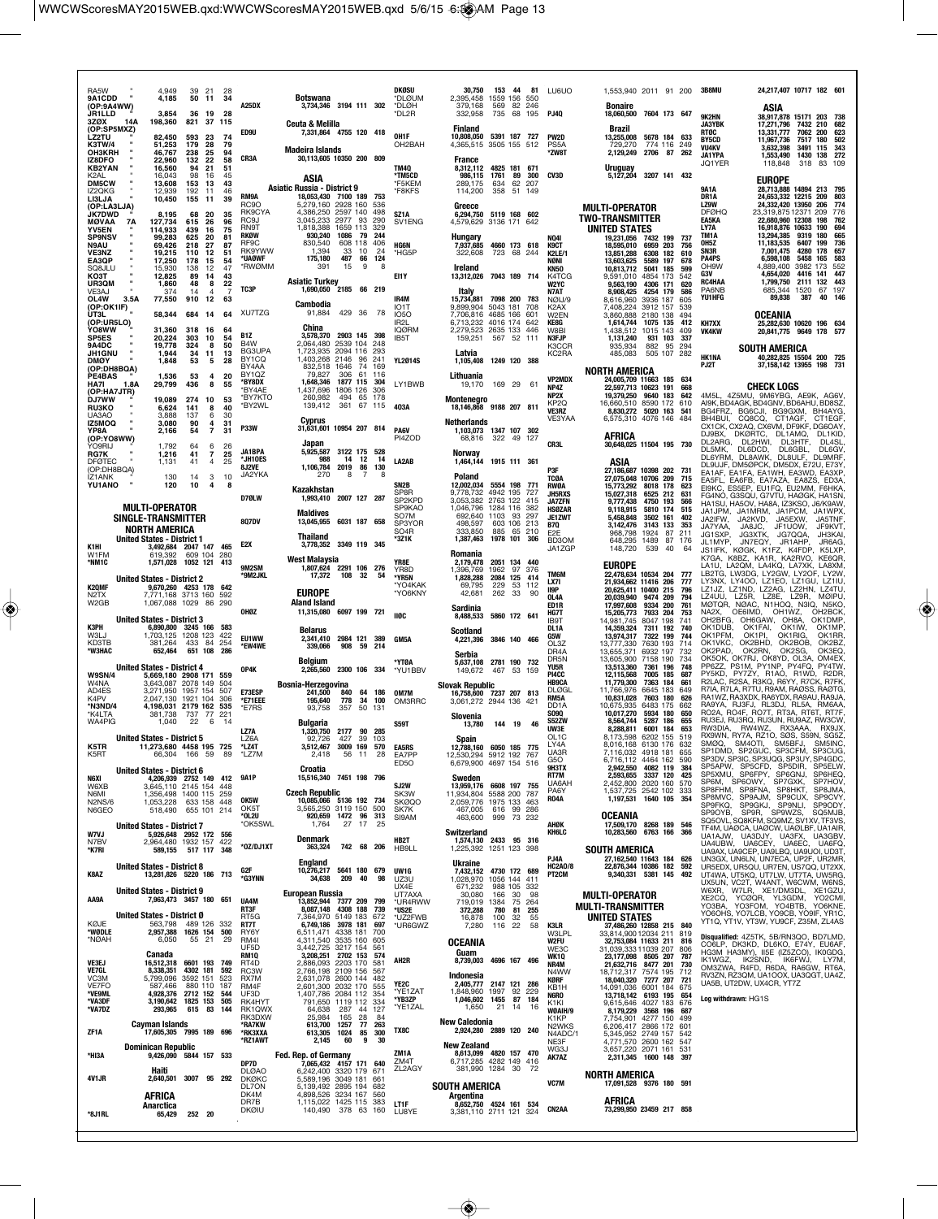RA5W " 4,949 39 21 28
9A1CDD " 4,185 50 11 34
(OP:9A4WW)
JR1LLD " 3,854 36 19 28
3ZØX 14A 198,360 821 37 115
(OP:SP5MXZ)
LZ2TU " 82,450 593 23 74
K3TW/4 " 51,253 179 28 79
OH3KRH " 46,767 238 25 94
IZ8DFO " 22,960 132 22 58
KB2YAN " 16,560 94 21 51
K2AL " 16,043 98 16 45
DM5CW " 13,608 153 13 43
IZ2QKG " 12,939 192 11 46
LI3LJA " 10,450 155 11 39
(OP:LA3LJA)
JK7DWD " 8,195 68 20 35
MØVAA 7A 127,734 615 26 96
YV5EN " 114,933 439 16 75
SP9NSV " 99,283 625 20 81
N9AU " 69,426 218 27 87
VE3NZ " 19,215 110 12 51
EA3QP " 17,250 178 15 54
SQ8JLU " 15,930 138 12 47
KO3T " 12,825 89 14 43
UR3QM " 1,860 48 8 22
VE3AJ " 374 14 4 7
OL4W 3.5A 77,550 910 12 63
(OP:OK1IF)
UT3L " 58,344 684 14 64
(OP:UR5LO)
YO8WW " 31,360 318 16 64
SP5ES " 20,224 303 10 54
9A4DC " 19,778 324 8 50
JH1GNU " 1,944 34 11 13
DMØY " 1,848 53 5 28
(OP:DH8BQA)
PE4BAS " 1,536 53 4 20
HA7I 1.8A 29,799 436 8 55
(OP:HA7JTR)
DJ7WW " 19,089 274 10 53
RU3KO " 6,624 141 8 40
UA3AO " 3,888 137 6 30
IZ5MOQ " 3,080 90 4 31
YP8A " 2,166 54 7 31
(OP:YO8WW)
YO9RIJ " 1,792 64 6 26
RG7K " 1,216 41 7 25
DFØTEC " 1,131 41 4 25
(OP:DH8BQA)
IZ1ANK " 130 14 3 10
YU1ANO " 120 10 4 8

## MULTI-OPERATOR SINGLE-TRANSMITTER

### NORTH AMERICA

**United States - District 1**
K1HI 3,492,684 2047 147 465
W1FM 619,392 609 104 280
*NM1C 1,571,028 1052 121 413

**United States - District 2**
K2QMF 9,670,260 4253 178 642
N2TX 7,771,168 3713 160 592
W2GB 1,067,088 1029 86 290

**United States - District 3**
K3PH 6,890,800 3245 166 583
W3LJ 1,703,125 1208 123 422
KD3TB 381,264 433 84 254
*W3HAC 652,464 651 108 286

**United States - District 4**
W9SN/4 5,669,180 2908 171 559
W4NA 3,643,087 2078 149 504
AD4ES 3,271,950 1957 154 507
K4PV 2,047,130 1921 104 306
*N3ND/4 4,198,031 2179 162 535
*K4LTA 381,738 737 77 221
WA4PIG 1,040 22 6 14

**United States - District 5**
K5TR 11,273,680 4458 195 725
K5RT 66,304 166 59 89

**United States - District 6**
N6XI 4,206,939 2752 149 412
W6XB 3,645,110 2145 154 448
N6MI 1,356,498 1400 115 259
N2NS/6 1,053,228 633 158 448
N6GEO 518,490 655 101 214

**United States - District 7**
W7VJ 5,926,648 2952 172 556
N7BV 2,964,480 1932 157 422
*K7RI 589,155 517 117 348

**United States - District 8**
K8AZ 13,281,826 5220 186 713

**United States - District 9**
AA9A 7,963,473 3457 180 651

**United States - District Ø**
KØJE 563,798 489 126 332
*WØDLE 2,957,388 1626 154 500
*NØAH 6,050 55 21 29

**Canada**
VE3EJ 16,512,318 6601 193 749
VE7GL 8,338,351 4302 181 592
VC3M 5,799,096 3592 151 523
VE7FO 587,466 880 110 187
*VE9ML 4,928,376 2712 152 544
*VA3DF 3,190,642 1825 153 505
*VA7DZ 293,965 615 83 144

**Cayman Islands**
ZF1A 17,605,305 7995 189 696

**Dominican Republic**
*HI3A 9,426,090 5844 157 533

**Haiti**
4V1JR 2,640,501 3007 95 292

### AFRICA

**Anarctica**
*8J1RL 65,429 252 20

**Botswana**
A25DX 3,734,346 3194 111 302

**Ceuta & Melilla**
ED9U 7,331,864 4755 120 418

**Madeira Islands**
CR3A 30,113,605 10350 200 809

### ASIA

**Asiatic Russia - District 9**
RM9A 18,053,430 7100 189 753
RC9O 5,279,160 2928 160 536
RK9CYA 4,386,250 2597 140 498
RC9J 3,045,233 2977 93 290
RN9T 1,818,388 1659 113 329
RKØW 930,240 1086 79 244
RF9C 830,540 608 118 406
RK9YWW 1,394 33 10 24
*UAØWF 175,180 487 66 124
*RWØMM 391 15 9 8

**Asiatic Turkey**
TC3P 1,690,050 2185 66 219

**Cambodia**
XU7TZG 91,884 429 36 78

**China**
B1Z 3,578,370 2903 145 398
B4W 2,064,480 2539 104 248
BG3UPA 1,723,935 2094 116 293
BY1CQ 1,403,268 2146 96 241
BY4AA 832,518 1646 74 169
BY1QZ 79,827 306 61 116
*BY8DX 1,648,346 1877 115 304
*BY4AE 1,437,696 1806 126 306
*BY7KTO 260,982 494 65 178
*BY2WL 139,412 361 67 115

**Cyprus**
P33W 31,631,601 10954 207 814

**Japan**
JA1BPA 5,925,587 3122 175 528
*JH1OES 988 14 12 14
8J2VE 1,106,784 2019 86 130
JA2YKA 270 8 7 8

**Kazakhstan**
D70LW 1,993,410 2007 127 287

**Maldives**
8Q7DV 13,045,955 6031 187 658

**Thailand**
E2X 3,778,352 3349 119 345

**West Malaysia**
9M2SM 1,807,624 2291 106 276
*9M2JKL 17,372 108 32 54

### EUROPE

**Aland Island**
OHØZ 11,315,080 6097 199 721

**Belarus**
EU1WW 2,341,410 2984 121 389
*EW4WE 339,066 908 59 214

**Belgium**
OP4K 2,265,560 2300 106 334

**Bosnia-Herzegovina**
E73ESP 241,500 840 64 186
*E71EEE 195,640 778 34 100
*E7RS 93,758 357 50 131

**Bulgaria**
LZ7A 1,320,750 2177 90 285
LZ6A 92,726 427 39 103
*LZ4T 3,512,467 3009 169 570
*LZ7M 2,418 56 11 28

**Croatia**
9A1P 15,516,340 7451 198 796

**Czech Republic**
OK5W 10,085,066 5136 192 734
OK5T 3,565,250 3119 150 500
*OL2U 920,659 1472 96 313
*OK5SWL 1,764 27 17 25

**Denmark**
*OZ/DJ1XT 363,324 742 68 206

**England**
G2F 10,276,217 5641 180 679
*G3YNN 34,638 209 40 98

**European Russia**
UA4M 13,852,944 7377 209 799
RT3F 8,087,148 4308 188 739
RT5G 7,364,970 5149 183 672
RT7T 6,749,186 3978 181 697
RY6Y 6,511,471 4338 181 700
RM4I 4,311,540 3535 160 605
UF5D 3,442,725 3217 154 561
RM1Q 3,208,251 2702 153 574
RT4D 2,886,093 2203 170 581
RC3W 2,766,198 2109 156 567
RX7M 2,631,078 2600 144 482
RM4F 2,601,300 2032 170 555
UF3D 1,407,786 2084 112 354
RK4HYT 791,650 1119 112 334
RK1QWX 64,638 287 44 127
RK3DXW 25,984 165 28 84
*RA7KW 613,700 1257 77 263
*RK3XXA 613,305 1024 85 300
*RZ1AWT 2,145 60 9 30

**Fed. Rep. of Germany**
DP7D 7,065,432 4157 171 640
DLØAO 6,242,400 3320 179 671
DKØKC 5,589,196 3049 181 661
DL7ON 5,139,492 2895 194 682
DK4M 4,898,526 3234 167 560
DR7B 1,115,022 1425 115 383
DKØIU 140,490 378 63 160
DKØSU 30,750 153 44 81
*DLØUM 2,395,458 1559 156 550
*DLØH 379,168 569 82 246
*DL2R 332,958 735 68 195

**Finland**
OH1F 10,808,050 5391 187 727
OH2BAH 4,365,515 3505 155 512

**France**
TM4Q 8,312,112 4825 181 671
*TM5CD 986,115 1761 89 300
*F5KEM 289,175 634 62 207
*F8KFS 114,200 358 51 149

**Greece**
SZ1A 6,294,750 5119 168 602
SV1ENG 4,579,629 3136 171 642

**Hungary**
HG6N 7,937,685 4660 173 618
*HG5P 322,608 723 68 244

**Ireland**
EI1Y 13,312,026 7043 189 714

**Italy**
IR4M 15,734,881 7098 200 783
IO1T 9,899,904 5043 181 708
IO5O 7,706,816 4685 166 601
IR2L 6,713,232 4016 174 642
IQØRM 2,279,523 2635 133 446
IB5T 159,251 567 52 111

**Latvia**
YL2Ø14S 1,105,408 1249 120 388

**Lithuania**
LY1BWB 19,170 169 29 61

**Montenegro**
4O3A 18,146,868 9188 207 811

**Netherlands**
PA6V 1,103,073 1347 107 302
PI4ZOD 68,816 322 49 127

**Norway**
LA2AB 1,464,144 1915 111 361

**Poland**
SN2B 12,002,034 5554 198 771
SP8R 9,778,732 4942 195 727
SP2KPD 3,053,382 2763 122 415
SP9KAO 1,046,796 1284 116 382
SO7M 692,640 1103 93 297
SP3YOR 498,597 603 106 213
SO4R 333,850 885 65 210
*3Z1K 1,387,463 1978 101 306

**Romania**
YR8E 2,179,478 2051 134 440
YR8D 1,396,769 1962 97 376
*YR5N 1,828,288 2084 125 414
*YO4KAK 69,795 229 53 112
*YO6KNY 42,681 262 33 90

**Sardinia**
IIØC 8,488,533 5860 172 641

**Scotland**
GM5A 4,221,396 3846 140 466

**Serbia**
*YTØA 5,637,108 2781 190 732
*YU1BBV 149,672 467 53 159

**Slovak Republic**
OM7M 16,758,600 7237 207 813
OM3RRC 3,061,272 2944 136 421

**Slovenia**
S59T 13,780 144 19 46

**Spain**
EA5RS 12,788,160 6050 185 775
EA7PP 12,530,294 5912 192 767
ED5O 6,679,900 4697 154 516

**Sweden**
SJ2W 13,959,176 6608 197 755
SK3W 11,934,804 5588 200 787
SKØQO 2,059,776 1975 133 463
SK7K 467,005 616 99 286
SI9AM 463,600 999 73 232

**Switzerland**
HB2T 1,574,130 2433 95 316
HB9LL 1,225,392 1251 123 398

**Ukraine**
UW1G 7,432,152 4730 172 689
UZ3U 1,028,970 1056 144 411
UX4E 671,232 988 105 323
UT7AXA 30,080 166 30 98
*UR4RWW 719,019 1384 75 264
*US2E 372,288 780 81 255
*UZ2FWB 16,878 100 32 55
*UR6GWZ 7,280 116 22 58

### OCEANIA

**Guam**
AH2R 8,739,003 4696 167 496

**Indonesia**
YE2C 2,405,777 2147 121 286
*YE1ZAT 1,848,960 1997 92 229
*YB3ZP 1,046,602 1455 87 184
*YE1ZAL 1,650 21 14 16

**New Caledonia**
TX8C 2,924,280 2889 120 240

**New Zealand**
ZM1A 8,613,099 4820 157 470
ZM4T 6,717,285 4282 149 416
ZL2AGY 381,990 1284 30 72

### SOUTH AMERICA

**Argentina**
LT1F 8,652,750 4524 161 534
LU8YE 3,381,110 2711 121 324
LU6UO 1,553,940 2011 91 200

**Bonaire**
PJ4Q 18,060,500 7604 173 647

**Brazil**
PW2D 13,255,008 5678 184 633
PS5A 729,270 774 116 249
*ZW8T 2,129,249 2706 87 262

**Uruguay**
CV3D 5,127,204 3207 141 432

## MULTI-OPERATOR TWO-TRANSMITTER

### UNITED STATES
NQ4I 19,231,056 7432 199 737
K9CT 18,595,010 6959 203 756
K2LE/1 13,851,288 6308 182 610
NØNI 13,603,625 5589 197 678
KN5O 10,813,712 5041 185 599
K4TCG 9,591,010 4854 173 542
W2YC 9,563,190 4306 171 620
N7AT 8,908,425 4254 179 586
NØIJ/9 8,616,960 3936 187 605
K2AX 7,408,224 3912 157 539
W2EN 3,860,888 2180 138 494
KE8G 1,614,744 1075 135 412
W8BI 1,438,512 1015 143 409
N3FJP 1,131,240 931 103 337
K3CCR 935,934 882 95 294
KC2RA 485,083 505 107 282

### NORTH AMERICA
VP2MDX 24,005,709 11663 185 634
NP4Z 22,597,713 10623 191 668
NP2X 19,379,250 9640 183 642
KP2Q 16,660,510 8590 172 610
VE3RZ 8,830,272 5020 163 541
VE3YAA 6,575,310 4076 146 484

### AFRICA
CR3L 30,648,025 11504 195 730

### ASIA
P3F 27,186,687 10398 202 731
TCØA 27,075,048 10706 209 715
RWØA 15,773,292 8018 178 623
JH5RXS 15,027,318 6525 212 631
JA7ZFN 9,777,438 4750 193 566
HSØZAR 9,118,915 5810 174 515
JE1ZWT 5,458,848 3502 161 402
B7Q 3,142,476 3143 133 353
E2E 968,798 1924 87 211
BD3OM 648,295 1489 87 176
JA1ZGP 148,720 539 40 64

### EUROPE
TM6M 22,478,634 10534 204 777
LX7I 21,934,662 11416 206 777
II9P 20,625,411 10400 215 796
OL4A 20,039,940 9474 209 794
ED1R 17,997,608 9334 200 761
HG7T 15,205,773 7933 204 753
IB9T 14,981,745 8047 198 741
DL1A 14,359,324 7311 192 740
G5W 13,974,317 7322 199 744
OL3Z 13,777,330 7630 193 714
DR4A 13,655,371 6932 197 732
DR5N 13,605,900 7158 190 734
YU5R 13,513,360 7361 196 748
PI4CC 12,115,568 7005 185 687
HBØCA 11,779,300 7363 184 661
DLØGL 11,766,976 6645 183 649
RM5A 10,831,028 7603 180 626
DD1A 10,675,935 6483 175 662
SO9Q 10,077,270 5934 180 650
S52ZW 8,564,744 5287 186 655
UW3E 8,288,811 6001 184 653
OL1C 8,173,598 6202 155 519
LY4A 8,016,168 6130 176 632
UA3R 7,116,032 4918 181 655
G5O 6,716,112 4464 162 590
9H3TX 2,942,550 4082 119 384
RT7M 2,593,655 3337 120 425
UA6AH 2,452,800 2020 160 570
PA6Y 1,537,725 2542 102 333
RO4A 1,197,561 1640 105 354

### OCEANIA
AHØK 17,509,170 8268 189 546
KH6LC 10,283,560 6763 166 366

### SOUTH AMERICA
PJ4A 27,162,540 11643 184 626
HC2AO/8 22,876,344 10386 182 592
PT2CM 9,340,331 5381 145 492

## MULTI-OPERATOR MULTI-TRANSMITTER

### UNITED STATES
K3LR 37,486,260 12858 215 840
W3LPL 33,814,900 12034 211 819
W2FU 32,753,084 11633 211 816
WE3C 31,039,333 11039 207 806
WK1Q 23,177,098 8505 207 787
NR4M 21,632,716 8477 201 730
N4WW 18,712,317 7574 195 712
KØRF 18,040,320 7277 207 721
KB1H 14,091,036 6001 184 675
N6RO 13,718,142 6193 195 654
K1KI 9,615,646 4027 183 676
WØAIH/9 8,179,229 3568 196 687
K1KP 7,754,901 4277 150 499
N2WKS 6,206,417 2866 172 601
N4ADC/1 5,345,952 2749 157 542
NE3F 4,771,570 2600 162 547
WG3J 3,657,220 2071 161 531
AK7AZ 2,311,345 1600 148 397

### NORTH AMERICA
VC7M 17,091,528 9376 180 591

### AFRICA
CN2AA 73,299,950 23459 217 858
3B8MU 24,217,407 10717 182 601

### ASIA
9K2HN 38,917,878 15171 203 738
JA3YBK 17,271,796 7432 210 682
RTØC 13,331,777 7062 200 623
BY5CD 11,967,736 7517 180 502
VU4KV 3,632,398 3491 115 343
JA1YPA 1,553,490 1430 138 272
JQ1YER 118,848 318 83 109

### EUROPE
9A1A 28,713,888 14894 213 795
DR1A 24,653,332 12215 209 803
LZ9W 24,332,420 13950 206 774
DFØHQ 23,319,875 12371 209 776
EA5KA 22,680,960 12308 198 762
LY7A 16,918,876 10633 190 694
TM1A 13,294,385 9319 180 665
OH5Z 11,183,535 6407 199 736
SN3R 7,001,475 4280 178 657
PA4PS 6,598,108 5458 165 583
OH9W 4,889,400 3982 173 552
G3V 4,654,020 4416 141 447
RC4HAA 1,799,750 2111 132 443
PA6NB 685,344 1520 67 197
YU1HFG 89,838 387 40 146

### OCEANIA
KH7XX 25,282,630 10620 196 634
VK4KW 20,841,775 9649 178 577

### SOUTH AMERICA
HK1NA 40,282,825 15504 200 725
PJ2T 37,158,142 13955 198 731

## CHECK LOGS

4M5L, 4Z5MU, 9M6YBG, AE9K, AG6V, AI9K, BD4AGK, BD4GNV, BD6AHU, BD8SZ, BG4FRZ, BG6CJI, BG9GXM, BH4AYG, BH4BUL, CQ8CQ, CT1AGF, CT1EGF, CX1CK, CX2AQ, CX6VM, DF9KF, DG6OAY, DJ9BX, DKØRTC, DL1AMQ, DL1KID, DL2ARG, DL2HWI, DL3HTF, DL4SL, DL5MK, DL6DCD, DL6GBL, DL6GV, DL6YRM, DL8AWK, DL8ULF, DL9MRF, DL9UJF, DM5ØPCK, DM5DX, E72U, E73Y, EA1AF, EA1FA, EA1WH, EA3WD, EA3XP, EA5FL, EA6FB, EA7AZA, EA8ZS, ED3A, EI9KC, ES5EP, EU1FQ, EU2MM, F6HKA, FG4NO, G3SQU, G7VTU, HAØGK, HA1SN, HA1SU, HA5OV, HA8A, IZ3KSO, J6/K9AW, JA1JPM, JA1MRM, JA1PCM, JA1WPX, JA2IFW, JA2KVD, JA5EXW, JA5TNF, JA7YAA, JA8JC, JF1UOW, JF9KVT, JG1SXP, JG3XTK, JG7QQA, JH3KAI, JL1MYP, JN7EQY, JR1AHP, JR6AG, JS1IFK, KØGGK, K1FZ, K4FDP, K5LXP, K7GA, K8BZ, KA1R, KA2RVO, KE6QR, LA1U, LA2QM, LA4KQ, LA7XK, LA8XM, LB2TG, LW3DG, LY2GW, LY2OF, LY2W, LY3NX, LY4OO, LZ1EO, LZ1GU, LZ1IU, LZ1JZ, LZ1ND, LZ2AG, LZ2HN, LZ4TU, LZ4UU, LZ5R, LZ8E, LZ9R, MØIPU, MØTQR, NØAC, N1HOQ, N3IQ, N5KO, NA2X, OE6IMD, OH1WZ, OH2BCK, OH2BFG, OH6GAW, OH8A, OK1DMP, OK1DUB, OK1FAI, OK1IW, OK1MP, OK1PFM, OK1PI, OK1RIG, OK1RR, OK1VKC, OK2BHD, OK2BOB, OK2BZ, OK2PAD, OK2RN, OK2SG, OK3EQ, OK5OK, OK7RJ, OK8YD, OL3A, OM4EX, PP6ZZ, PS1M, PY1NP, PY4FQ, PY4TW, PY5KD, PY7ZY, R1AO, R1WD, R2DR, R2LAC, R2SA, R3KQ, R6YY, R7CK, R7FK, R7IA, R7LA, R7TU, R9AM, RAØSS, RAØTG, RA1WZ, RA3XDX, RA6YDX, RA9AU, RA9JA, RA9YA, RJ3FJ, RL3DJ, RL5A, RM6AA, RO2A, RO4F, RO7T, RT3A, RT6T, RT7F, RU3EJ, RU3RQ, RU3UN, RU9AZ, RW3CW, RW3DIA, RW4WZ, RX3AAA, RX9JX, RX9WN, RY7A, RZ1O, S0S, S59N, SG5Z, SMØQ, SM4OTI, SM5BFJ, SM5INC, SP1DMD, SP2GUC, SP3CFM, SP3CUG, SP3DV, SP3IC, SP3UQG, SP3UY, SP4GDC, SP5APW, SP5CFD, SP5DIR, SP5ELW, SP5XMU, SP6FPY, SP6GNJ, SP6HEQ, SP6M, SP6OWY, SP7GXK, SP7HOV, SP8FHM, SP8FNA, SP8HKT, SP8JMA, SP8MVC, SP9AJM, SP9CUX, SP9CVY, SP9FKQ, SP9GKJ, SP9NLI, SP9ODY, SP9OYB, SP9R, SP9WZS, SQ5MJB, SQ5OVL, SQ8KFM, SQ9MZ, SV1XV, TF3VS, TF4M, UAØCA, UAØCW, UAØLBF, UA1AIR, UA1AJW, UA3DJY, UA3FX, UA3GBV, UA4UBW, UA6CEY, UA6EC, UA6FQ, UA9AX, UA9CEP, UA9LBQ, UA9UOI, UD3T, UN3GX, UN6LN, UN7ECA, UP2F, UR2MR, UR5EDX, UR5QU, UR7EN, US7QQ, UT2XX, UT4WA, UT5KQ, UT7LW, UT7TA, UW5RG, UX5UN, VC2T, W4ANT, W6CWM, W6NS, W6XR, W7LR, XE1/DM3DL, XE1GZU, XE2CQ, YCØQR, YL3GDM, YO2CMI, YO3BA, YO3FOM, YO4BTB, YO6KNE, YO6OHS, YO7LCB, YO9CB, YO9IF, YR1C, YT1Q, YT1V, YT3W, YU9CF, Z35M, ZL4AS

Disqualified: 4Z5TK, 5B/RN3QO, BD7LMD, CO6LP, DK3KD, DL6KO, E74Y, EU6AF, HG3M HA3MY), II5E (IZ5ZCO), IKØGDG, IK1WGZ, IK2SND, IK6FWJ, LY7M, OM3ZWA, R4FD, R6DA, RA6GW, RT6A, RV3ZN, RZ3QM, UA1OOX, UA3QGT, UA4ZJ, UA5B, UT2DW, UX4CR, YT7Z

Log withdrawn: HG1S